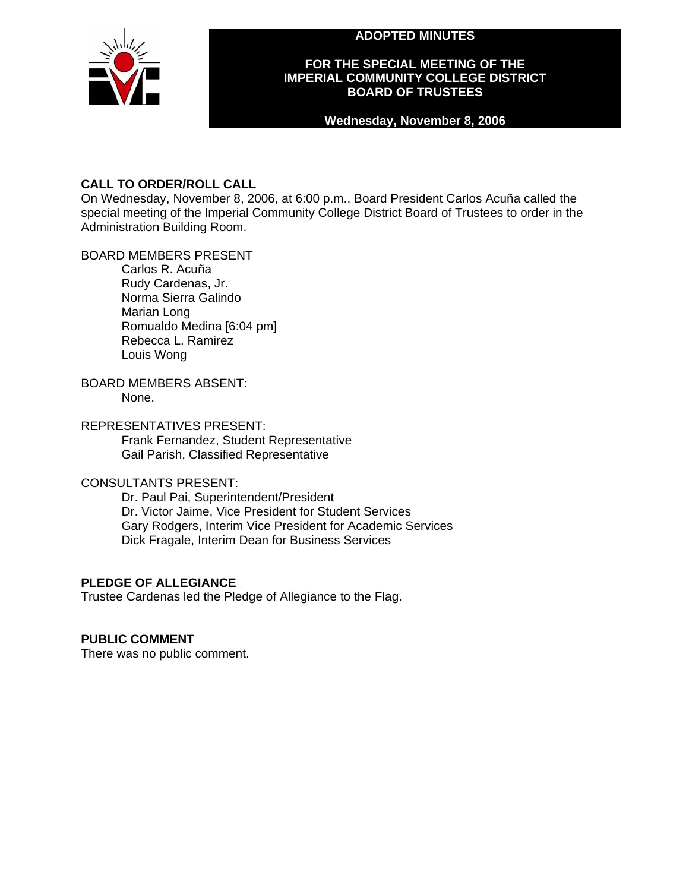# ADOPTED MINUTES

## FOR THE SPECIAL MEETING OF THE IMPERIAL COMMUNITY COLLEGE DISTRICT BOARD OF TRUSTEES

**Wednesday, November 8, 2006**

### CALL TO ORDER/ROLL CALL

On Wednesday, November 8, 2006, at 6:00 p.m., Board President Carlos Acuña called the special meeting of the Imperial Community College District Board of Trustees to order in the Administration Building Room.

BOARD MEMBERS PRESENT

- Carlos R. Acuña
- Rudy Cardenas, Jr.
- Norma Sierra Galindo
- Marian Long
- Romualdo Medina [6:04 pm]
- Rebecca L. Ramirez
- Louis Wong

BOARD MEMBERS ABSENT:

- None.

REPRESENTATIVES PRESENT:

- Frank Fernandez, Student Representative
- Gail Parish, Classified Representative

CONSULTANTS PRESENT:

- Dr. Paul Pai, Superintendent/President
- Dr. Victor Jaime, Vice President for Student Services
- Gary Rodgers, Interim Vice President for Academic Services
- Dick Fragale, Interim Dean for Business Services

### PLEDGE OF ALLEGIANCE

Trustee Cardenas led the Pledge of Allegiance to the Flag.

### PUBLIC COMMENT

There was no public comment.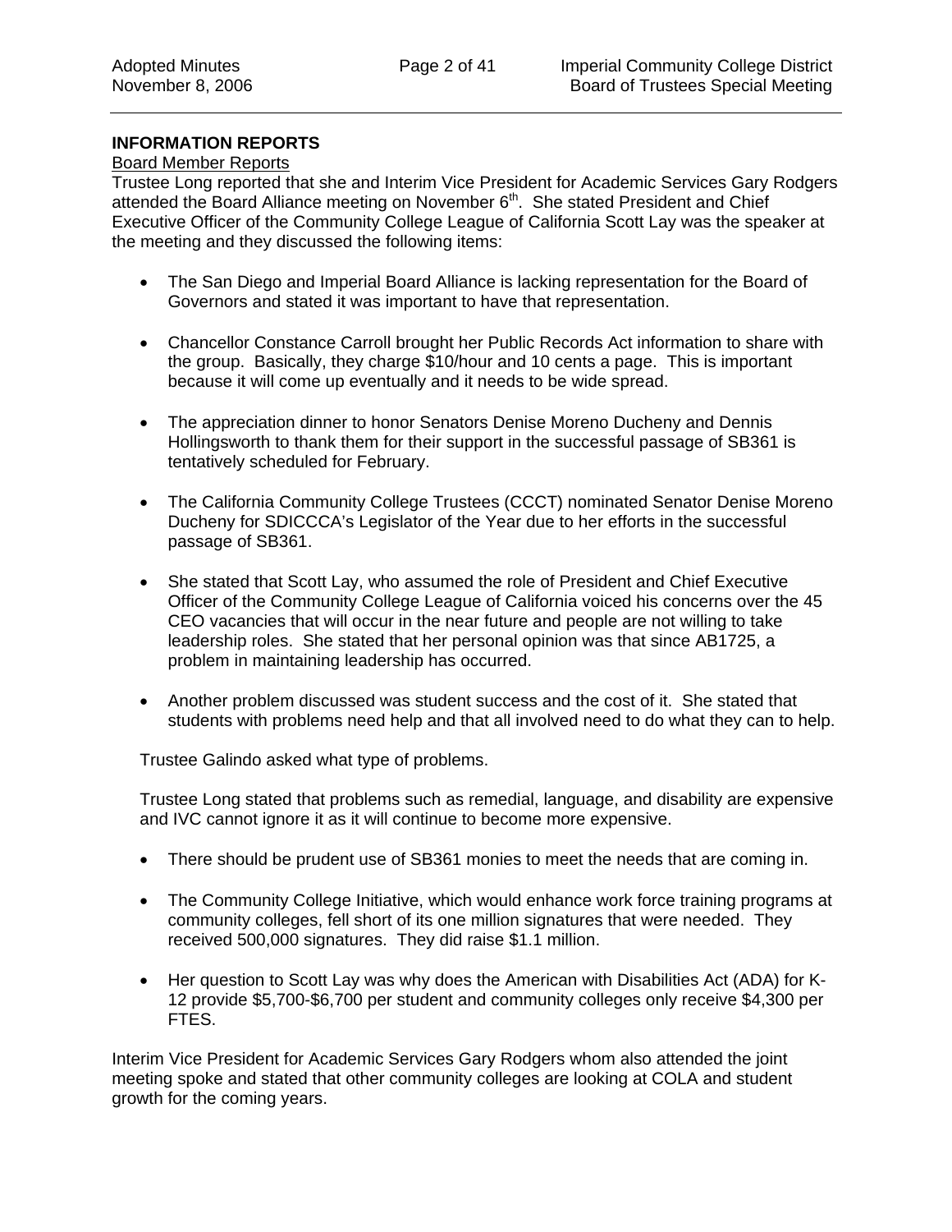**INFORMATION REPORTS**

Board Member Reports

Trustee Long reported that she and Interim Vice President for Academic Services Gary Rodgers attended the Board Alliance meeting on November 6th. She stated President and Chief Executive Officer of the Community College League of California Scott Lay was the speaker at the meeting and they discussed the following items:

- The San Diego and Imperial Board Alliance is lacking representation for the Board of Governors and stated it was important to have that representation.

- Chancellor Constance Carroll brought her Public Records Act information to share with the group. Basically, they charge $10/hour and 10 cents a page. This is important because it will come up eventually and it needs to be wide spread.

- The appreciation dinner to honor Senators Denise Moreno Ducheny and Dennis Hollingsworth to thank them for their support in the successful passage of SB361 is tentatively scheduled for February.

- The California Community College Trustees (CCCT) nominated Senator Denise Moreno Ducheny for SDICCCA's Legislator of the Year due to her efforts in the successful passage of SB361.

- She stated that Scott Lay, who assumed the role of President and Chief Executive Officer of the Community College League of California voiced his concerns over the 45 CEO vacancies that will occur in the near future and people are not willing to take leadership roles. She stated that her personal opinion was that since AB1725, a problem in maintaining leadership has occurred.

- Another problem discussed was student success and the cost of it. She stated that students with problems need help and that all involved need to do what they can to help.

  Trustee Galindo asked what type of problems.

  Trustee Long stated that problems such as remedial, language, and disability are expensive and IVC cannot ignore it as it will continue to become more expensive.

- There should be prudent use of SB361 monies to meet the needs that are coming in.

- The Community College Initiative, which would enhance work force training programs at community colleges, fell short of its one million signatures that were needed. They received 500,000 signatures. They did raise $1.1 million.

- Her question to Scott Lay was why does the American with Disabilities Act (ADA) for K-12 provide $5,700-$6,700 per student and community colleges only receive $4,300 per FTES.

Interim Vice President for Academic Services Gary Rodgers whom also attended the joint meeting spoke and stated that other community colleges are looking at COLA and student growth for the coming years.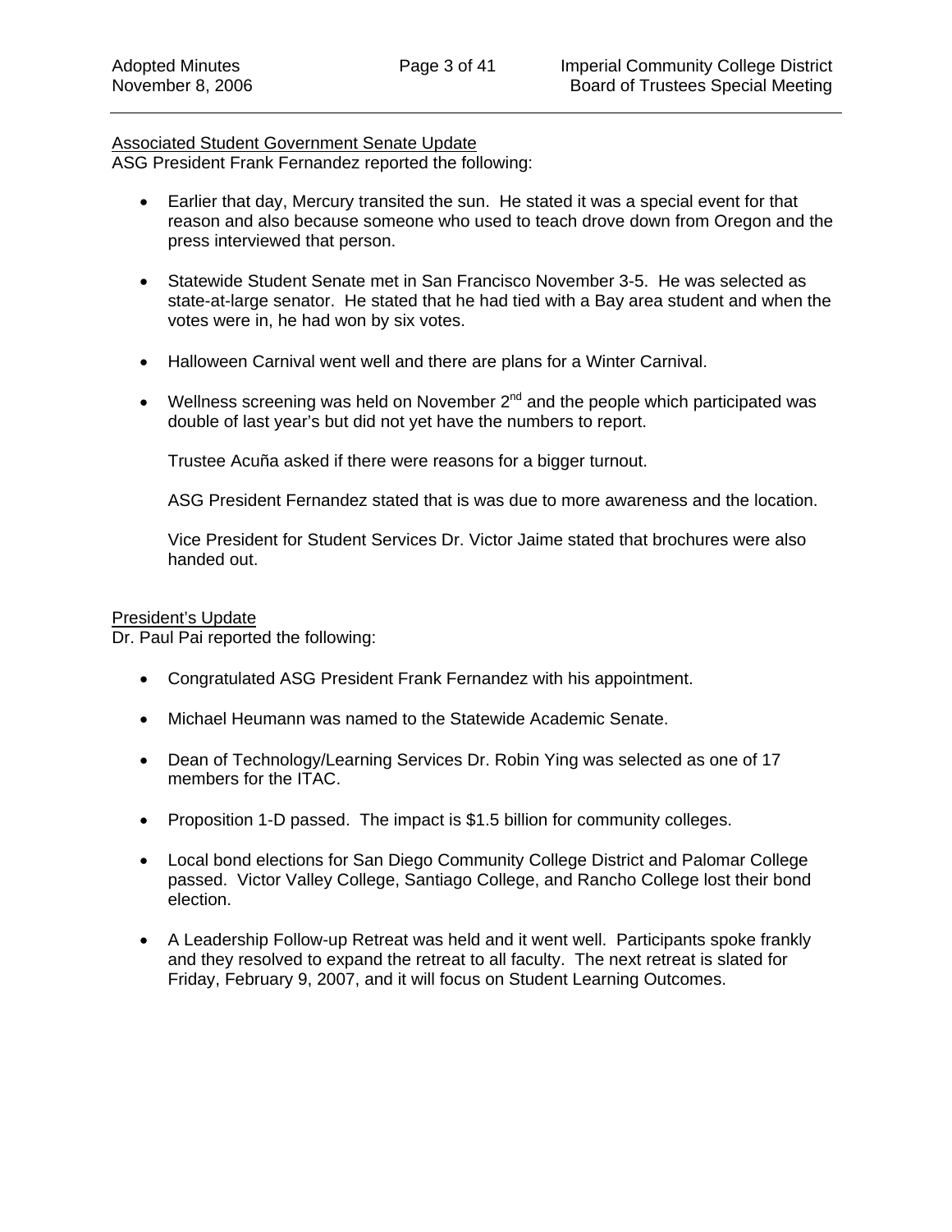Associated Student Government Senate Update

ASG President Frank Fernandez reported the following:

- Earlier that day, Mercury transited the sun. He stated it was a special event for that reason and also because someone who used to teach drove down from Oregon and the press interviewed that person.

- Statewide Student Senate met in San Francisco November 3-5. He was selected as state-at-large senator. He stated that he had tied with a Bay area student and when the votes were in, he had won by six votes.

- Halloween Carnival went well and there are plans for a Winter Carnival.

- Wellness screening was held on November 2nd and the people which participated was double of last year's but did not yet have the numbers to report.

  Trustee Acuña asked if there were reasons for a bigger turnout.

  ASG President Fernandez stated that is was due to more awareness and the location.

  Vice President for Student Services Dr. Victor Jaime stated that brochures were also handed out.

President's Update

Dr. Paul Pai reported the following:

- Congratulated ASG President Frank Fernandez with his appointment.

- Michael Heumann was named to the Statewide Academic Senate.

- Dean of Technology/Learning Services Dr. Robin Ying was selected as one of 17 members for the ITAC.

- Proposition 1-D passed. The impact is $1.5 billion for community colleges.

- Local bond elections for San Diego Community College District and Palomar College passed. Victor Valley College, Santiago College, and Rancho College lost their bond election.

- A Leadership Follow-up Retreat was held and it went well. Participants spoke frankly and they resolved to expand the retreat to all faculty. The next retreat is slated for Friday, February 9, 2007, and it will focus on Student Learning Outcomes.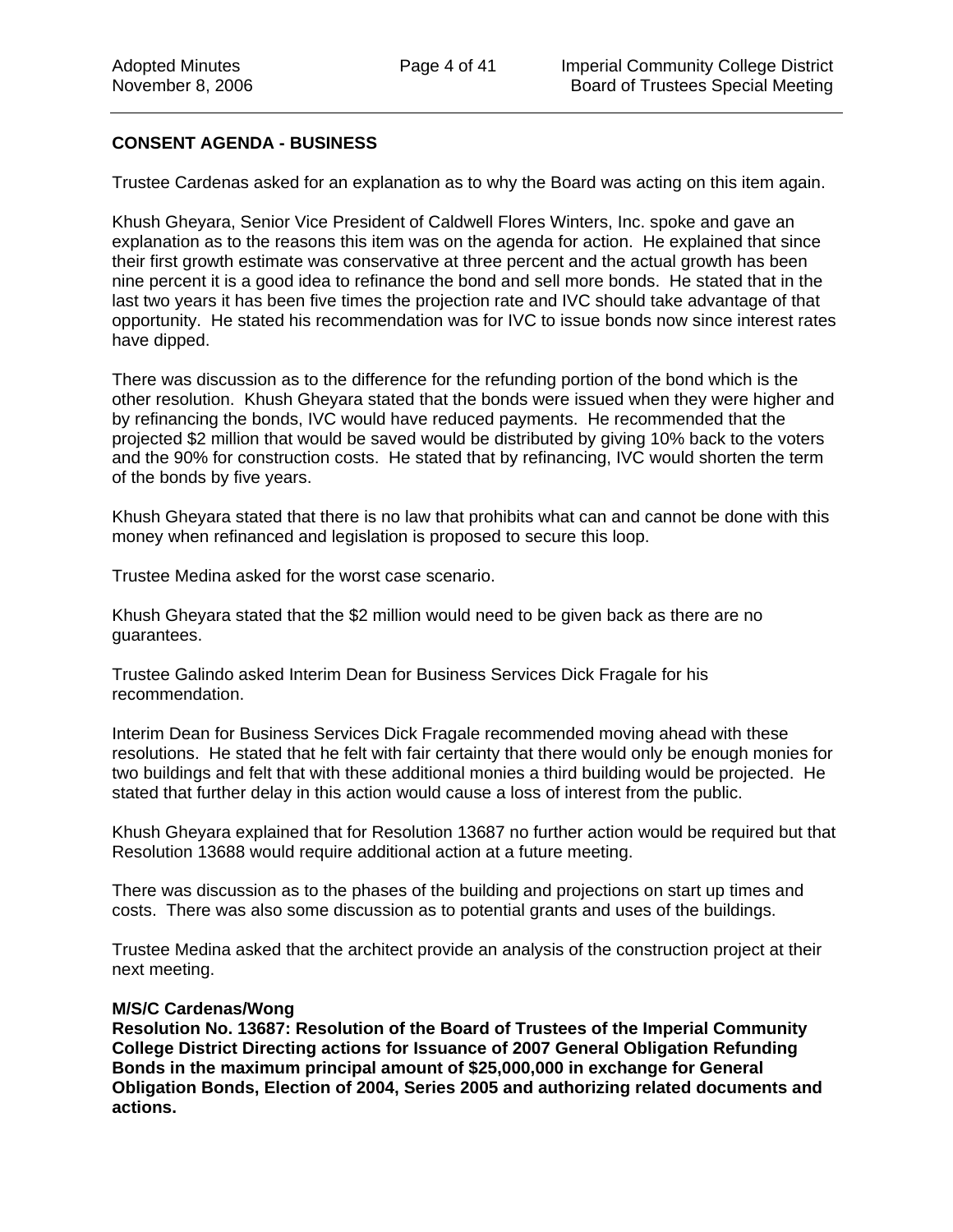**CONSENT AGENDA - BUSINESS**

Trustee Cardenas asked for an explanation as to why the Board was acting on this item again.

Khush Gheyara, Senior Vice President of Caldwell Flores Winters, Inc. spoke and gave an explanation as to the reasons this item was on the agenda for action. He explained that since their first growth estimate was conservative at three percent and the actual growth has been nine percent it is a good idea to refinance the bond and sell more bonds. He stated that in the last two years it has been five times the projection rate and IVC should take advantage of that opportunity. He stated his recommendation was for IVC to issue bonds now since interest rates have dipped.

There was discussion as to the difference for the refunding portion of the bond which is the other resolution. Khush Gheyara stated that the bonds were issued when they were higher and by refinancing the bonds, IVC would have reduced payments. He recommended that the projected $2 million that would be saved would be distributed by giving 10% back to the voters and the 90% for construction costs. He stated that by refinancing, IVC would shorten the term of the bonds by five years.

Khush Gheyara stated that there is no law that prohibits what can and cannot be done with this money when refinanced and legislation is proposed to secure this loop.

Trustee Medina asked for the worst case scenario.

Khush Gheyara stated that the $2 million would need to be given back as there are no guarantees.

Trustee Galindo asked Interim Dean for Business Services Dick Fragale for his recommendation.

Interim Dean for Business Services Dick Fragale recommended moving ahead with these resolutions. He stated that he felt with fair certainty that there would only be enough monies for two buildings and felt that with these additional monies a third building would be projected. He stated that further delay in this action would cause a loss of interest from the public.

Khush Gheyara explained that for Resolution 13687 no further action would be required but that Resolution 13688 would require additional action at a future meeting.

There was discussion as to the phases of the building and projections on start up times and costs. There was also some discussion as to potential grants and uses of the buildings.

Trustee Medina asked that the architect provide an analysis of the construction project at their next meeting.

**M/S/C Cardenas/Wong**
**Resolution No. 13687: Resolution of the Board of Trustees of the Imperial Community College District Directing actions for Issuance of 2007 General Obligation Refunding Bonds in the maximum principal amount of $25,000,000 in exchange for General Obligation Bonds, Election of 2004, Series 2005 and authorizing related documents and actions.**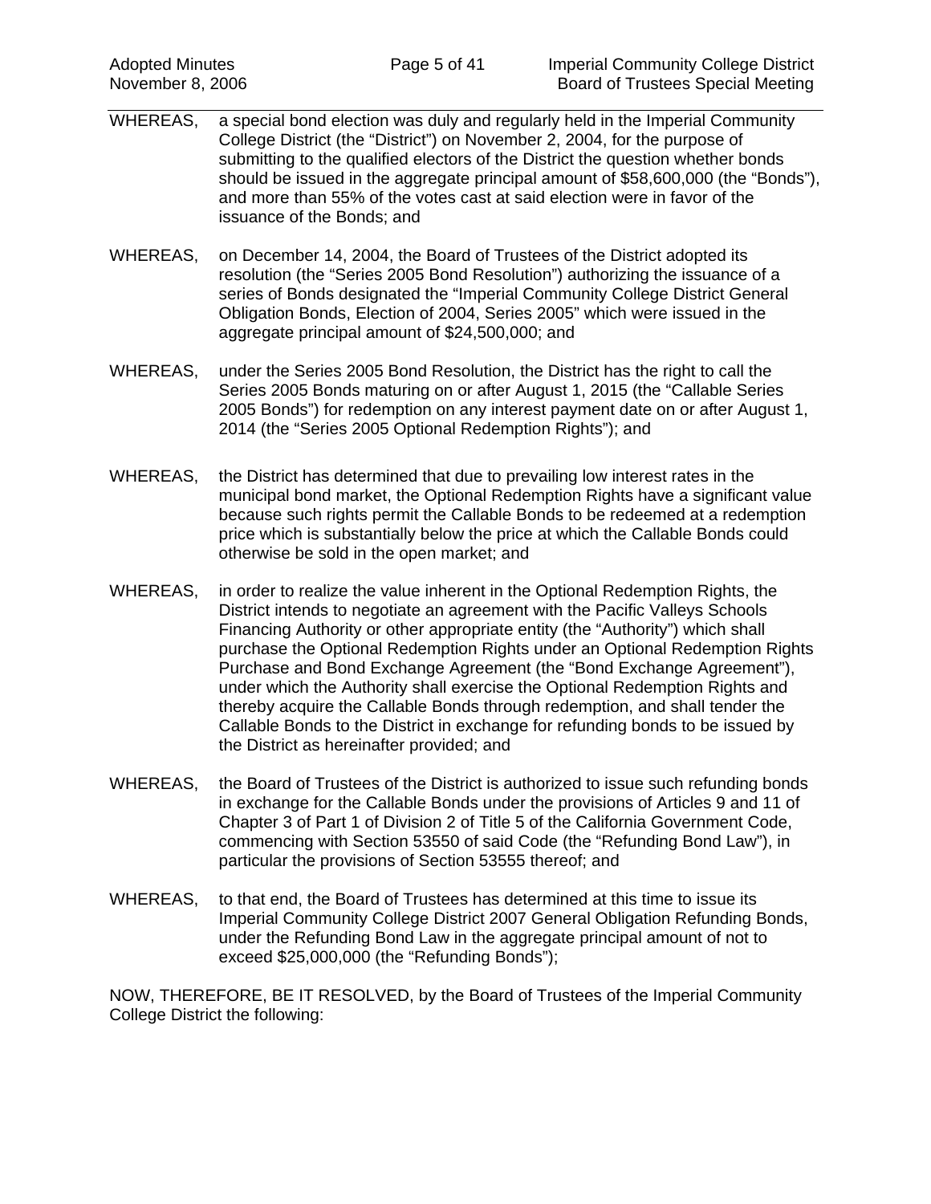WHEREAS, a special bond election was duly and regularly held in the Imperial Community College District (the "District") on November 2, 2004, for the purpose of submitting to the qualified electors of the District the question whether bonds should be issued in the aggregate principal amount of $58,600,000 (the "Bonds"), and more than 55% of the votes cast at said election were in favor of the issuance of the Bonds; and

WHEREAS, on December 14, 2004, the Board of Trustees of the District adopted its resolution (the "Series 2005 Bond Resolution") authorizing the issuance of a series of Bonds designated the "Imperial Community College District General Obligation Bonds, Election of 2004, Series 2005" which were issued in the aggregate principal amount of $24,500,000; and

WHEREAS, under the Series 2005 Bond Resolution, the District has the right to call the Series 2005 Bonds maturing on or after August 1, 2015 (the "Callable Series 2005 Bonds") for redemption on any interest payment date on or after August 1, 2014 (the "Series 2005 Optional Redemption Rights"); and

WHEREAS, the District has determined that due to prevailing low interest rates in the municipal bond market, the Optional Redemption Rights have a significant value because such rights permit the Callable Bonds to be redeemed at a redemption price which is substantially below the price at which the Callable Bonds could otherwise be sold in the open market; and

WHEREAS, in order to realize the value inherent in the Optional Redemption Rights, the District intends to negotiate an agreement with the Pacific Valleys Schools Financing Authority or other appropriate entity (the "Authority") which shall purchase the Optional Redemption Rights under an Optional Redemption Rights Purchase and Bond Exchange Agreement (the "Bond Exchange Agreement"), under which the Authority shall exercise the Optional Redemption Rights and thereby acquire the Callable Bonds through redemption, and shall tender the Callable Bonds to the District in exchange for refunding bonds to be issued by the District as hereinafter provided; and

WHEREAS, the Board of Trustees of the District is authorized to issue such refunding bonds in exchange for the Callable Bonds under the provisions of Articles 9 and 11 of Chapter 3 of Part 1 of Division 2 of Title 5 of the California Government Code, commencing with Section 53550 of said Code (the "Refunding Bond Law"), in particular the provisions of Section 53555 thereof; and

WHEREAS, to that end, the Board of Trustees has determined at this time to issue its Imperial Community College District 2007 General Obligation Refunding Bonds, under the Refunding Bond Law in the aggregate principal amount of not to exceed $25,000,000 (the "Refunding Bonds");

NOW, THEREFORE, BE IT RESOLVED, by the Board of Trustees of the Imperial Community College District the following: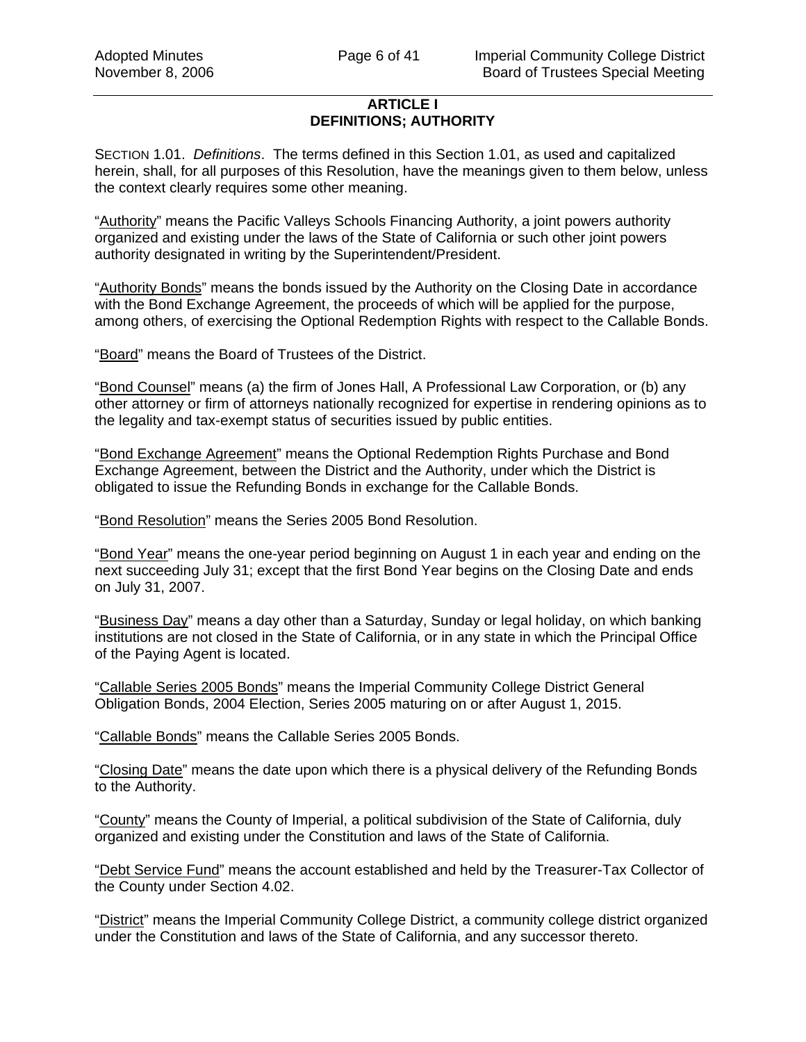## ARTICLE I
## DEFINITIONS; AUTHORITY

SECTION 1.01. *Definitions*. The terms defined in this Section 1.01, as used and capitalized herein, shall, for all purposes of this Resolution, have the meanings given to them below, unless the context clearly requires some other meaning.

"Authority" means the Pacific Valleys Schools Financing Authority, a joint powers authority organized and existing under the laws of the State of California or such other joint powers authority designated in writing by the Superintendent/President.

"Authority Bonds" means the bonds issued by the Authority on the Closing Date in accordance with the Bond Exchange Agreement, the proceeds of which will be applied for the purpose, among others, of exercising the Optional Redemption Rights with respect to the Callable Bonds.

"Board" means the Board of Trustees of the District.

"Bond Counsel" means (a) the firm of Jones Hall, A Professional Law Corporation, or (b) any other attorney or firm of attorneys nationally recognized for expertise in rendering opinions as to the legality and tax-exempt status of securities issued by public entities.

"Bond Exchange Agreement" means the Optional Redemption Rights Purchase and Bond Exchange Agreement, between the District and the Authority, under which the District is obligated to issue the Refunding Bonds in exchange for the Callable Bonds.

"Bond Resolution" means the Series 2005 Bond Resolution.

"Bond Year" means the one-year period beginning on August 1 in each year and ending on the next succeeding July 31; except that the first Bond Year begins on the Closing Date and ends on July 31, 2007.

"Business Day" means a day other than a Saturday, Sunday or legal holiday, on which banking institutions are not closed in the State of California, or in any state in which the Principal Office of the Paying Agent is located.

"Callable Series 2005 Bonds" means the Imperial Community College District General Obligation Bonds, 2004 Election, Series 2005 maturing on or after August 1, 2015.

"Callable Bonds" means the Callable Series 2005 Bonds.

"Closing Date" means the date upon which there is a physical delivery of the Refunding Bonds to the Authority.

"County" means the County of Imperial, a political subdivision of the State of California, duly organized and existing under the Constitution and laws of the State of California.

"Debt Service Fund" means the account established and held by the Treasurer-Tax Collector of the County under Section 4.02.

"District" means the Imperial Community College District, a community college district organized under the Constitution and laws of the State of California, and any successor thereto.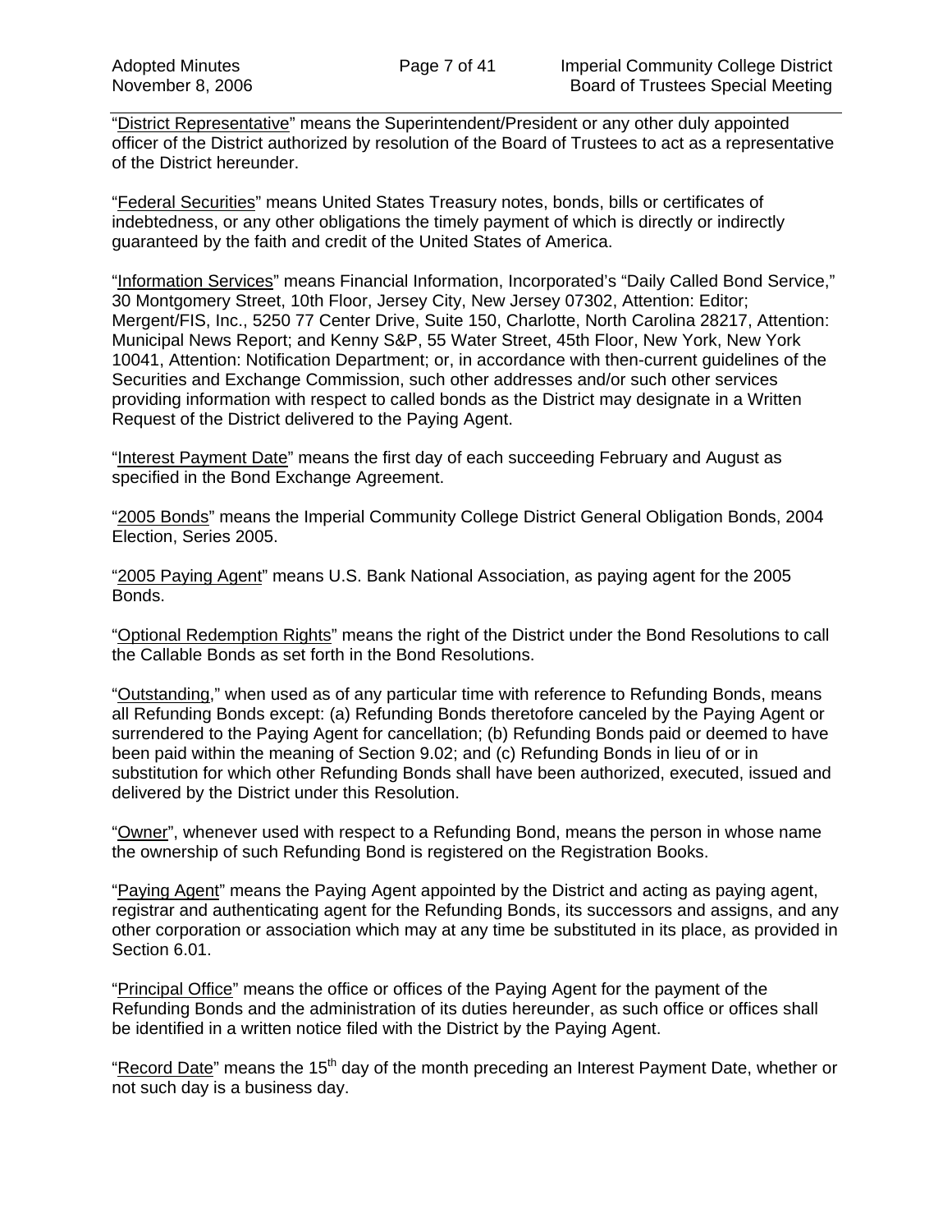"District Representative" means the Superintendent/President or any other duly appointed officer of the District authorized by resolution of the Board of Trustees to act as a representative of the District hereunder.

"Federal Securities" means United States Treasury notes, bonds, bills or certificates of indebtedness, or any other obligations the timely payment of which is directly or indirectly guaranteed by the faith and credit of the United States of America.

"Information Services" means Financial Information, Incorporated's "Daily Called Bond Service," 30 Montgomery Street, 10th Floor, Jersey City, New Jersey 07302, Attention: Editor; Mergent/FIS, Inc., 5250 77 Center Drive, Suite 150, Charlotte, North Carolina 28217, Attention: Municipal News Report; and Kenny S&P, 55 Water Street, 45th Floor, New York, New York 10041, Attention: Notification Department; or, in accordance with then-current guidelines of the Securities and Exchange Commission, such other addresses and/or such other services providing information with respect to called bonds as the District may designate in a Written Request of the District delivered to the Paying Agent.

"Interest Payment Date" means the first day of each succeeding February and August as specified in the Bond Exchange Agreement.

"2005 Bonds" means the Imperial Community College District General Obligation Bonds, 2004 Election, Series 2005.

"2005 Paying Agent" means U.S. Bank National Association, as paying agent for the 2005 Bonds.

"Optional Redemption Rights" means the right of the District under the Bond Resolutions to call the Callable Bonds as set forth in the Bond Resolutions.

"Outstanding," when used as of any particular time with reference to Refunding Bonds, means all Refunding Bonds except: (a) Refunding Bonds theretofore canceled by the Paying Agent or surrendered to the Paying Agent for cancellation; (b) Refunding Bonds paid or deemed to have been paid within the meaning of Section 9.02; and (c) Refunding Bonds in lieu of or in substitution for which other Refunding Bonds shall have been authorized, executed, issued and delivered by the District under this Resolution.

"Owner", whenever used with respect to a Refunding Bond, means the person in whose name the ownership of such Refunding Bond is registered on the Registration Books.

"Paying Agent" means the Paying Agent appointed by the District and acting as paying agent, registrar and authenticating agent for the Refunding Bonds, its successors and assigns, and any other corporation or association which may at any time be substituted in its place, as provided in Section 6.01.

"Principal Office" means the office or offices of the Paying Agent for the payment of the Refunding Bonds and the administration of its duties hereunder, as such office or offices shall be identified in a written notice filed with the District by the Paying Agent.

"Record Date" means the 15th day of the month preceding an Interest Payment Date, whether or not such day is a business day.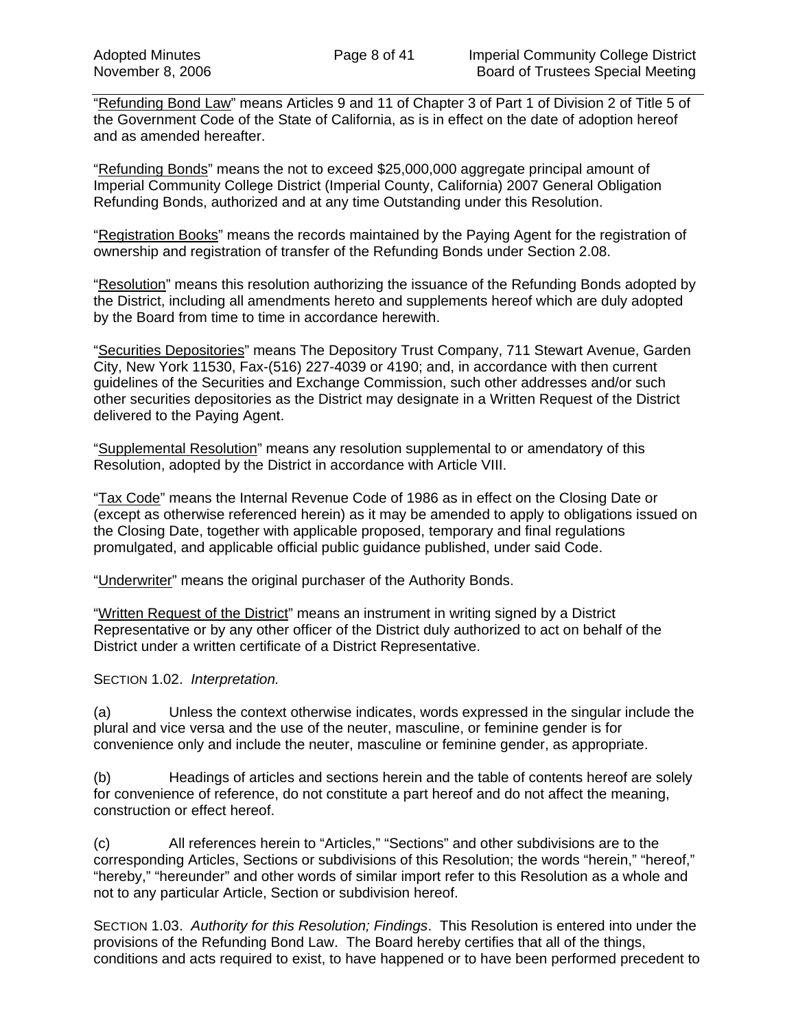"Refunding Bond Law" means Articles 9 and 11 of Chapter 3 of Part 1 of Division 2 of Title 5 of the Government Code of the State of California, as is in effect on the date of adoption hereof and as amended hereafter.

"Refunding Bonds" means the not to exceed $25,000,000 aggregate principal amount of Imperial Community College District (Imperial County, California) 2007 General Obligation Refunding Bonds, authorized and at any time Outstanding under this Resolution.

"Registration Books" means the records maintained by the Paying Agent for the registration of ownership and registration of transfer of the Refunding Bonds under Section 2.08.

"Resolution" means this resolution authorizing the issuance of the Refunding Bonds adopted by the District, including all amendments hereto and supplements hereof which are duly adopted by the Board from time to time in accordance herewith.

"Securities Depositories" means The Depository Trust Company, 711 Stewart Avenue, Garden City, New York 11530, Fax-(516) 227-4039 or 4190; and, in accordance with then current guidelines of the Securities and Exchange Commission, such other addresses and/or such other securities depositories as the District may designate in a Written Request of the District delivered to the Paying Agent.

"Supplemental Resolution" means any resolution supplemental to or amendatory of this Resolution, adopted by the District in accordance with Article VIII.

"Tax Code" means the Internal Revenue Code of 1986 as in effect on the Closing Date or (except as otherwise referenced herein) as it may be amended to apply to obligations issued on the Closing Date, together with applicable proposed, temporary and final regulations promulgated, and applicable official public guidance published, under said Code.

"Underwriter" means the original purchaser of the Authority Bonds.

"Written Request of the District" means an instrument in writing signed by a District Representative or by any other officer of the District duly authorized to act on behalf of the District under a written certificate of a District Representative.

SECTION 1.02. *Interpretation.*

(a) Unless the context otherwise indicates, words expressed in the singular include the plural and vice versa and the use of the neuter, masculine, or feminine gender is for convenience only and include the neuter, masculine or feminine gender, as appropriate.

(b) Headings of articles and sections herein and the table of contents hereof are solely for convenience of reference, do not constitute a part hereof and do not affect the meaning, construction or effect hereof.

(c) All references herein to "Articles," "Sections" and other subdivisions are to the corresponding Articles, Sections or subdivisions of this Resolution; the words "herein," "hereof," "hereby," "hereunder" and other words of similar import refer to this Resolution as a whole and not to any particular Article, Section or subdivision hereof.

SECTION 1.03. *Authority for this Resolution; Findings*. This Resolution is entered into under the provisions of the Refunding Bond Law. The Board hereby certifies that all of the things, conditions and acts required to exist, to have happened or to have been performed precedent to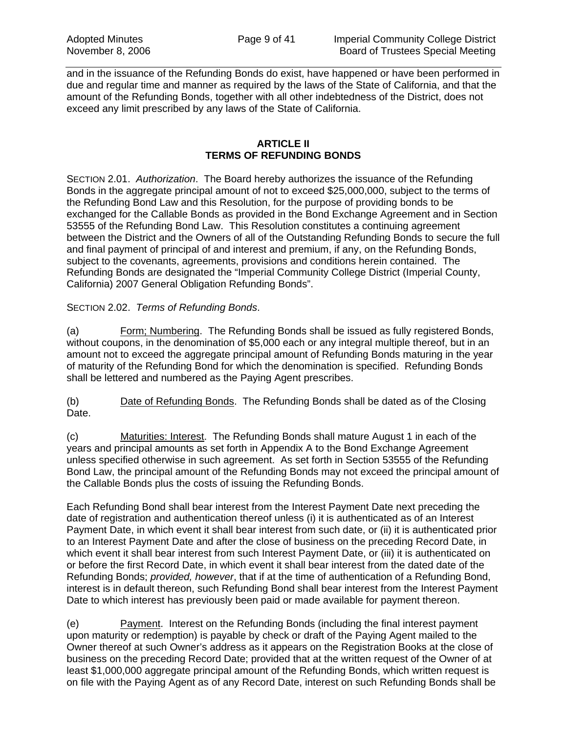and in the issuance of the Refunding Bonds do exist, have happened or have been performed in due and regular time and manner as required by the laws of the State of California, and that the amount of the Refunding Bonds, together with all other indebtedness of the District, does not exceed any limit prescribed by any laws of the State of California.

## ARTICLE II
## TERMS OF REFUNDING BONDS

SECTION 2.01. *Authorization*. The Board hereby authorizes the issuance of the Refunding Bonds in the aggregate principal amount of not to exceed $25,000,000, subject to the terms of the Refunding Bond Law and this Resolution, for the purpose of providing bonds to be exchanged for the Callable Bonds as provided in the Bond Exchange Agreement and in Section 53555 of the Refunding Bond Law. This Resolution constitutes a continuing agreement between the District and the Owners of all of the Outstanding Refunding Bonds to secure the full and final payment of principal of and interest and premium, if any, on the Refunding Bonds, subject to the covenants, agreements, provisions and conditions herein contained. The Refunding Bonds are designated the "Imperial Community College District (Imperial County, California) 2007 General Obligation Refunding Bonds".

SECTION 2.02. *Terms of Refunding Bonds*.

(a) Form; Numbering. The Refunding Bonds shall be issued as fully registered Bonds, without coupons, in the denomination of $5,000 each or any integral multiple thereof, but in an amount not to exceed the aggregate principal amount of Refunding Bonds maturing in the year of maturity of the Refunding Bond for which the denomination is specified. Refunding Bonds shall be lettered and numbered as the Paying Agent prescribes.

(b) Date of Refunding Bonds. The Refunding Bonds shall be dated as of the Closing Date.

(c) Maturities: Interest. The Refunding Bonds shall mature August 1 in each of the years and principal amounts as set forth in Appendix A to the Bond Exchange Agreement unless specified otherwise in such agreement. As set forth in Section 53555 of the Refunding Bond Law, the principal amount of the Refunding Bonds may not exceed the principal amount of the Callable Bonds plus the costs of issuing the Refunding Bonds.

Each Refunding Bond shall bear interest from the Interest Payment Date next preceding the date of registration and authentication thereof unless (i) it is authenticated as of an Interest Payment Date, in which event it shall bear interest from such date, or (ii) it is authenticated prior to an Interest Payment Date and after the close of business on the preceding Record Date, in which event it shall bear interest from such Interest Payment Date, or (iii) it is authenticated on or before the first Record Date, in which event it shall bear interest from the dated date of the Refunding Bonds; *provided, however*, that if at the time of authentication of a Refunding Bond, interest is in default thereon, such Refunding Bond shall bear interest from the Interest Payment Date to which interest has previously been paid or made available for payment thereon.

(e) Payment. Interest on the Refunding Bonds (including the final interest payment upon maturity or redemption) is payable by check or draft of the Paying Agent mailed to the Owner thereof at such Owner's address as it appears on the Registration Books at the close of business on the preceding Record Date; provided that at the written request of the Owner of at least $1,000,000 aggregate principal amount of the Refunding Bonds, which written request is on file with the Paying Agent as of any Record Date, interest on such Refunding Bonds shall be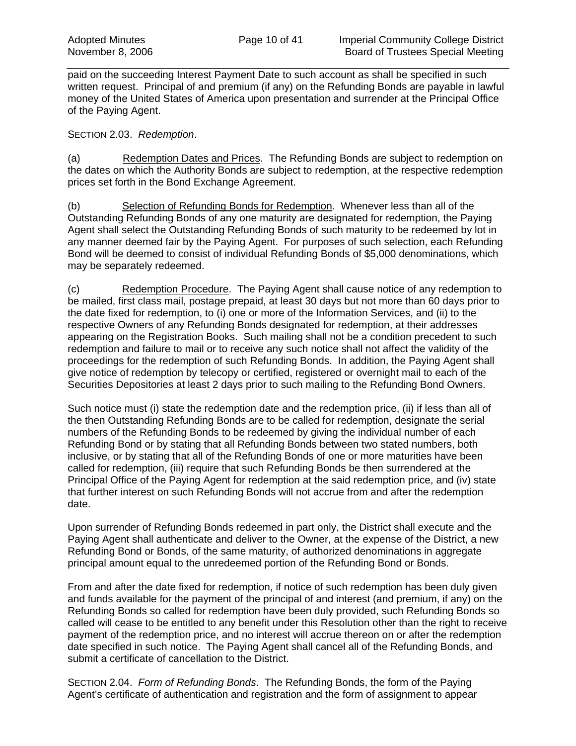paid on the succeeding Interest Payment Date to such account as shall be specified in such written request. Principal of and premium (if any) on the Refunding Bonds are payable in lawful money of the United States of America upon presentation and surrender at the Principal Office of the Paying Agent.

SECTION 2.03. *Redemption*.

(a) Redemption Dates and Prices. The Refunding Bonds are subject to redemption on the dates on which the Authority Bonds are subject to redemption, at the respective redemption prices set forth in the Bond Exchange Agreement.

(b) Selection of Refunding Bonds for Redemption. Whenever less than all of the Outstanding Refunding Bonds of any one maturity are designated for redemption, the Paying Agent shall select the Outstanding Refunding Bonds of such maturity to be redeemed by lot in any manner deemed fair by the Paying Agent. For purposes of such selection, each Refunding Bond will be deemed to consist of individual Refunding Bonds of $5,000 denominations, which may be separately redeemed.

(c) Redemption Procedure. The Paying Agent shall cause notice of any redemption to be mailed, first class mail, postage prepaid, at least 30 days but not more than 60 days prior to the date fixed for redemption, to (i) one or more of the Information Services, and (ii) to the respective Owners of any Refunding Bonds designated for redemption, at their addresses appearing on the Registration Books. Such mailing shall not be a condition precedent to such redemption and failure to mail or to receive any such notice shall not affect the validity of the proceedings for the redemption of such Refunding Bonds. In addition, the Paying Agent shall give notice of redemption by telecopy or certified, registered or overnight mail to each of the Securities Depositories at least 2 days prior to such mailing to the Refunding Bond Owners.

Such notice must (i) state the redemption date and the redemption price, (ii) if less than all of the then Outstanding Refunding Bonds are to be called for redemption, designate the serial numbers of the Refunding Bonds to be redeemed by giving the individual number of each Refunding Bond or by stating that all Refunding Bonds between two stated numbers, both inclusive, or by stating that all of the Refunding Bonds of one or more maturities have been called for redemption, (iii) require that such Refunding Bonds be then surrendered at the Principal Office of the Paying Agent for redemption at the said redemption price, and (iv) state that further interest on such Refunding Bonds will not accrue from and after the redemption date.

Upon surrender of Refunding Bonds redeemed in part only, the District shall execute and the Paying Agent shall authenticate and deliver to the Owner, at the expense of the District, a new Refunding Bond or Bonds, of the same maturity, of authorized denominations in aggregate principal amount equal to the unredeemed portion of the Refunding Bond or Bonds.

From and after the date fixed for redemption, if notice of such redemption has been duly given and funds available for the payment of the principal of and interest (and premium, if any) on the Refunding Bonds so called for redemption have been duly provided, such Refunding Bonds so called will cease to be entitled to any benefit under this Resolution other than the right to receive payment of the redemption price, and no interest will accrue thereon on or after the redemption date specified in such notice. The Paying Agent shall cancel all of the Refunding Bonds, and submit a certificate of cancellation to the District.

SECTION 2.04. *Form of Refunding Bonds*. The Refunding Bonds, the form of the Paying Agent's certificate of authentication and registration and the form of assignment to appear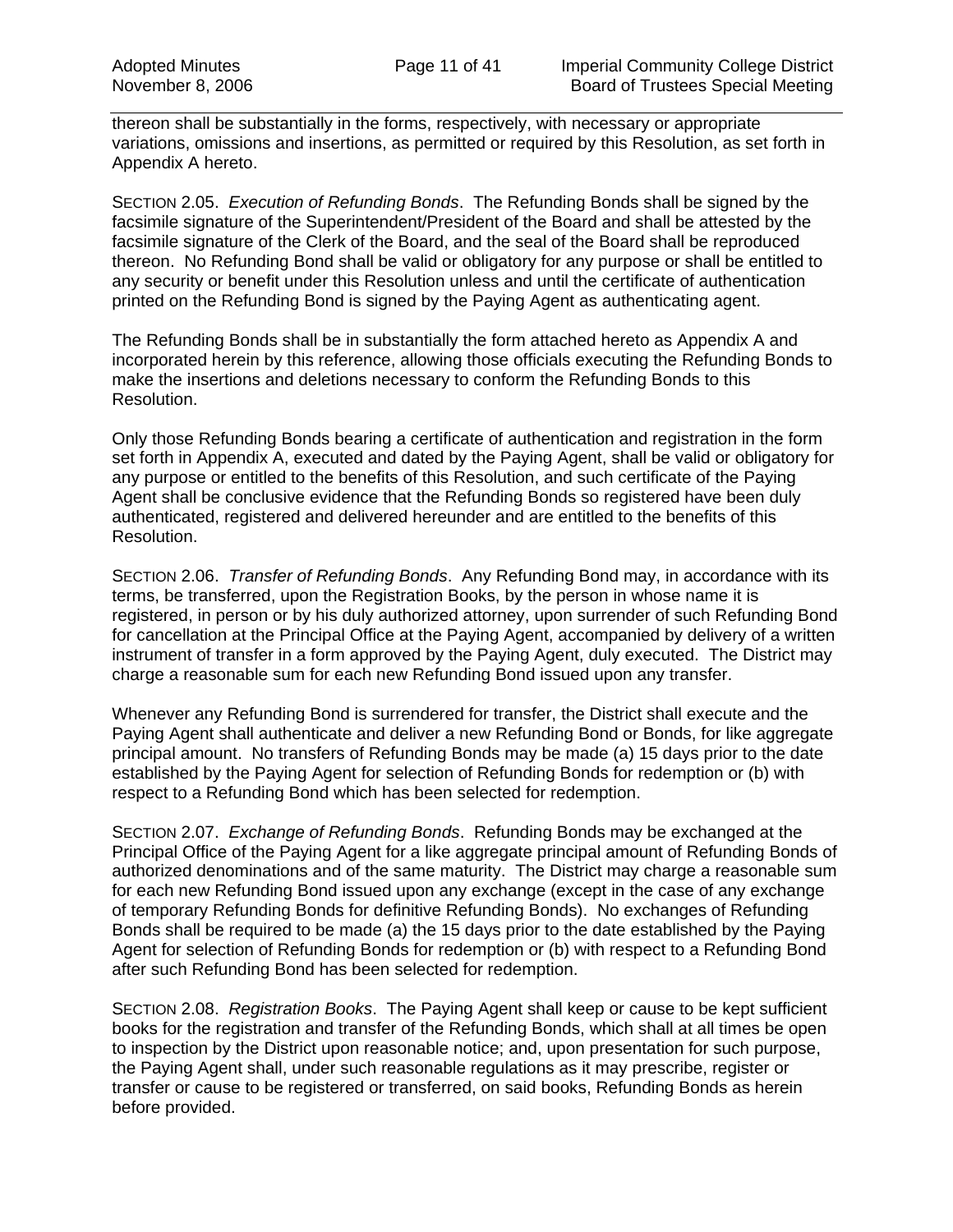thereon shall be substantially in the forms, respectively, with necessary or appropriate variations, omissions and insertions, as permitted or required by this Resolution, as set forth in Appendix A hereto.

SECTION 2.05. *Execution of Refunding Bonds*. The Refunding Bonds shall be signed by the facsimile signature of the Superintendent/President of the Board and shall be attested by the facsimile signature of the Clerk of the Board, and the seal of the Board shall be reproduced thereon. No Refunding Bond shall be valid or obligatory for any purpose or shall be entitled to any security or benefit under this Resolution unless and until the certificate of authentication printed on the Refunding Bond is signed by the Paying Agent as authenticating agent.

The Refunding Bonds shall be in substantially the form attached hereto as Appendix A and incorporated herein by this reference, allowing those officials executing the Refunding Bonds to make the insertions and deletions necessary to conform the Refunding Bonds to this Resolution.

Only those Refunding Bonds bearing a certificate of authentication and registration in the form set forth in Appendix A, executed and dated by the Paying Agent, shall be valid or obligatory for any purpose or entitled to the benefits of this Resolution, and such certificate of the Paying Agent shall be conclusive evidence that the Refunding Bonds so registered have been duly authenticated, registered and delivered hereunder and are entitled to the benefits of this Resolution.

SECTION 2.06. *Transfer of Refunding Bonds*. Any Refunding Bond may, in accordance with its terms, be transferred, upon the Registration Books, by the person in whose name it is registered, in person or by his duly authorized attorney, upon surrender of such Refunding Bond for cancellation at the Principal Office at the Paying Agent, accompanied by delivery of a written instrument of transfer in a form approved by the Paying Agent, duly executed. The District may charge a reasonable sum for each new Refunding Bond issued upon any transfer.

Whenever any Refunding Bond is surrendered for transfer, the District shall execute and the Paying Agent shall authenticate and deliver a new Refunding Bond or Bonds, for like aggregate principal amount. No transfers of Refunding Bonds may be made (a) 15 days prior to the date established by the Paying Agent for selection of Refunding Bonds for redemption or (b) with respect to a Refunding Bond which has been selected for redemption.

SECTION 2.07. *Exchange of Refunding Bonds*. Refunding Bonds may be exchanged at the Principal Office of the Paying Agent for a like aggregate principal amount of Refunding Bonds of authorized denominations and of the same maturity. The District may charge a reasonable sum for each new Refunding Bond issued upon any exchange (except in the case of any exchange of temporary Refunding Bonds for definitive Refunding Bonds). No exchanges of Refunding Bonds shall be required to be made (a) the 15 days prior to the date established by the Paying Agent for selection of Refunding Bonds for redemption or (b) with respect to a Refunding Bond after such Refunding Bond has been selected for redemption.

SECTION 2.08. *Registration Books*. The Paying Agent shall keep or cause to be kept sufficient books for the registration and transfer of the Refunding Bonds, which shall at all times be open to inspection by the District upon reasonable notice; and, upon presentation for such purpose, the Paying Agent shall, under such reasonable regulations as it may prescribe, register or transfer or cause to be registered or transferred, on said books, Refunding Bonds as herein before provided.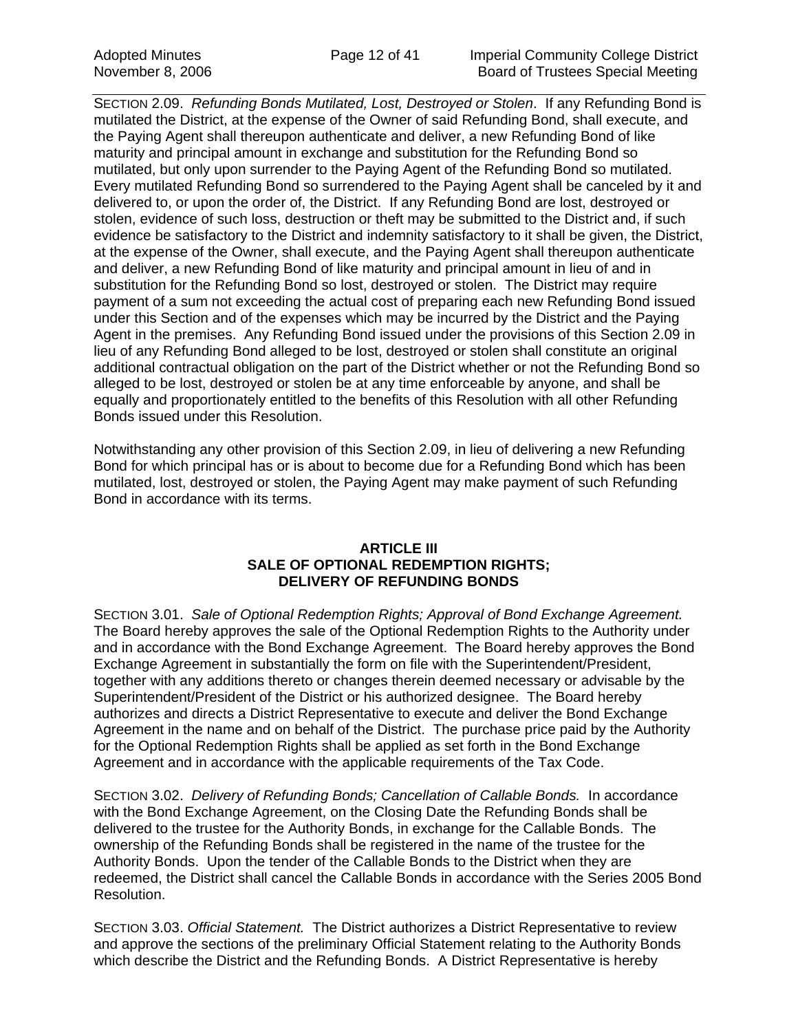SECTION 2.09. *Refunding Bonds Mutilated, Lost, Destroyed or Stolen*. If any Refunding Bond is mutilated the District, at the expense of the Owner of said Refunding Bond, shall execute, and the Paying Agent shall thereupon authenticate and deliver, a new Refunding Bond of like maturity and principal amount in exchange and substitution for the Refunding Bond so mutilated, but only upon surrender to the Paying Agent of the Refunding Bond so mutilated. Every mutilated Refunding Bond so surrendered to the Paying Agent shall be canceled by it and delivered to, or upon the order of, the District. If any Refunding Bond are lost, destroyed or stolen, evidence of such loss, destruction or theft may be submitted to the District and, if such evidence be satisfactory to the District and indemnity satisfactory to it shall be given, the District, at the expense of the Owner, shall execute, and the Paying Agent shall thereupon authenticate and deliver, a new Refunding Bond of like maturity and principal amount in lieu of and in substitution for the Refunding Bond so lost, destroyed or stolen. The District may require payment of a sum not exceeding the actual cost of preparing each new Refunding Bond issued under this Section and of the expenses which may be incurred by the District and the Paying Agent in the premises. Any Refunding Bond issued under the provisions of this Section 2.09 in lieu of any Refunding Bond alleged to be lost, destroyed or stolen shall constitute an original additional contractual obligation on the part of the District whether or not the Refunding Bond so alleged to be lost, destroyed or stolen be at any time enforceable by anyone, and shall be equally and proportionately entitled to the benefits of this Resolution with all other Refunding Bonds issued under this Resolution.

Notwithstanding any other provision of this Section 2.09, in lieu of delivering a new Refunding Bond for which principal has or is about to become due for a Refunding Bond which has been mutilated, lost, destroyed or stolen, the Paying Agent may make payment of such Refunding Bond in accordance with its terms.

## ARTICLE III
## SALE OF OPTIONAL REDEMPTION RIGHTS; DELIVERY OF REFUNDING BONDS

SECTION 3.01. *Sale of Optional Redemption Rights; Approval of Bond Exchange Agreement.* The Board hereby approves the sale of the Optional Redemption Rights to the Authority under and in accordance with the Bond Exchange Agreement. The Board hereby approves the Bond Exchange Agreement in substantially the form on file with the Superintendent/President, together with any additions thereto or changes therein deemed necessary or advisable by the Superintendent/President of the District or his authorized designee. The Board hereby authorizes and directs a District Representative to execute and deliver the Bond Exchange Agreement in the name and on behalf of the District. The purchase price paid by the Authority for the Optional Redemption Rights shall be applied as set forth in the Bond Exchange Agreement and in accordance with the applicable requirements of the Tax Code.

SECTION 3.02. *Delivery of Refunding Bonds; Cancellation of Callable Bonds.* In accordance with the Bond Exchange Agreement, on the Closing Date the Refunding Bonds shall be delivered to the trustee for the Authority Bonds, in exchange for the Callable Bonds. The ownership of the Refunding Bonds shall be registered in the name of the trustee for the Authority Bonds. Upon the tender of the Callable Bonds to the District when they are redeemed, the District shall cancel the Callable Bonds in accordance with the Series 2005 Bond Resolution.

SECTION 3.03. *Official Statement.* The District authorizes a District Representative to review and approve the sections of the preliminary Official Statement relating to the Authority Bonds which describe the District and the Refunding Bonds. A District Representative is hereby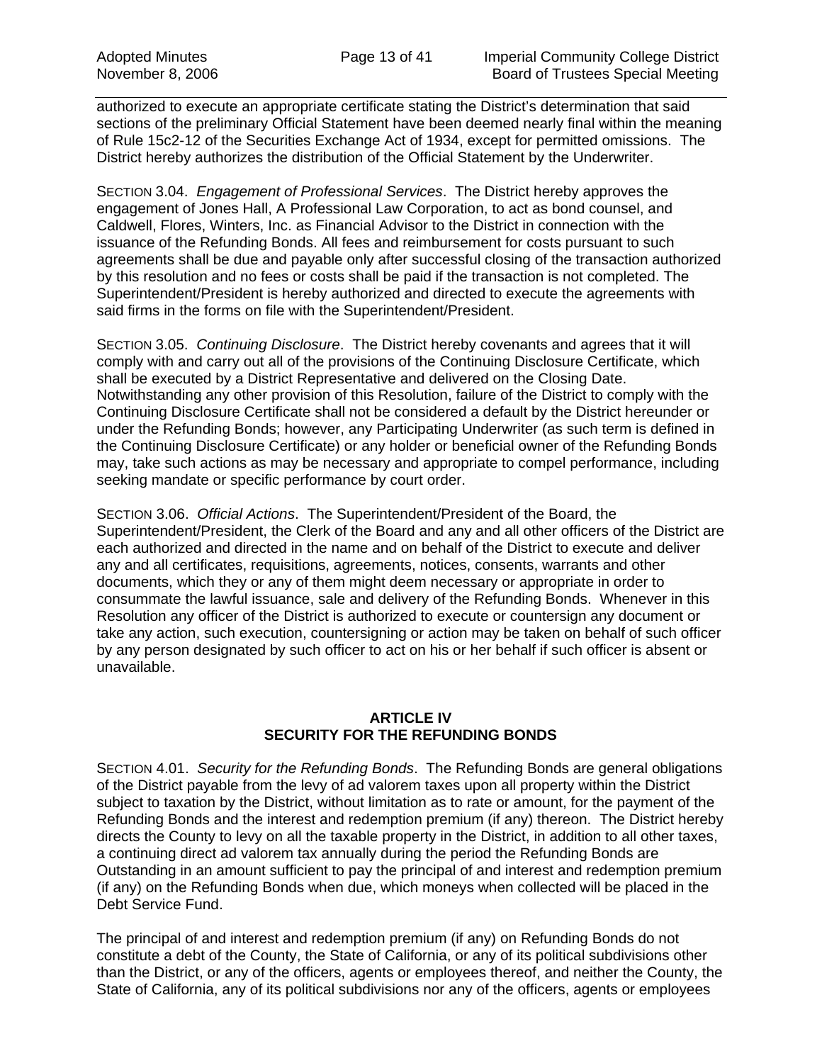authorized to execute an appropriate certificate stating the District's determination that said sections of the preliminary Official Statement have been deemed nearly final within the meaning of Rule 15c2-12 of the Securities Exchange Act of 1934, except for permitted omissions. The District hereby authorizes the distribution of the Official Statement by the Underwriter.

SECTION 3.04. *Engagement of Professional Services*. The District hereby approves the engagement of Jones Hall, A Professional Law Corporation, to act as bond counsel, and Caldwell, Flores, Winters, Inc. as Financial Advisor to the District in connection with the issuance of the Refunding Bonds. All fees and reimbursement for costs pursuant to such agreements shall be due and payable only after successful closing of the transaction authorized by this resolution and no fees or costs shall be paid if the transaction is not completed. The Superintendent/President is hereby authorized and directed to execute the agreements with said firms in the forms on file with the Superintendent/President.

SECTION 3.05. *Continuing Disclosure*. The District hereby covenants and agrees that it will comply with and carry out all of the provisions of the Continuing Disclosure Certificate, which shall be executed by a District Representative and delivered on the Closing Date. Notwithstanding any other provision of this Resolution, failure of the District to comply with the Continuing Disclosure Certificate shall not be considered a default by the District hereunder or under the Refunding Bonds; however, any Participating Underwriter (as such term is defined in the Continuing Disclosure Certificate) or any holder or beneficial owner of the Refunding Bonds may, take such actions as may be necessary and appropriate to compel performance, including seeking mandate or specific performance by court order.

SECTION 3.06. *Official Actions*. The Superintendent/President of the Board, the Superintendent/President, the Clerk of the Board and any and all other officers of the District are each authorized and directed in the name and on behalf of the District to execute and deliver any and all certificates, requisitions, agreements, notices, consents, warrants and other documents, which they or any of them might deem necessary or appropriate in order to consummate the lawful issuance, sale and delivery of the Refunding Bonds. Whenever in this Resolution any officer of the District is authorized to execute or countersign any document or take any action, such execution, countersigning or action may be taken on behalf of such officer by any person designated by such officer to act on his or her behalf if such officer is absent or unavailable.

## ARTICLE IV
## SECURITY FOR THE REFUNDING BONDS

SECTION 4.01. *Security for the Refunding Bonds*. The Refunding Bonds are general obligations of the District payable from the levy of ad valorem taxes upon all property within the District subject to taxation by the District, without limitation as to rate or amount, for the payment of the Refunding Bonds and the interest and redemption premium (if any) thereon. The District hereby directs the County to levy on all the taxable property in the District, in addition to all other taxes, a continuing direct ad valorem tax annually during the period the Refunding Bonds are Outstanding in an amount sufficient to pay the principal of and interest and redemption premium (if any) on the Refunding Bonds when due, which moneys when collected will be placed in the Debt Service Fund.

The principal of and interest and redemption premium (if any) on Refunding Bonds do not constitute a debt of the County, the State of California, or any of its political subdivisions other than the District, or any of the officers, agents or employees thereof, and neither the County, the State of California, any of its political subdivisions nor any of the officers, agents or employees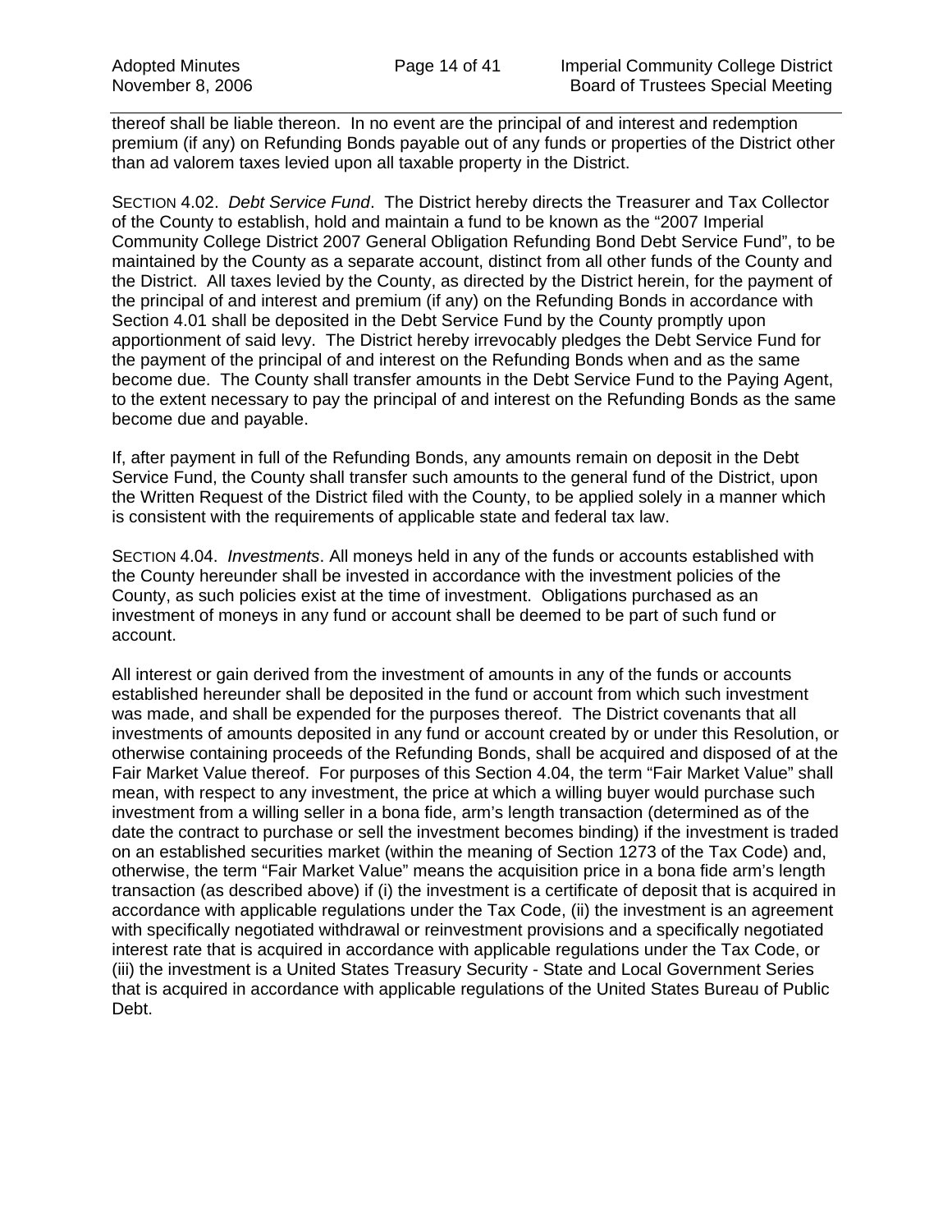thereof shall be liable thereon. In no event are the principal of and interest and redemption premium (if any) on Refunding Bonds payable out of any funds or properties of the District other than ad valorem taxes levied upon all taxable property in the District.

SECTION 4.02. *Debt Service Fund*. The District hereby directs the Treasurer and Tax Collector of the County to establish, hold and maintain a fund to be known as the "2007 Imperial Community College District 2007 General Obligation Refunding Bond Debt Service Fund", to be maintained by the County as a separate account, distinct from all other funds of the County and the District. All taxes levied by the County, as directed by the District herein, for the payment of the principal of and interest and premium (if any) on the Refunding Bonds in accordance with Section 4.01 shall be deposited in the Debt Service Fund by the County promptly upon apportionment of said levy. The District hereby irrevocably pledges the Debt Service Fund for the payment of the principal of and interest on the Refunding Bonds when and as the same become due. The County shall transfer amounts in the Debt Service Fund to the Paying Agent, to the extent necessary to pay the principal of and interest on the Refunding Bonds as the same become due and payable.

If, after payment in full of the Refunding Bonds, any amounts remain on deposit in the Debt Service Fund, the County shall transfer such amounts to the general fund of the District, upon the Written Request of the District filed with the County, to be applied solely in a manner which is consistent with the requirements of applicable state and federal tax law.

SECTION 4.04. *Investments*. All moneys held in any of the funds or accounts established with the County hereunder shall be invested in accordance with the investment policies of the County, as such policies exist at the time of investment. Obligations purchased as an investment of moneys in any fund or account shall be deemed to be part of such fund or account.

All interest or gain derived from the investment of amounts in any of the funds or accounts established hereunder shall be deposited in the fund or account from which such investment was made, and shall be expended for the purposes thereof. The District covenants that all investments of amounts deposited in any fund or account created by or under this Resolution, or otherwise containing proceeds of the Refunding Bonds, shall be acquired and disposed of at the Fair Market Value thereof. For purposes of this Section 4.04, the term "Fair Market Value" shall mean, with respect to any investment, the price at which a willing buyer would purchase such investment from a willing seller in a bona fide, arm's length transaction (determined as of the date the contract to purchase or sell the investment becomes binding) if the investment is traded on an established securities market (within the meaning of Section 1273 of the Tax Code) and, otherwise, the term "Fair Market Value" means the acquisition price in a bona fide arm's length transaction (as described above) if (i) the investment is a certificate of deposit that is acquired in accordance with applicable regulations under the Tax Code, (ii) the investment is an agreement with specifically negotiated withdrawal or reinvestment provisions and a specifically negotiated interest rate that is acquired in accordance with applicable regulations under the Tax Code, or (iii) the investment is a United States Treasury Security - State and Local Government Series that is acquired in accordance with applicable regulations of the United States Bureau of Public Debt.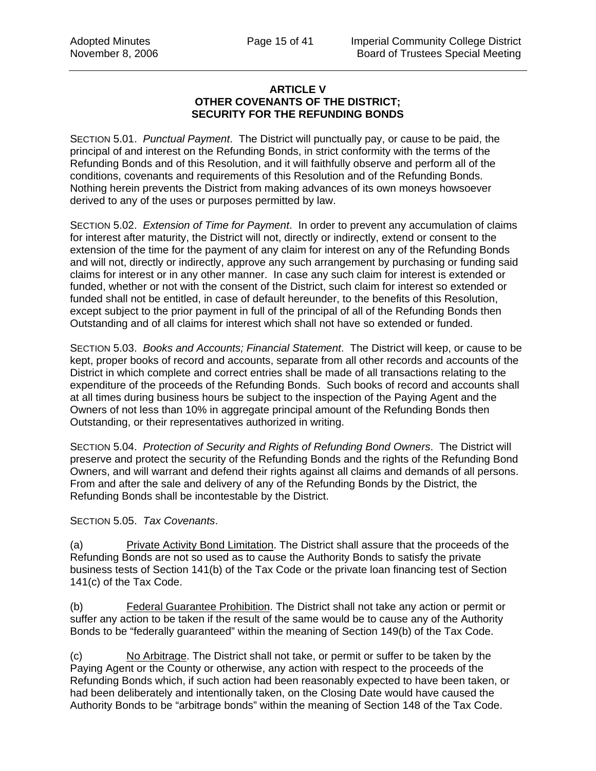## ARTICLE V
## OTHER COVENANTS OF THE DISTRICT;
## SECURITY FOR THE REFUNDING BONDS

SECTION 5.01. *Punctual Payment*. The District will punctually pay, or cause to be paid, the principal of and interest on the Refunding Bonds, in strict conformity with the terms of the Refunding Bonds and of this Resolution, and it will faithfully observe and perform all of the conditions, covenants and requirements of this Resolution and of the Refunding Bonds. Nothing herein prevents the District from making advances of its own moneys howsoever derived to any of the uses or purposes permitted by law.

SECTION 5.02. *Extension of Time for Payment*. In order to prevent any accumulation of claims for interest after maturity, the District will not, directly or indirectly, extend or consent to the extension of the time for the payment of any claim for interest on any of the Refunding Bonds and will not, directly or indirectly, approve any such arrangement by purchasing or funding said claims for interest or in any other manner. In case any such claim for interest is extended or funded, whether or not with the consent of the District, such claim for interest so extended or funded shall not be entitled, in case of default hereunder, to the benefits of this Resolution, except subject to the prior payment in full of the principal of all of the Refunding Bonds then Outstanding and of all claims for interest which shall not have so extended or funded.

SECTION 5.03. *Books and Accounts; Financial Statement*. The District will keep, or cause to be kept, proper books of record and accounts, separate from all other records and accounts of the District in which complete and correct entries shall be made of all transactions relating to the expenditure of the proceeds of the Refunding Bonds. Such books of record and accounts shall at all times during business hours be subject to the inspection of the Paying Agent and the Owners of not less than 10% in aggregate principal amount of the Refunding Bonds then Outstanding, or their representatives authorized in writing.

SECTION 5.04. *Protection of Security and Rights of Refunding Bond Owners*. The District will preserve and protect the security of the Refunding Bonds and the rights of the Refunding Bond Owners, and will warrant and defend their rights against all claims and demands of all persons. From and after the sale and delivery of any of the Refunding Bonds by the District, the Refunding Bonds shall be incontestable by the District.

SECTION 5.05. *Tax Covenants*.

(a) Private Activity Bond Limitation. The District shall assure that the proceeds of the Refunding Bonds are not so used as to cause the Authority Bonds to satisfy the private business tests of Section 141(b) of the Tax Code or the private loan financing test of Section 141(c) of the Tax Code.

(b) Federal Guarantee Prohibition. The District shall not take any action or permit or suffer any action to be taken if the result of the same would be to cause any of the Authority Bonds to be "federally guaranteed" within the meaning of Section 149(b) of the Tax Code.

(c) No Arbitrage. The District shall not take, or permit or suffer to be taken by the Paying Agent or the County or otherwise, any action with respect to the proceeds of the Refunding Bonds which, if such action had been reasonably expected to have been taken, or had been deliberately and intentionally taken, on the Closing Date would have caused the Authority Bonds to be "arbitrage bonds" within the meaning of Section 148 of the Tax Code.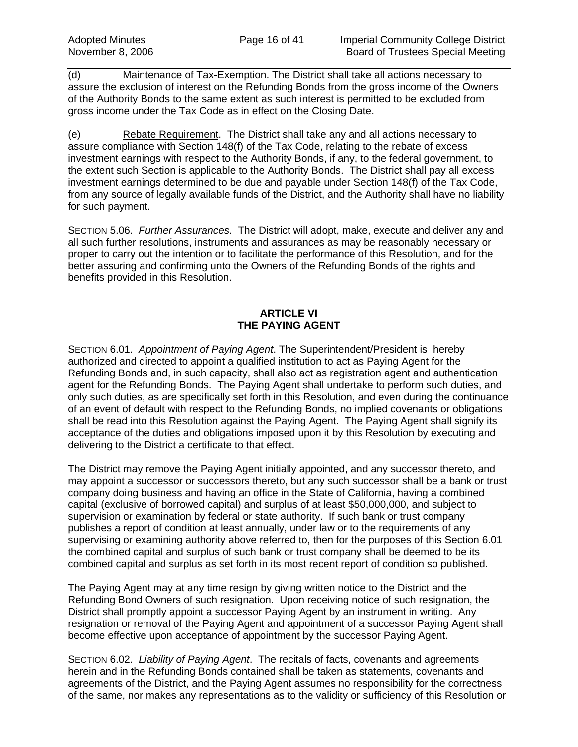(d) Maintenance of Tax-Exemption. The District shall take all actions necessary to assure the exclusion of interest on the Refunding Bonds from the gross income of the Owners of the Authority Bonds to the same extent as such interest is permitted to be excluded from gross income under the Tax Code as in effect on the Closing Date.

(e) Rebate Requirement. The District shall take any and all actions necessary to assure compliance with Section 148(f) of the Tax Code, relating to the rebate of excess investment earnings with respect to the Authority Bonds, if any, to the federal government, to the extent such Section is applicable to the Authority Bonds. The District shall pay all excess investment earnings determined to be due and payable under Section 148(f) of the Tax Code, from any source of legally available funds of the District, and the Authority shall have no liability for such payment.

SECTION 5.06. *Further Assurances*. The District will adopt, make, execute and deliver any and all such further resolutions, instruments and assurances as may be reasonably necessary or proper to carry out the intention or to facilitate the performance of this Resolution, and for the better assuring and confirming unto the Owners of the Refunding Bonds of the rights and benefits provided in this Resolution.

## ARTICLE VI
## THE PAYING AGENT

SECTION 6.01. *Appointment of Paying Agent*. The Superintendent/President is hereby authorized and directed to appoint a qualified institution to act as Paying Agent for the Refunding Bonds and, in such capacity, shall also act as registration agent and authentication agent for the Refunding Bonds. The Paying Agent shall undertake to perform such duties, and only such duties, as are specifically set forth in this Resolution, and even during the continuance of an event of default with respect to the Refunding Bonds, no implied covenants or obligations shall be read into this Resolution against the Paying Agent. The Paying Agent shall signify its acceptance of the duties and obligations imposed upon it by this Resolution by executing and delivering to the District a certificate to that effect.

The District may remove the Paying Agent initially appointed, and any successor thereto, and may appoint a successor or successors thereto, but any such successor shall be a bank or trust company doing business and having an office in the State of California, having a combined capital (exclusive of borrowed capital) and surplus of at least $50,000,000, and subject to supervision or examination by federal or state authority. If such bank or trust company publishes a report of condition at least annually, under law or to the requirements of any supervising or examining authority above referred to, then for the purposes of this Section 6.01 the combined capital and surplus of such bank or trust company shall be deemed to be its combined capital and surplus as set forth in its most recent report of condition so published.

The Paying Agent may at any time resign by giving written notice to the District and the Refunding Bond Owners of such resignation. Upon receiving notice of such resignation, the District shall promptly appoint a successor Paying Agent by an instrument in writing. Any resignation or removal of the Paying Agent and appointment of a successor Paying Agent shall become effective upon acceptance of appointment by the successor Paying Agent.

SECTION 6.02. *Liability of Paying Agent*. The recitals of facts, covenants and agreements herein and in the Refunding Bonds contained shall be taken as statements, covenants and agreements of the District, and the Paying Agent assumes no responsibility for the correctness of the same, nor makes any representations as to the validity or sufficiency of this Resolution or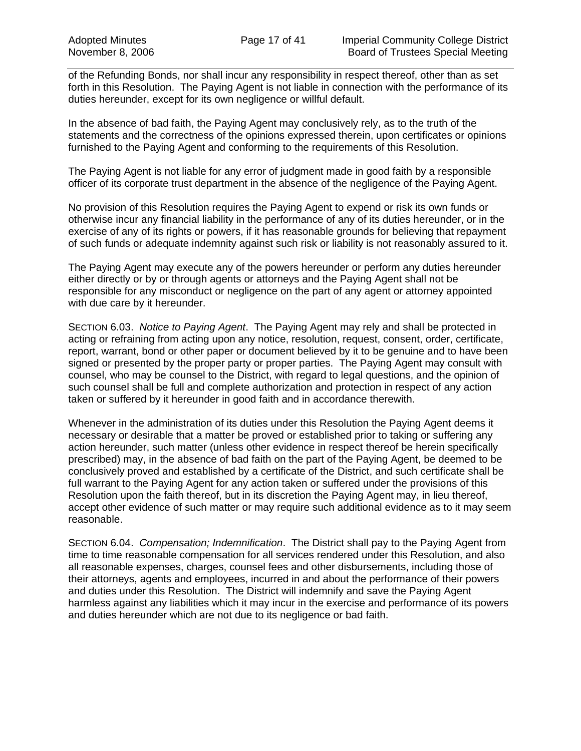of the Refunding Bonds, nor shall incur any responsibility in respect thereof, other than as set forth in this Resolution. The Paying Agent is not liable in connection with the performance of its duties hereunder, except for its own negligence or willful default.

In the absence of bad faith, the Paying Agent may conclusively rely, as to the truth of the statements and the correctness of the opinions expressed therein, upon certificates or opinions furnished to the Paying Agent and conforming to the requirements of this Resolution.

The Paying Agent is not liable for any error of judgment made in good faith by a responsible officer of its corporate trust department in the absence of the negligence of the Paying Agent.

No provision of this Resolution requires the Paying Agent to expend or risk its own funds or otherwise incur any financial liability in the performance of any of its duties hereunder, or in the exercise of any of its rights or powers, if it has reasonable grounds for believing that repayment of such funds or adequate indemnity against such risk or liability is not reasonably assured to it.

The Paying Agent may execute any of the powers hereunder or perform any duties hereunder either directly or by or through agents or attorneys and the Paying Agent shall not be responsible for any misconduct or negligence on the part of any agent or attorney appointed with due care by it hereunder.

SECTION 6.03. *Notice to Paying Agent*. The Paying Agent may rely and shall be protected in acting or refraining from acting upon any notice, resolution, request, consent, order, certificate, report, warrant, bond or other paper or document believed by it to be genuine and to have been signed or presented by the proper party or proper parties. The Paying Agent may consult with counsel, who may be counsel to the District, with regard to legal questions, and the opinion of such counsel shall be full and complete authorization and protection in respect of any action taken or suffered by it hereunder in good faith and in accordance therewith.

Whenever in the administration of its duties under this Resolution the Paying Agent deems it necessary or desirable that a matter be proved or established prior to taking or suffering any action hereunder, such matter (unless other evidence in respect thereof be herein specifically prescribed) may, in the absence of bad faith on the part of the Paying Agent, be deemed to be conclusively proved and established by a certificate of the District, and such certificate shall be full warrant to the Paying Agent for any action taken or suffered under the provisions of this Resolution upon the faith thereof, but in its discretion the Paying Agent may, in lieu thereof, accept other evidence of such matter or may require such additional evidence as to it may seem reasonable.

SECTION 6.04. *Compensation; Indemnification*. The District shall pay to the Paying Agent from time to time reasonable compensation for all services rendered under this Resolution, and also all reasonable expenses, charges, counsel fees and other disbursements, including those of their attorneys, agents and employees, incurred in and about the performance of their powers and duties under this Resolution. The District will indemnify and save the Paying Agent harmless against any liabilities which it may incur in the exercise and performance of its powers and duties hereunder which are not due to its negligence or bad faith.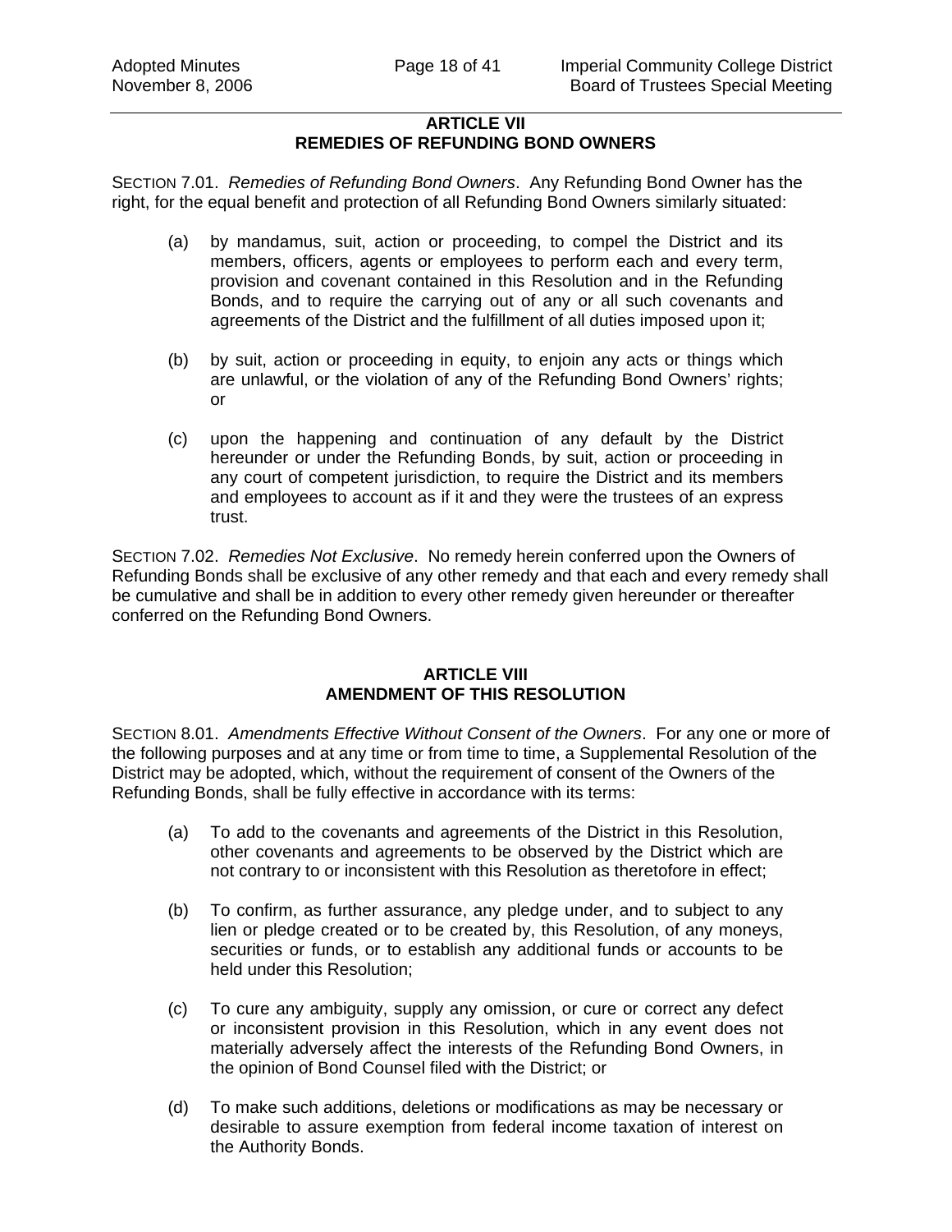## ARTICLE VII
## REMEDIES OF REFUNDING BOND OWNERS

SECTION 7.01. *Remedies of Refunding Bond Owners*. Any Refunding Bond Owner has the right, for the equal benefit and protection of all Refunding Bond Owners similarly situated:

(a) by mandamus, suit, action or proceeding, to compel the District and its members, officers, agents or employees to perform each and every term, provision and covenant contained in this Resolution and in the Refunding Bonds, and to require the carrying out of any or all such covenants and agreements of the District and the fulfillment of all duties imposed upon it;

(b) by suit, action or proceeding in equity, to enjoin any acts or things which are unlawful, or the violation of any of the Refunding Bond Owners' rights; or

(c) upon the happening and continuation of any default by the District hereunder or under the Refunding Bonds, by suit, action or proceeding in any court of competent jurisdiction, to require the District and its members and employees to account as if it and they were the trustees of an express trust.

SECTION 7.02. *Remedies Not Exclusive*. No remedy herein conferred upon the Owners of Refunding Bonds shall be exclusive of any other remedy and that each and every remedy shall be cumulative and shall be in addition to every other remedy given hereunder or thereafter conferred on the Refunding Bond Owners.

## ARTICLE VIII
## AMENDMENT OF THIS RESOLUTION

SECTION 8.01. *Amendments Effective Without Consent of the Owners*. For any one or more of the following purposes and at any time or from time to time, a Supplemental Resolution of the District may be adopted, which, without the requirement of consent of the Owners of the Refunding Bonds, shall be fully effective in accordance with its terms:

(a) To add to the covenants and agreements of the District in this Resolution, other covenants and agreements to be observed by the District which are not contrary to or inconsistent with this Resolution as theretofore in effect;

(b) To confirm, as further assurance, any pledge under, and to subject to any lien or pledge created or to be created by, this Resolution, of any moneys, securities or funds, or to establish any additional funds or accounts to be held under this Resolution;

(c) To cure any ambiguity, supply any omission, or cure or correct any defect or inconsistent provision in this Resolution, which in any event does not materially adversely affect the interests of the Refunding Bond Owners, in the opinion of Bond Counsel filed with the District; or

(d) To make such additions, deletions or modifications as may be necessary or desirable to assure exemption from federal income taxation of interest on the Authority Bonds.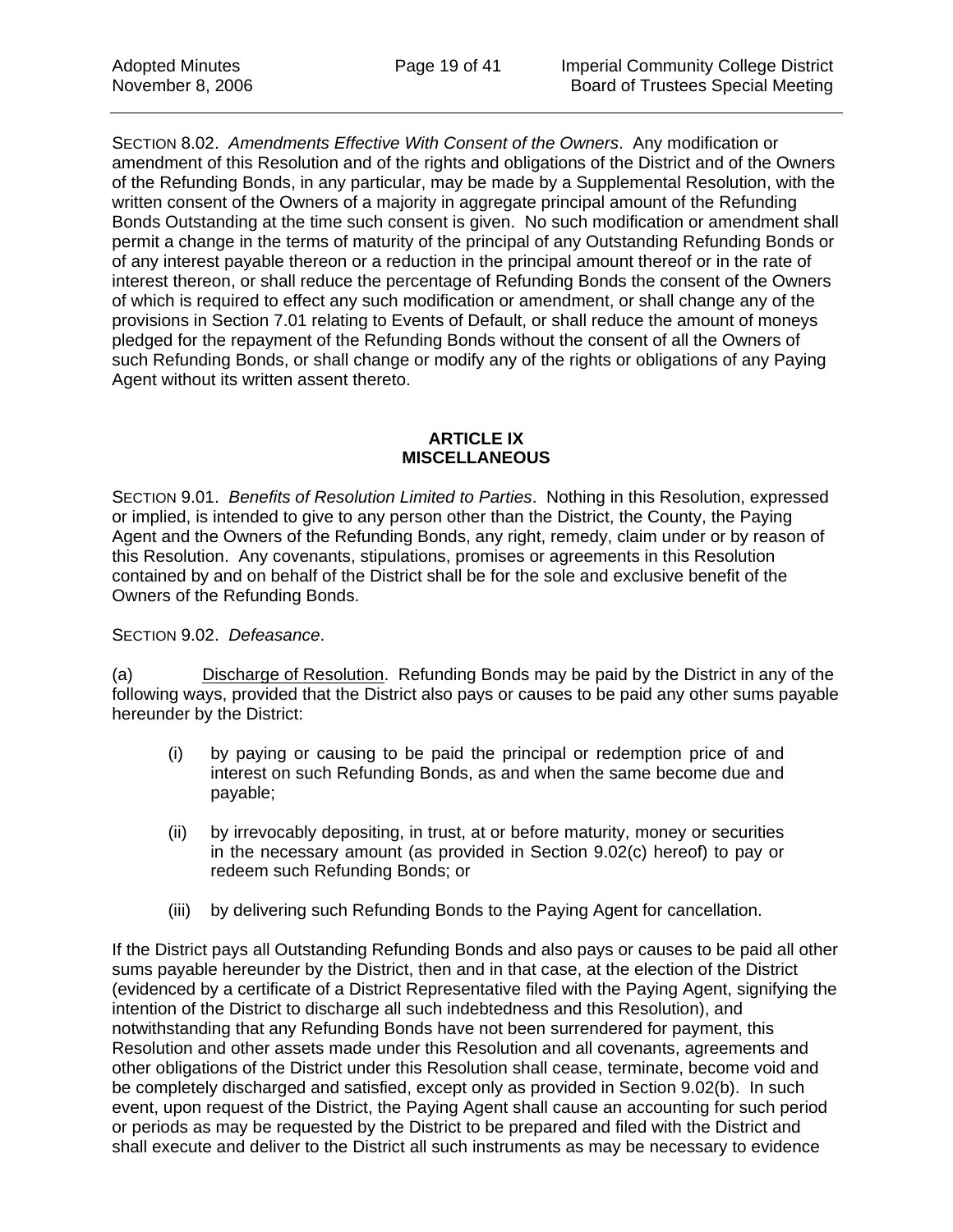SECTION 8.02. *Amendments Effective With Consent of the Owners*. Any modification or amendment of this Resolution and of the rights and obligations of the District and of the Owners of the Refunding Bonds, in any particular, may be made by a Supplemental Resolution, with the written consent of the Owners of a majority in aggregate principal amount of the Refunding Bonds Outstanding at the time such consent is given. No such modification or amendment shall permit a change in the terms of maturity of the principal of any Outstanding Refunding Bonds or of any interest payable thereon or a reduction in the principal amount thereof or in the rate of interest thereon, or shall reduce the percentage of Refunding Bonds the consent of the Owners of which is required to effect any such modification or amendment, or shall change any of the provisions in Section 7.01 relating to Events of Default, or shall reduce the amount of moneys pledged for the repayment of the Refunding Bonds without the consent of all the Owners of such Refunding Bonds, or shall change or modify any of the rights or obligations of any Paying Agent without its written assent thereto.

## ARTICLE IX
## MISCELLANEOUS

SECTION 9.01. *Benefits of Resolution Limited to Parties*. Nothing in this Resolution, expressed or implied, is intended to give to any person other than the District, the County, the Paying Agent and the Owners of the Refunding Bonds, any right, remedy, claim under or by reason of this Resolution. Any covenants, stipulations, promises or agreements in this Resolution contained by and on behalf of the District shall be for the sole and exclusive benefit of the Owners of the Refunding Bonds.

SECTION 9.02. *Defeasance*.

(a) Discharge of Resolution. Refunding Bonds may be paid by the District in any of the following ways, provided that the District also pays or causes to be paid any other sums payable hereunder by the District:

(i) by paying or causing to be paid the principal or redemption price of and interest on such Refunding Bonds, as and when the same become due and payable;

(ii) by irrevocably depositing, in trust, at or before maturity, money or securities in the necessary amount (as provided in Section 9.02(c) hereof) to pay or redeem such Refunding Bonds; or

(iii) by delivering such Refunding Bonds to the Paying Agent for cancellation.

If the District pays all Outstanding Refunding Bonds and also pays or causes to be paid all other sums payable hereunder by the District, then and in that case, at the election of the District (evidenced by a certificate of a District Representative filed with the Paying Agent, signifying the intention of the District to discharge all such indebtedness and this Resolution), and notwithstanding that any Refunding Bonds have not been surrendered for payment, this Resolution and other assets made under this Resolution and all covenants, agreements and other obligations of the District under this Resolution shall cease, terminate, become void and be completely discharged and satisfied, except only as provided in Section 9.02(b). In such event, upon request of the District, the Paying Agent shall cause an accounting for such period or periods as may be requested by the District to be prepared and filed with the District and shall execute and deliver to the District all such instruments as may be necessary to evidence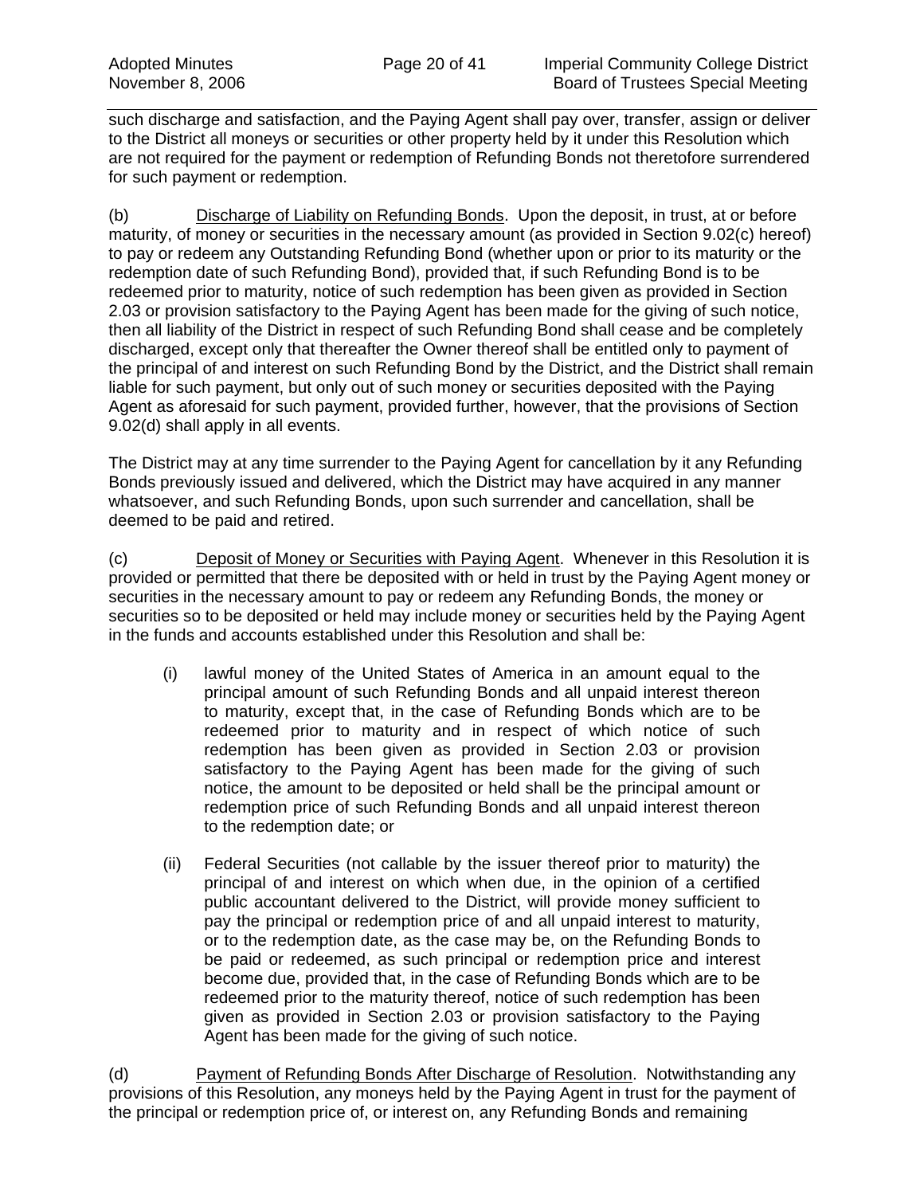such discharge and satisfaction, and the Paying Agent shall pay over, transfer, assign or deliver to the District all moneys or securities or other property held by it under this Resolution which are not required for the payment or redemption of Refunding Bonds not theretofore surrendered for such payment or redemption.

(b) Discharge of Liability on Refunding Bonds. Upon the deposit, in trust, at or before maturity, of money or securities in the necessary amount (as provided in Section 9.02(c) hereof) to pay or redeem any Outstanding Refunding Bond (whether upon or prior to its maturity or the redemption date of such Refunding Bond), provided that, if such Refunding Bond is to be redeemed prior to maturity, notice of such redemption has been given as provided in Section 2.03 or provision satisfactory to the Paying Agent has been made for the giving of such notice, then all liability of the District in respect of such Refunding Bond shall cease and be completely discharged, except only that thereafter the Owner thereof shall be entitled only to payment of the principal of and interest on such Refunding Bond by the District, and the District shall remain liable for such payment, but only out of such money or securities deposited with the Paying Agent as aforesaid for such payment, provided further, however, that the provisions of Section 9.02(d) shall apply in all events.

The District may at any time surrender to the Paying Agent for cancellation by it any Refunding Bonds previously issued and delivered, which the District may have acquired in any manner whatsoever, and such Refunding Bonds, upon such surrender and cancellation, shall be deemed to be paid and retired.

(c) Deposit of Money or Securities with Paying Agent. Whenever in this Resolution it is provided or permitted that there be deposited with or held in trust by the Paying Agent money or securities in the necessary amount to pay or redeem any Refunding Bonds, the money or securities so to be deposited or held may include money or securities held by the Paying Agent in the funds and accounts established under this Resolution and shall be:

(i) lawful money of the United States of America in an amount equal to the principal amount of such Refunding Bonds and all unpaid interest thereon to maturity, except that, in the case of Refunding Bonds which are to be redeemed prior to maturity and in respect of which notice of such redemption has been given as provided in Section 2.03 or provision satisfactory to the Paying Agent has been made for the giving of such notice, the amount to be deposited or held shall be the principal amount or redemption price of such Refunding Bonds and all unpaid interest thereon to the redemption date; or

(ii) Federal Securities (not callable by the issuer thereof prior to maturity) the principal of and interest on which when due, in the opinion of a certified public accountant delivered to the District, will provide money sufficient to pay the principal or redemption price of and all unpaid interest to maturity, or to the redemption date, as the case may be, on the Refunding Bonds to be paid or redeemed, as such principal or redemption price and interest become due, provided that, in the case of Refunding Bonds which are to be redeemed prior to the maturity thereof, notice of such redemption has been given as provided in Section 2.03 or provision satisfactory to the Paying Agent has been made for the giving of such notice.

(d) Payment of Refunding Bonds After Discharge of Resolution. Notwithstanding any provisions of this Resolution, any moneys held by the Paying Agent in trust for the payment of the principal or redemption price of, or interest on, any Refunding Bonds and remaining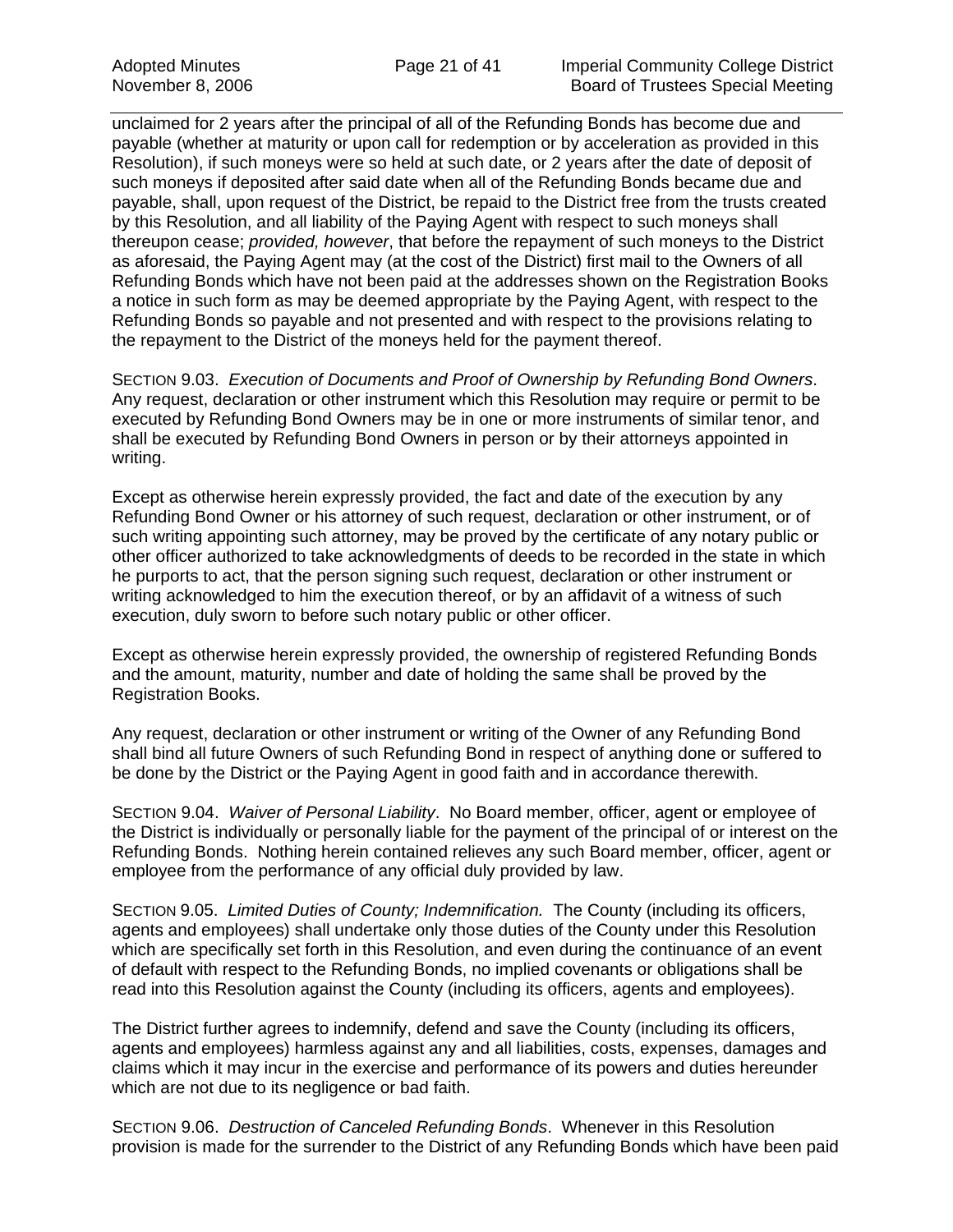unclaimed for 2 years after the principal of all of the Refunding Bonds has become due and payable (whether at maturity or upon call for redemption or by acceleration as provided in this Resolution), if such moneys were so held at such date, or 2 years after the date of deposit of such moneys if deposited after said date when all of the Refunding Bonds became due and payable, shall, upon request of the District, be repaid to the District free from the trusts created by this Resolution, and all liability of the Paying Agent with respect to such moneys shall thereupon cease; *provided, however*, that before the repayment of such moneys to the District as aforesaid, the Paying Agent may (at the cost of the District) first mail to the Owners of all Refunding Bonds which have not been paid at the addresses shown on the Registration Books a notice in such form as may be deemed appropriate by the Paying Agent, with respect to the Refunding Bonds so payable and not presented and with respect to the provisions relating to the repayment to the District of the moneys held for the payment thereof.

SECTION 9.03. *Execution of Documents and Proof of Ownership by Refunding Bond Owners*. Any request, declaration or other instrument which this Resolution may require or permit to be executed by Refunding Bond Owners may be in one or more instruments of similar tenor, and shall be executed by Refunding Bond Owners in person or by their attorneys appointed in writing.

Except as otherwise herein expressly provided, the fact and date of the execution by any Refunding Bond Owner or his attorney of such request, declaration or other instrument, or of such writing appointing such attorney, may be proved by the certificate of any notary public or other officer authorized to take acknowledgments of deeds to be recorded in the state in which he purports to act, that the person signing such request, declaration or other instrument or writing acknowledged to him the execution thereof, or by an affidavit of a witness of such execution, duly sworn to before such notary public or other officer.

Except as otherwise herein expressly provided, the ownership of registered Refunding Bonds and the amount, maturity, number and date of holding the same shall be proved by the Registration Books.

Any request, declaration or other instrument or writing of the Owner of any Refunding Bond shall bind all future Owners of such Refunding Bond in respect of anything done or suffered to be done by the District or the Paying Agent in good faith and in accordance therewith.

SECTION 9.04. *Waiver of Personal Liability*. No Board member, officer, agent or employee of the District is individually or personally liable for the payment of the principal of or interest on the Refunding Bonds. Nothing herein contained relieves any such Board member, officer, agent or employee from the performance of any official duly provided by law.

SECTION 9.05. *Limited Duties of County; Indemnification.* The County (including its officers, agents and employees) shall undertake only those duties of the County under this Resolution which are specifically set forth in this Resolution, and even during the continuance of an event of default with respect to the Refunding Bonds, no implied covenants or obligations shall be read into this Resolution against the County (including its officers, agents and employees).

The District further agrees to indemnify, defend and save the County (including its officers, agents and employees) harmless against any and all liabilities, costs, expenses, damages and claims which it may incur in the exercise and performance of its powers and duties hereunder which are not due to its negligence or bad faith.

SECTION 9.06. *Destruction of Canceled Refunding Bonds*. Whenever in this Resolution provision is made for the surrender to the District of any Refunding Bonds which have been paid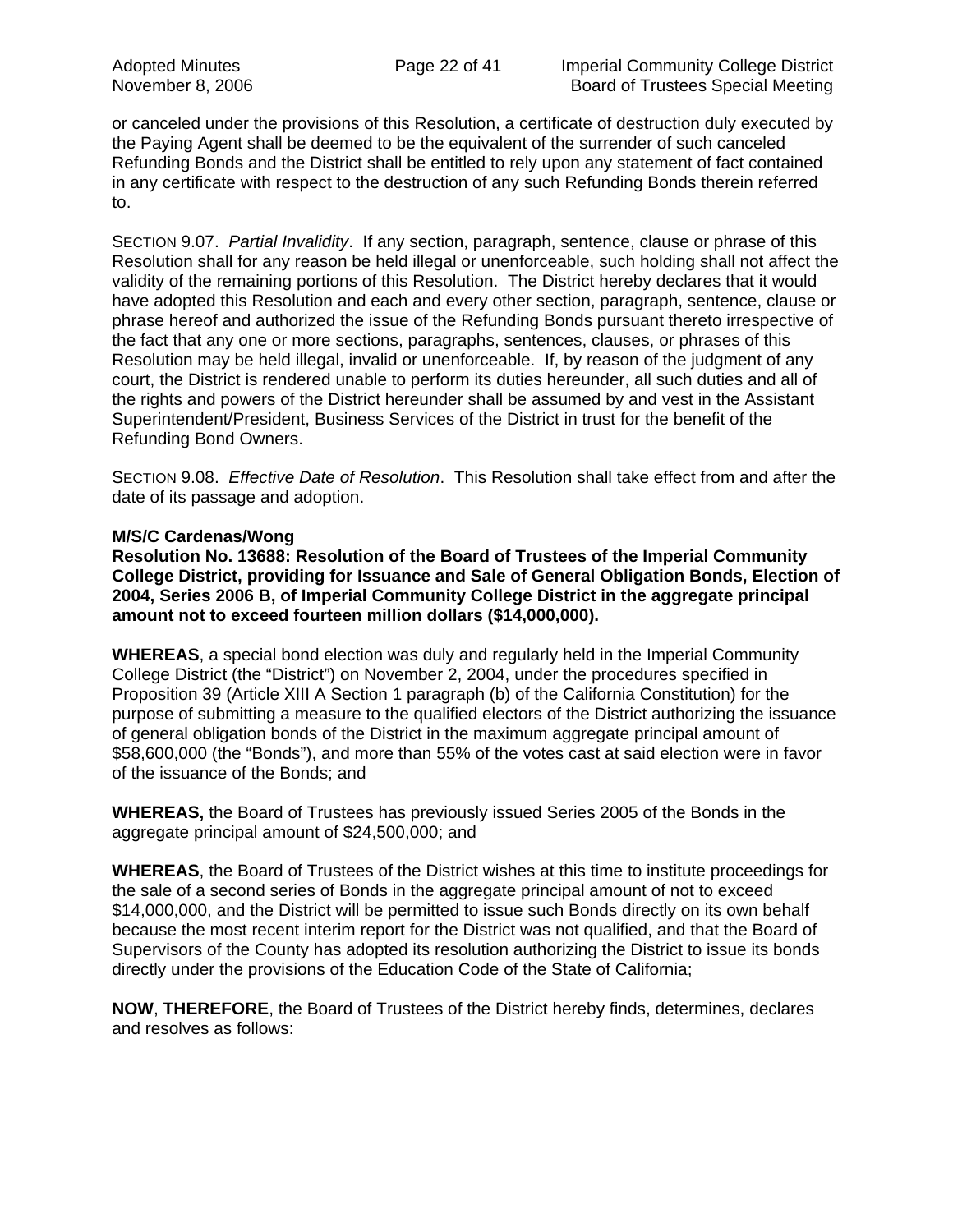or canceled under the provisions of this Resolution, a certificate of destruction duly executed by the Paying Agent shall be deemed to be the equivalent of the surrender of such canceled Refunding Bonds and the District shall be entitled to rely upon any statement of fact contained in any certificate with respect to the destruction of any such Refunding Bonds therein referred to.

SECTION 9.07. *Partial Invalidity*. If any section, paragraph, sentence, clause or phrase of this Resolution shall for any reason be held illegal or unenforceable, such holding shall not affect the validity of the remaining portions of this Resolution. The District hereby declares that it would have adopted this Resolution and each and every other section, paragraph, sentence, clause or phrase hereof and authorized the issue of the Refunding Bonds pursuant thereto irrespective of the fact that any one or more sections, paragraphs, sentences, clauses, or phrases of this Resolution may be held illegal, invalid or unenforceable. If, by reason of the judgment of any court, the District is rendered unable to perform its duties hereunder, all such duties and all of the rights and powers of the District hereunder shall be assumed by and vest in the Assistant Superintendent/President, Business Services of the District in trust for the benefit of the Refunding Bond Owners.

SECTION 9.08. *Effective Date of Resolution*. This Resolution shall take effect from and after the date of its passage and adoption.

**M/S/C Cardenas/Wong**
**Resolution No. 13688: Resolution of the Board of Trustees of the Imperial Community College District, providing for Issuance and Sale of General Obligation Bonds, Election of 2004, Series 2006 B, of Imperial Community College District in the aggregate principal amount not to exceed fourteen million dollars ($14,000,000).**

**WHEREAS**, a special bond election was duly and regularly held in the Imperial Community College District (the "District") on November 2, 2004, under the procedures specified in Proposition 39 (Article XIII A Section 1 paragraph (b) of the California Constitution) for the purpose of submitting a measure to the qualified electors of the District authorizing the issuance of general obligation bonds of the District in the maximum aggregate principal amount of $58,600,000 (the "Bonds"), and more than 55% of the votes cast at said election were in favor of the issuance of the Bonds; and

**WHEREAS,** the Board of Trustees has previously issued Series 2005 of the Bonds in the aggregate principal amount of $24,500,000; and

**WHEREAS**, the Board of Trustees of the District wishes at this time to institute proceedings for the sale of a second series of Bonds in the aggregate principal amount of not to exceed $14,000,000, and the District will be permitted to issue such Bonds directly on its own behalf because the most recent interim report for the District was not qualified, and that the Board of Supervisors of the County has adopted its resolution authorizing the District to issue its bonds directly under the provisions of the Education Code of the State of California;

**NOW**, **THEREFORE**, the Board of Trustees of the District hereby finds, determines, declares and resolves as follows: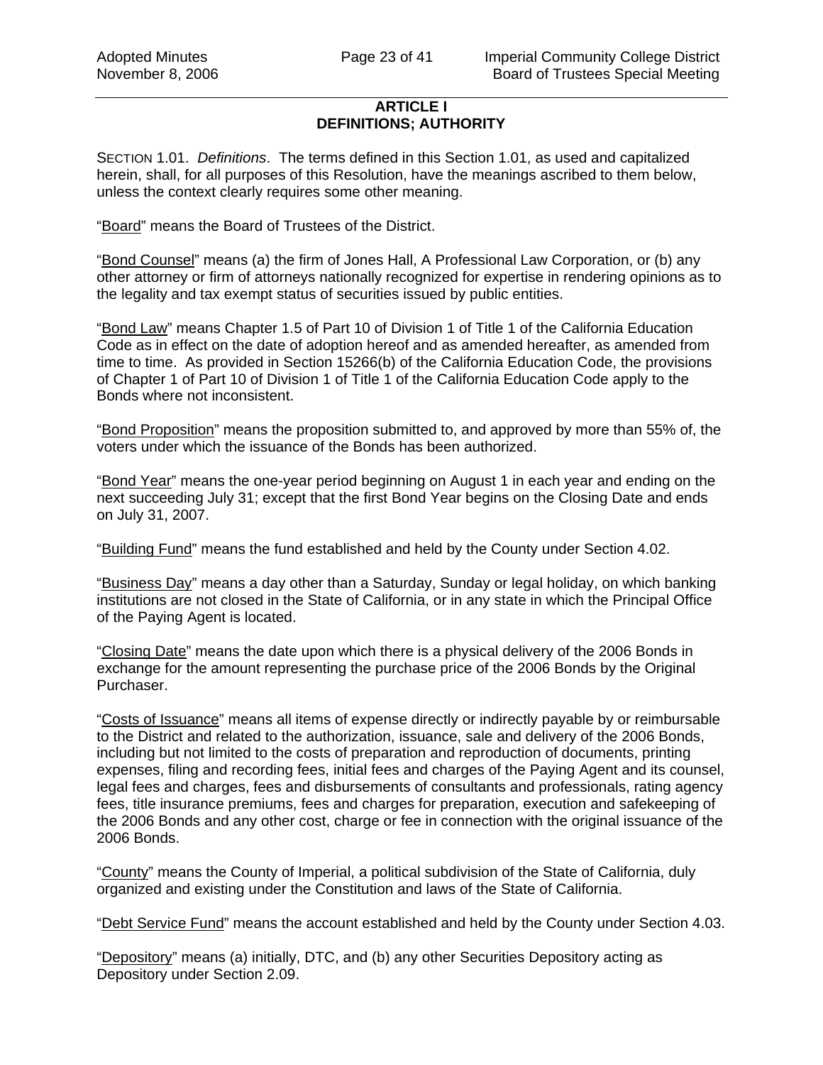## ARTICLE I
## DEFINITIONS; AUTHORITY

SECTION 1.01. *Definitions*. The terms defined in this Section 1.01, as used and capitalized herein, shall, for all purposes of this Resolution, have the meanings ascribed to them below, unless the context clearly requires some other meaning.

"Board" means the Board of Trustees of the District.

"Bond Counsel" means (a) the firm of Jones Hall, A Professional Law Corporation, or (b) any other attorney or firm of attorneys nationally recognized for expertise in rendering opinions as to the legality and tax exempt status of securities issued by public entities.

"Bond Law" means Chapter 1.5 of Part 10 of Division 1 of Title 1 of the California Education Code as in effect on the date of adoption hereof and as amended hereafter, as amended from time to time. As provided in Section 15266(b) of the California Education Code, the provisions of Chapter 1 of Part 10 of Division 1 of Title 1 of the California Education Code apply to the Bonds where not inconsistent.

"Bond Proposition" means the proposition submitted to, and approved by more than 55% of, the voters under which the issuance of the Bonds has been authorized.

"Bond Year" means the one-year period beginning on August 1 in each year and ending on the next succeeding July 31; except that the first Bond Year begins on the Closing Date and ends on July 31, 2007.

"Building Fund" means the fund established and held by the County under Section 4.02.

"Business Day" means a day other than a Saturday, Sunday or legal holiday, on which banking institutions are not closed in the State of California, or in any state in which the Principal Office of the Paying Agent is located.

"Closing Date" means the date upon which there is a physical delivery of the 2006 Bonds in exchange for the amount representing the purchase price of the 2006 Bonds by the Original Purchaser.

"Costs of Issuance" means all items of expense directly or indirectly payable by or reimbursable to the District and related to the authorization, issuance, sale and delivery of the 2006 Bonds, including but not limited to the costs of preparation and reproduction of documents, printing expenses, filing and recording fees, initial fees and charges of the Paying Agent and its counsel, legal fees and charges, fees and disbursements of consultants and professionals, rating agency fees, title insurance premiums, fees and charges for preparation, execution and safekeeping of the 2006 Bonds and any other cost, charge or fee in connection with the original issuance of the 2006 Bonds.

"County" means the County of Imperial, a political subdivision of the State of California, duly organized and existing under the Constitution and laws of the State of California.

"Debt Service Fund" means the account established and held by the County under Section 4.03.

"Depository" means (a) initially, DTC, and (b) any other Securities Depository acting as Depository under Section 2.09.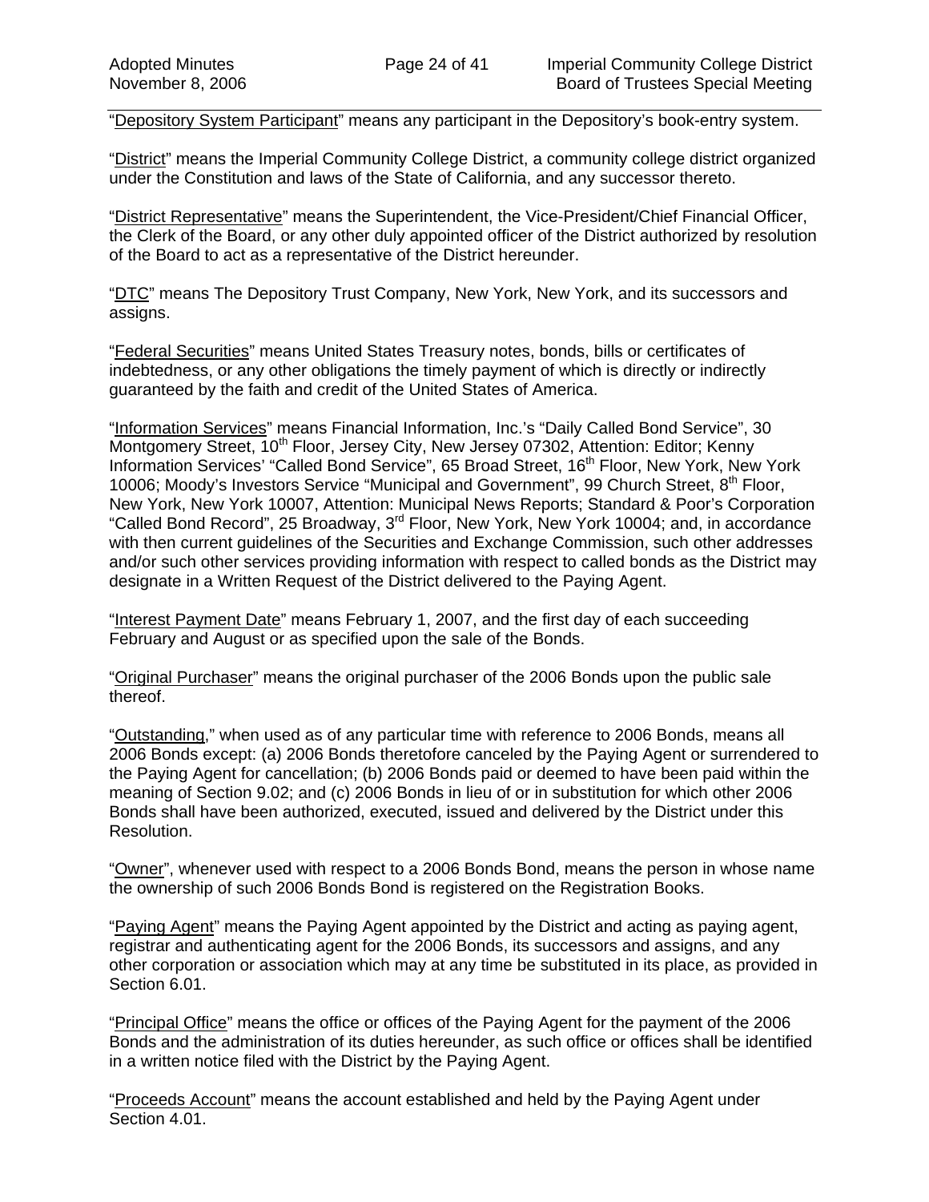"Depository System Participant" means any participant in the Depository's book-entry system.

"District" means the Imperial Community College District, a community college district organized under the Constitution and laws of the State of California, and any successor thereto.

"District Representative" means the Superintendent, the Vice-President/Chief Financial Officer, the Clerk of the Board, or any other duly appointed officer of the District authorized by resolution of the Board to act as a representative of the District hereunder.

"DTC" means The Depository Trust Company, New York, New York, and its successors and assigns.

"Federal Securities" means United States Treasury notes, bonds, bills or certificates of indebtedness, or any other obligations the timely payment of which is directly or indirectly guaranteed by the faith and credit of the United States of America.

"Information Services" means Financial Information, Inc.'s "Daily Called Bond Service", 30 Montgomery Street, 10th Floor, Jersey City, New Jersey 07302, Attention: Editor; Kenny Information Services' "Called Bond Service", 65 Broad Street, 16th Floor, New York, New York 10006; Moody's Investors Service "Municipal and Government", 99 Church Street, 8th Floor, New York, New York 10007, Attention: Municipal News Reports; Standard & Poor's Corporation "Called Bond Record", 25 Broadway, 3rd Floor, New York, New York 10004; and, in accordance with then current guidelines of the Securities and Exchange Commission, such other addresses and/or such other services providing information with respect to called bonds as the District may designate in a Written Request of the District delivered to the Paying Agent.

"Interest Payment Date" means February 1, 2007, and the first day of each succeeding February and August or as specified upon the sale of the Bonds.

"Original Purchaser" means the original purchaser of the 2006 Bonds upon the public sale thereof.

"Outstanding," when used as of any particular time with reference to 2006 Bonds, means all 2006 Bonds except: (a) 2006 Bonds theretofore canceled by the Paying Agent or surrendered to the Paying Agent for cancellation; (b) 2006 Bonds paid or deemed to have been paid within the meaning of Section 9.02; and (c) 2006 Bonds in lieu of or in substitution for which other 2006 Bonds shall have been authorized, executed, issued and delivered by the District under this Resolution.

"Owner", whenever used with respect to a 2006 Bonds Bond, means the person in whose name the ownership of such 2006 Bonds Bond is registered on the Registration Books.

"Paying Agent" means the Paying Agent appointed by the District and acting as paying agent, registrar and authenticating agent for the 2006 Bonds, its successors and assigns, and any other corporation or association which may at any time be substituted in its place, as provided in Section 6.01.

"Principal Office" means the office or offices of the Paying Agent for the payment of the 2006 Bonds and the administration of its duties hereunder, as such office or offices shall be identified in a written notice filed with the District by the Paying Agent.

"Proceeds Account" means the account established and held by the Paying Agent under Section 4.01.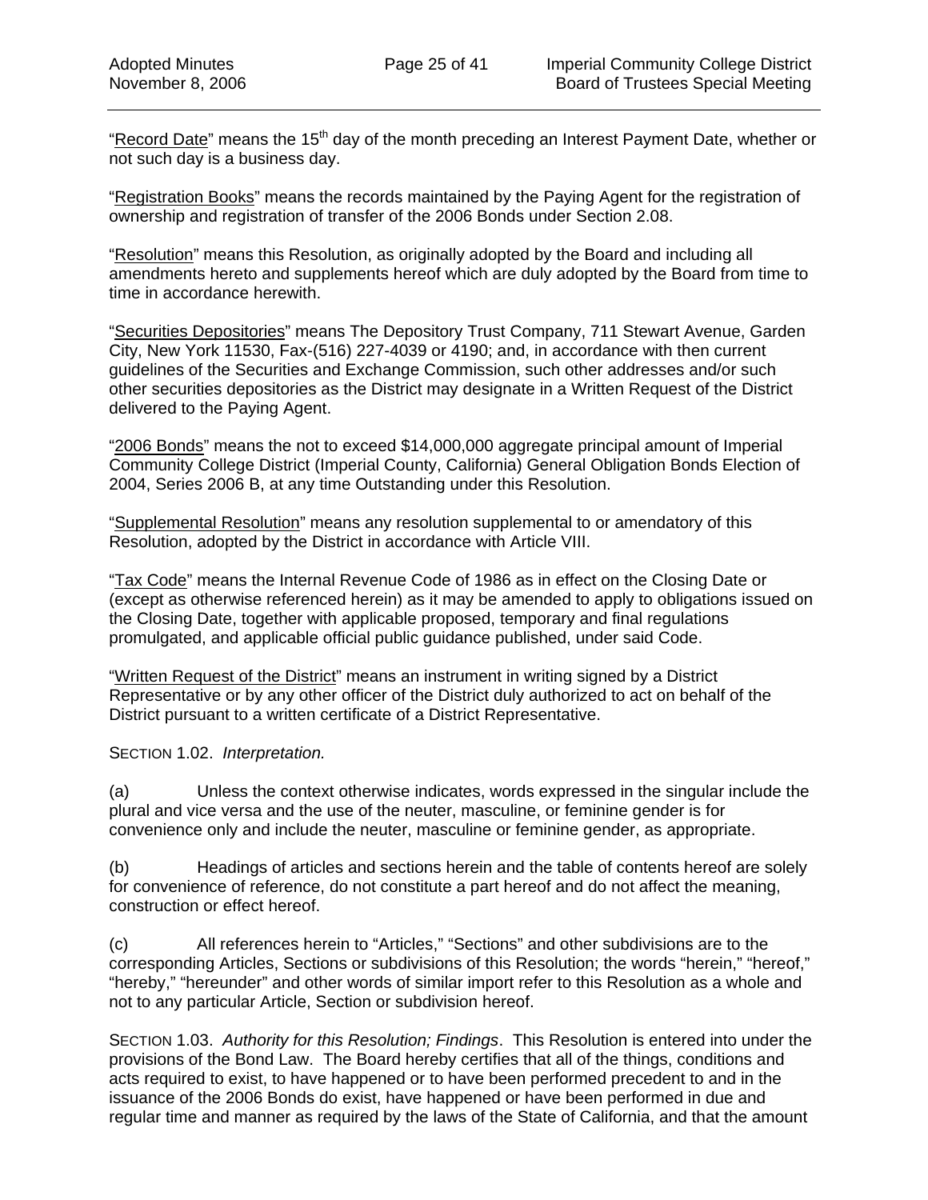"Record Date" means the 15th day of the month preceding an Interest Payment Date, whether or not such day is a business day.

"Registration Books" means the records maintained by the Paying Agent for the registration of ownership and registration of transfer of the 2006 Bonds under Section 2.08.

"Resolution" means this Resolution, as originally adopted by the Board and including all amendments hereto and supplements hereof which are duly adopted by the Board from time to time in accordance herewith.

"Securities Depositories" means The Depository Trust Company, 711 Stewart Avenue, Garden City, New York 11530, Fax-(516) 227-4039 or 4190; and, in accordance with then current guidelines of the Securities and Exchange Commission, such other addresses and/or such other securities depositories as the District may designate in a Written Request of the District delivered to the Paying Agent.

"2006 Bonds" means the not to exceed $14,000,000 aggregate principal amount of Imperial Community College District (Imperial County, California) General Obligation Bonds Election of 2004, Series 2006 B, at any time Outstanding under this Resolution.

"Supplemental Resolution" means any resolution supplemental to or amendatory of this Resolution, adopted by the District in accordance with Article VIII.

"Tax Code" means the Internal Revenue Code of 1986 as in effect on the Closing Date or (except as otherwise referenced herein) as it may be amended to apply to obligations issued on the Closing Date, together with applicable proposed, temporary and final regulations promulgated, and applicable official public guidance published, under said Code.

"Written Request of the District" means an instrument in writing signed by a District Representative or by any other officer of the District duly authorized to act on behalf of the District pursuant to a written certificate of a District Representative.

SECTION 1.02. *Interpretation.*

(a) Unless the context otherwise indicates, words expressed in the singular include the plural and vice versa and the use of the neuter, masculine, or feminine gender is for convenience only and include the neuter, masculine or feminine gender, as appropriate.

(b) Headings of articles and sections herein and the table of contents hereof are solely for convenience of reference, do not constitute a part hereof and do not affect the meaning, construction or effect hereof.

(c) All references herein to "Articles," "Sections" and other subdivisions are to the corresponding Articles, Sections or subdivisions of this Resolution; the words "herein," "hereof," "hereby," "hereunder" and other words of similar import refer to this Resolution as a whole and not to any particular Article, Section or subdivision hereof.

SECTION 1.03. *Authority for this Resolution; Findings*. This Resolution is entered into under the provisions of the Bond Law. The Board hereby certifies that all of the things, conditions and acts required to exist, to have happened or to have been performed precedent to and in the issuance of the 2006 Bonds do exist, have happened or have been performed in due and regular time and manner as required by the laws of the State of California, and that the amount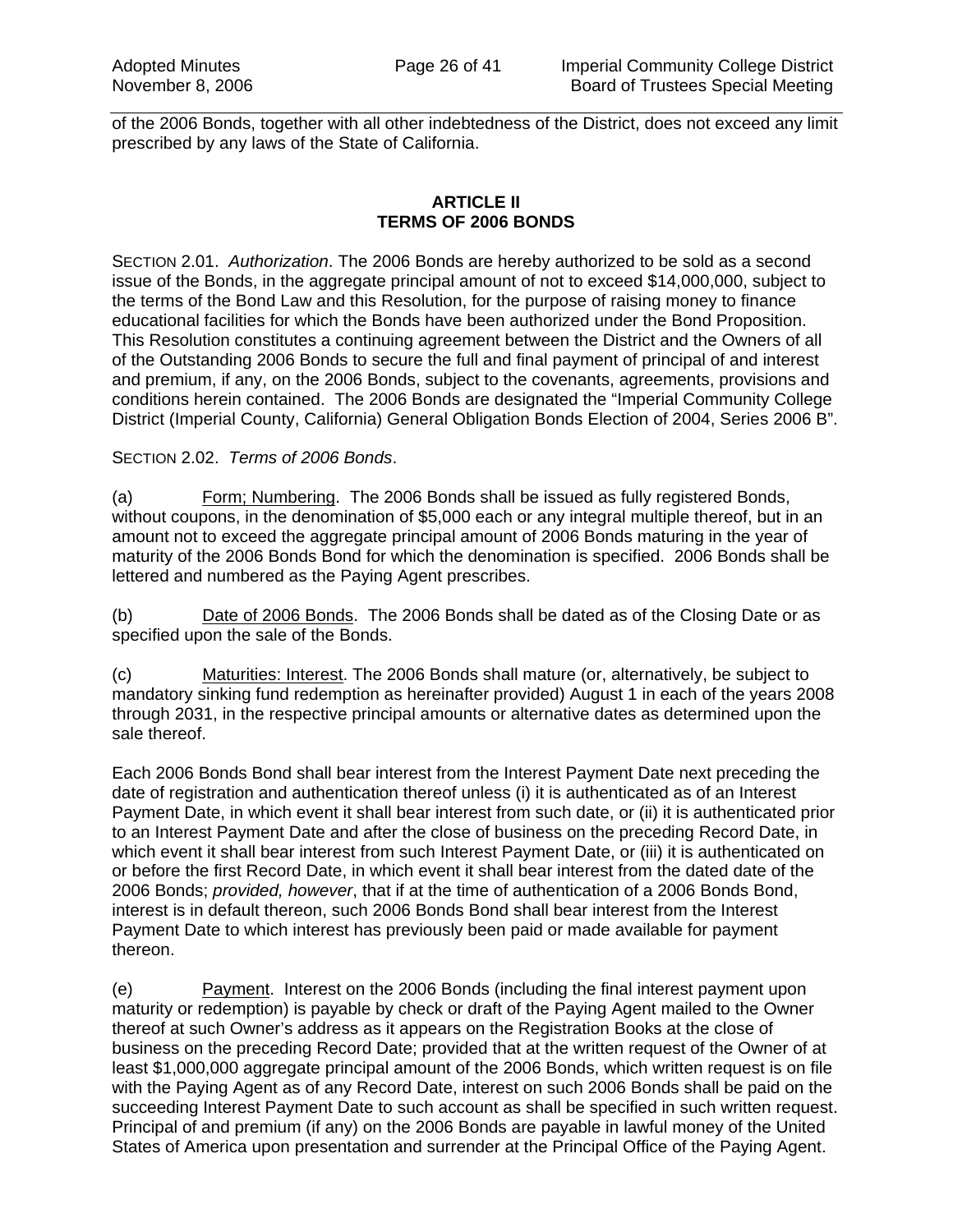of the 2006 Bonds, together with all other indebtedness of the District, does not exceed any limit prescribed by any laws of the State of California.

**ARTICLE II**
**TERMS OF 2006 BONDS**

SECTION 2.01. *Authorization*. The 2006 Bonds are hereby authorized to be sold as a second issue of the Bonds, in the aggregate principal amount of not to exceed $14,000,000, subject to the terms of the Bond Law and this Resolution, for the purpose of raising money to finance educational facilities for which the Bonds have been authorized under the Bond Proposition. This Resolution constitutes a continuing agreement between the District and the Owners of all of the Outstanding 2006 Bonds to secure the full and final payment of principal of and interest and premium, if any, on the 2006 Bonds, subject to the covenants, agreements, provisions and conditions herein contained. The 2006 Bonds are designated the "Imperial Community College District (Imperial County, California) General Obligation Bonds Election of 2004, Series 2006 B".

SECTION 2.02. *Terms of 2006 Bonds*.

(a) Form; Numbering. The 2006 Bonds shall be issued as fully registered Bonds, without coupons, in the denomination of $5,000 each or any integral multiple thereof, but in an amount not to exceed the aggregate principal amount of 2006 Bonds maturing in the year of maturity of the 2006 Bonds Bond for which the denomination is specified. 2006 Bonds shall be lettered and numbered as the Paying Agent prescribes.

(b) Date of 2006 Bonds. The 2006 Bonds shall be dated as of the Closing Date or as specified upon the sale of the Bonds.

(c) Maturities: Interest. The 2006 Bonds shall mature (or, alternatively, be subject to mandatory sinking fund redemption as hereinafter provided) August 1 in each of the years 2008 through 2031, in the respective principal amounts or alternative dates as determined upon the sale thereof.

Each 2006 Bonds Bond shall bear interest from the Interest Payment Date next preceding the date of registration and authentication thereof unless (i) it is authenticated as of an Interest Payment Date, in which event it shall bear interest from such date, or (ii) it is authenticated prior to an Interest Payment Date and after the close of business on the preceding Record Date, in which event it shall bear interest from such Interest Payment Date, or (iii) it is authenticated on or before the first Record Date, in which event it shall bear interest from the dated date of the 2006 Bonds; *provided, however*, that if at the time of authentication of a 2006 Bonds Bond, interest is in default thereon, such 2006 Bonds Bond shall bear interest from the Interest Payment Date to which interest has previously been paid or made available for payment thereon.

(e) Payment. Interest on the 2006 Bonds (including the final interest payment upon maturity or redemption) is payable by check or draft of the Paying Agent mailed to the Owner thereof at such Owner's address as it appears on the Registration Books at the close of business on the preceding Record Date; provided that at the written request of the Owner of at least $1,000,000 aggregate principal amount of the 2006 Bonds, which written request is on file with the Paying Agent as of any Record Date, interest on such 2006 Bonds shall be paid on the succeeding Interest Payment Date to such account as shall be specified in such written request. Principal of and premium (if any) on the 2006 Bonds are payable in lawful money of the United States of America upon presentation and surrender at the Principal Office of the Paying Agent.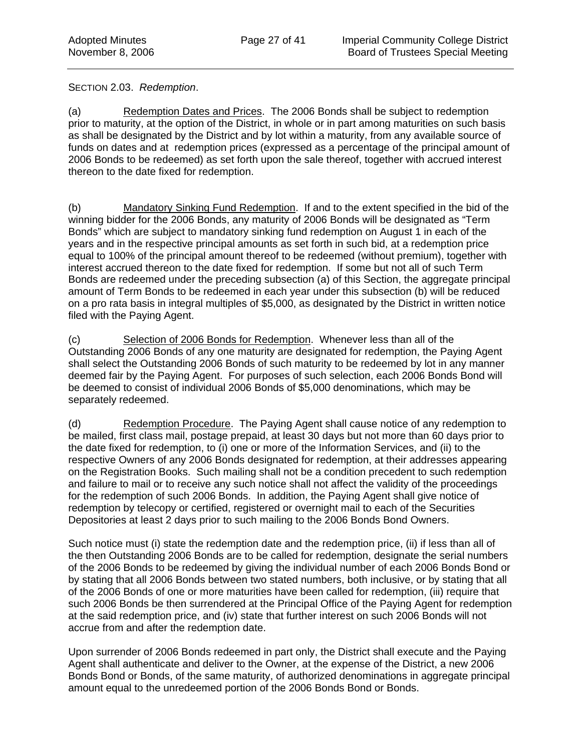SECTION 2.03. *Redemption*.

(a) Redemption Dates and Prices. The 2006 Bonds shall be subject to redemption prior to maturity, at the option of the District, in whole or in part among maturities on such basis as shall be designated by the District and by lot within a maturity, from any available source of funds on dates and at redemption prices (expressed as a percentage of the principal amount of 2006 Bonds to be redeemed) as set forth upon the sale thereof, together with accrued interest thereon to the date fixed for redemption.

(b) Mandatory Sinking Fund Redemption. If and to the extent specified in the bid of the winning bidder for the 2006 Bonds, any maturity of 2006 Bonds will be designated as "Term Bonds" which are subject to mandatory sinking fund redemption on August 1 in each of the years and in the respective principal amounts as set forth in such bid, at a redemption price equal to 100% of the principal amount thereof to be redeemed (without premium), together with interest accrued thereon to the date fixed for redemption. If some but not all of such Term Bonds are redeemed under the preceding subsection (a) of this Section, the aggregate principal amount of Term Bonds to be redeemed in each year under this subsection (b) will be reduced on a pro rata basis in integral multiples of $5,000, as designated by the District in written notice filed with the Paying Agent.

(c) Selection of 2006 Bonds for Redemption. Whenever less than all of the Outstanding 2006 Bonds of any one maturity are designated for redemption, the Paying Agent shall select the Outstanding 2006 Bonds of such maturity to be redeemed by lot in any manner deemed fair by the Paying Agent. For purposes of such selection, each 2006 Bonds Bond will be deemed to consist of individual 2006 Bonds of $5,000 denominations, which may be separately redeemed.

(d) Redemption Procedure. The Paying Agent shall cause notice of any redemption to be mailed, first class mail, postage prepaid, at least 30 days but not more than 60 days prior to the date fixed for redemption, to (i) one or more of the Information Services, and (ii) to the respective Owners of any 2006 Bonds designated for redemption, at their addresses appearing on the Registration Books. Such mailing shall not be a condition precedent to such redemption and failure to mail or to receive any such notice shall not affect the validity of the proceedings for the redemption of such 2006 Bonds. In addition, the Paying Agent shall give notice of redemption by telecopy or certified, registered or overnight mail to each of the Securities Depositories at least 2 days prior to such mailing to the 2006 Bonds Bond Owners.

Such notice must (i) state the redemption date and the redemption price, (ii) if less than all of the then Outstanding 2006 Bonds are to be called for redemption, designate the serial numbers of the 2006 Bonds to be redeemed by giving the individual number of each 2006 Bonds Bond or by stating that all 2006 Bonds between two stated numbers, both inclusive, or by stating that all of the 2006 Bonds of one or more maturities have been called for redemption, (iii) require that such 2006 Bonds be then surrendered at the Principal Office of the Paying Agent for redemption at the said redemption price, and (iv) state that further interest on such 2006 Bonds will not accrue from and after the redemption date.

Upon surrender of 2006 Bonds redeemed in part only, the District shall execute and the Paying Agent shall authenticate and deliver to the Owner, at the expense of the District, a new 2006 Bonds Bond or Bonds, of the same maturity, of authorized denominations in aggregate principal amount equal to the unredeemed portion of the 2006 Bonds Bond or Bonds.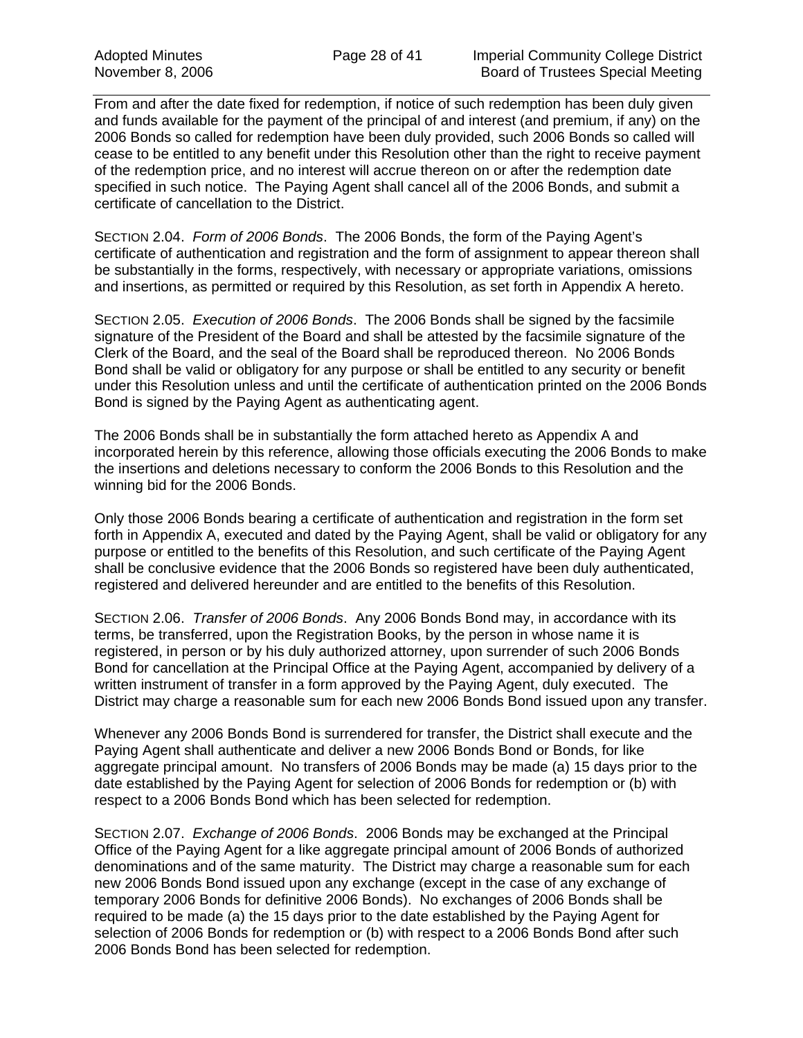From and after the date fixed for redemption, if notice of such redemption has been duly given and funds available for the payment of the principal of and interest (and premium, if any) on the 2006 Bonds so called for redemption have been duly provided, such 2006 Bonds so called will cease to be entitled to any benefit under this Resolution other than the right to receive payment of the redemption price, and no interest will accrue thereon on or after the redemption date specified in such notice. The Paying Agent shall cancel all of the 2006 Bonds, and submit a certificate of cancellation to the District.

SECTION 2.04. *Form of 2006 Bonds*. The 2006 Bonds, the form of the Paying Agent's certificate of authentication and registration and the form of assignment to appear thereon shall be substantially in the forms, respectively, with necessary or appropriate variations, omissions and insertions, as permitted or required by this Resolution, as set forth in Appendix A hereto.

SECTION 2.05. *Execution of 2006 Bonds*. The 2006 Bonds shall be signed by the facsimile signature of the President of the Board and shall be attested by the facsimile signature of the Clerk of the Board, and the seal of the Board shall be reproduced thereon. No 2006 Bonds Bond shall be valid or obligatory for any purpose or shall be entitled to any security or benefit under this Resolution unless and until the certificate of authentication printed on the 2006 Bonds Bond is signed by the Paying Agent as authenticating agent.

The 2006 Bonds shall be in substantially the form attached hereto as Appendix A and incorporated herein by this reference, allowing those officials executing the 2006 Bonds to make the insertions and deletions necessary to conform the 2006 Bonds to this Resolution and the winning bid for the 2006 Bonds.

Only those 2006 Bonds bearing a certificate of authentication and registration in the form set forth in Appendix A, executed and dated by the Paying Agent, shall be valid or obligatory for any purpose or entitled to the benefits of this Resolution, and such certificate of the Paying Agent shall be conclusive evidence that the 2006 Bonds so registered have been duly authenticated, registered and delivered hereunder and are entitled to the benefits of this Resolution.

SECTION 2.06. *Transfer of 2006 Bonds*. Any 2006 Bonds Bond may, in accordance with its terms, be transferred, upon the Registration Books, by the person in whose name it is registered, in person or by his duly authorized attorney, upon surrender of such 2006 Bonds Bond for cancellation at the Principal Office at the Paying Agent, accompanied by delivery of a written instrument of transfer in a form approved by the Paying Agent, duly executed. The District may charge a reasonable sum for each new 2006 Bonds Bond issued upon any transfer.

Whenever any 2006 Bonds Bond is surrendered for transfer, the District shall execute and the Paying Agent shall authenticate and deliver a new 2006 Bonds Bond or Bonds, for like aggregate principal amount. No transfers of 2006 Bonds may be made (a) 15 days prior to the date established by the Paying Agent for selection of 2006 Bonds for redemption or (b) with respect to a 2006 Bonds Bond which has been selected for redemption.

SECTION 2.07. *Exchange of 2006 Bonds*. 2006 Bonds may be exchanged at the Principal Office of the Paying Agent for a like aggregate principal amount of 2006 Bonds of authorized denominations and of the same maturity. The District may charge a reasonable sum for each new 2006 Bonds Bond issued upon any exchange (except in the case of any exchange of temporary 2006 Bonds for definitive 2006 Bonds). No exchanges of 2006 Bonds shall be required to be made (a) the 15 days prior to the date established by the Paying Agent for selection of 2006 Bonds for redemption or (b) with respect to a 2006 Bonds Bond after such 2006 Bonds Bond has been selected for redemption.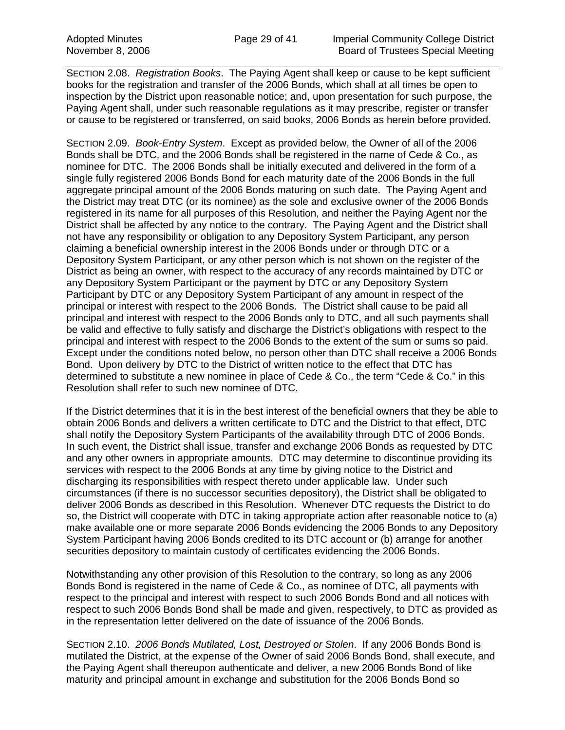SECTION 2.08. *Registration Books*. The Paying Agent shall keep or cause to be kept sufficient books for the registration and transfer of the 2006 Bonds, which shall at all times be open to inspection by the District upon reasonable notice; and, upon presentation for such purpose, the Paying Agent shall, under such reasonable regulations as it may prescribe, register or transfer or cause to be registered or transferred, on said books, 2006 Bonds as herein before provided.

SECTION 2.09. *Book-Entry System*. Except as provided below, the Owner of all of the 2006 Bonds shall be DTC, and the 2006 Bonds shall be registered in the name of Cede & Co., as nominee for DTC. The 2006 Bonds shall be initially executed and delivered in the form of a single fully registered 2006 Bonds Bond for each maturity date of the 2006 Bonds in the full aggregate principal amount of the 2006 Bonds maturing on such date. The Paying Agent and the District may treat DTC (or its nominee) as the sole and exclusive owner of the 2006 Bonds registered in its name for all purposes of this Resolution, and neither the Paying Agent nor the District shall be affected by any notice to the contrary. The Paying Agent and the District shall not have any responsibility or obligation to any Depository System Participant, any person claiming a beneficial ownership interest in the 2006 Bonds under or through DTC or a Depository System Participant, or any other person which is not shown on the register of the District as being an owner, with respect to the accuracy of any records maintained by DTC or any Depository System Participant or the payment by DTC or any Depository System Participant by DTC or any Depository System Participant of any amount in respect of the principal or interest with respect to the 2006 Bonds. The District shall cause to be paid all principal and interest with respect to the 2006 Bonds only to DTC, and all such payments shall be valid and effective to fully satisfy and discharge the District's obligations with respect to the principal and interest with respect to the 2006 Bonds to the extent of the sum or sums so paid. Except under the conditions noted below, no person other than DTC shall receive a 2006 Bonds Bond. Upon delivery by DTC to the District of written notice to the effect that DTC has determined to substitute a new nominee in place of Cede & Co., the term "Cede & Co." in this Resolution shall refer to such new nominee of DTC.

If the District determines that it is in the best interest of the beneficial owners that they be able to obtain 2006 Bonds and delivers a written certificate to DTC and the District to that effect, DTC shall notify the Depository System Participants of the availability through DTC of 2006 Bonds. In such event, the District shall issue, transfer and exchange 2006 Bonds as requested by DTC and any other owners in appropriate amounts. DTC may determine to discontinue providing its services with respect to the 2006 Bonds at any time by giving notice to the District and discharging its responsibilities with respect thereto under applicable law. Under such circumstances (if there is no successor securities depository), the District shall be obligated to deliver 2006 Bonds as described in this Resolution. Whenever DTC requests the District to do so, the District will cooperate with DTC in taking appropriate action after reasonable notice to (a) make available one or more separate 2006 Bonds evidencing the 2006 Bonds to any Depository System Participant having 2006 Bonds credited to its DTC account or (b) arrange for another securities depository to maintain custody of certificates evidencing the 2006 Bonds.

Notwithstanding any other provision of this Resolution to the contrary, so long as any 2006 Bonds Bond is registered in the name of Cede & Co., as nominee of DTC, all payments with respect to the principal and interest with respect to such 2006 Bonds Bond and all notices with respect to such 2006 Bonds Bond shall be made and given, respectively, to DTC as provided as in the representation letter delivered on the date of issuance of the 2006 Bonds.

SECTION 2.10. *2006 Bonds Mutilated, Lost, Destroyed or Stolen*. If any 2006 Bonds Bond is mutilated the District, at the expense of the Owner of said 2006 Bonds Bond, shall execute, and the Paying Agent shall thereupon authenticate and deliver, a new 2006 Bonds Bond of like maturity and principal amount in exchange and substitution for the 2006 Bonds Bond so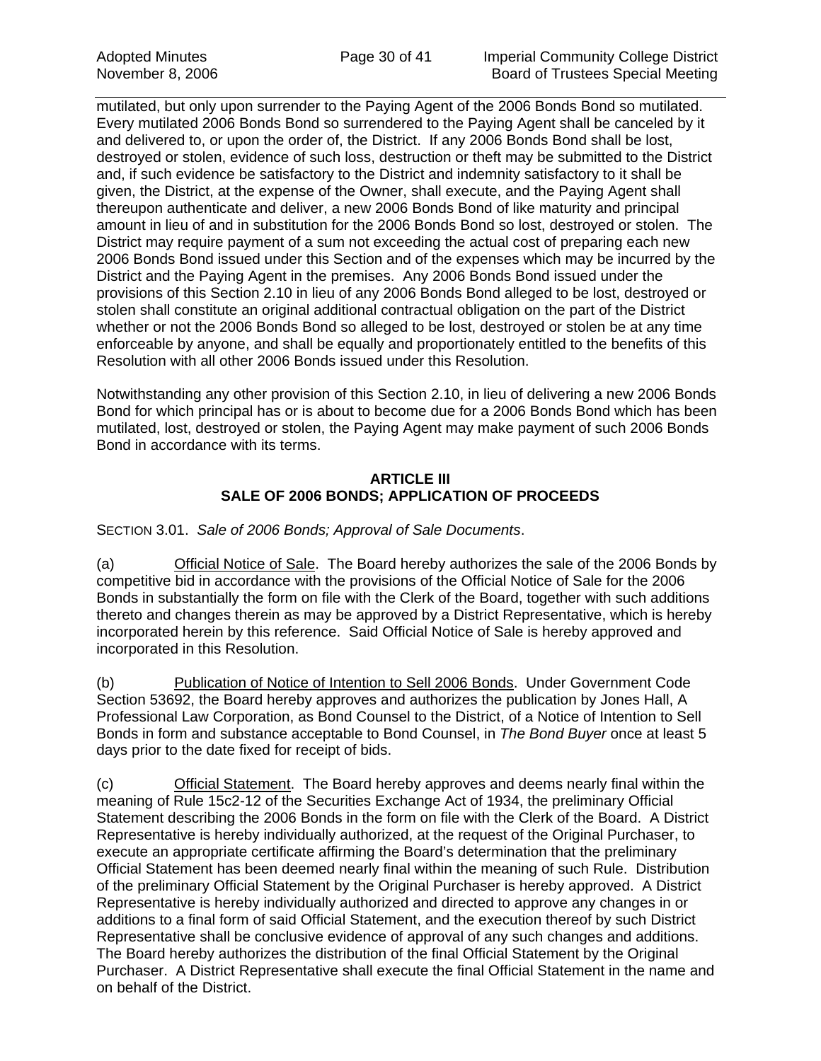mutilated, but only upon surrender to the Paying Agent of the 2006 Bonds Bond so mutilated. Every mutilated 2006 Bonds Bond so surrendered to the Paying Agent shall be canceled by it and delivered to, or upon the order of, the District. If any 2006 Bonds Bond shall be lost, destroyed or stolen, evidence of such loss, destruction or theft may be submitted to the District and, if such evidence be satisfactory to the District and indemnity satisfactory to it shall be given, the District, at the expense of the Owner, shall execute, and the Paying Agent shall thereupon authenticate and deliver, a new 2006 Bonds Bond of like maturity and principal amount in lieu of and in substitution for the 2006 Bonds Bond so lost, destroyed or stolen. The District may require payment of a sum not exceeding the actual cost of preparing each new 2006 Bonds Bond issued under this Section and of the expenses which may be incurred by the District and the Paying Agent in the premises. Any 2006 Bonds Bond issued under the provisions of this Section 2.10 in lieu of any 2006 Bonds Bond alleged to be lost, destroyed or stolen shall constitute an original additional contractual obligation on the part of the District whether or not the 2006 Bonds Bond so alleged to be lost, destroyed or stolen be at any time enforceable by anyone, and shall be equally and proportionately entitled to the benefits of this Resolution with all other 2006 Bonds issued under this Resolution.

Notwithstanding any other provision of this Section 2.10, in lieu of delivering a new 2006 Bonds Bond for which principal has or is about to become due for a 2006 Bonds Bond which has been mutilated, lost, destroyed or stolen, the Paying Agent may make payment of such 2006 Bonds Bond in accordance with its terms.

## ARTICLE III
## SALE OF 2006 BONDS; APPLICATION OF PROCEEDS

SECTION 3.01. *Sale of 2006 Bonds; Approval of Sale Documents*.

(a) Official Notice of Sale. The Board hereby authorizes the sale of the 2006 Bonds by competitive bid in accordance with the provisions of the Official Notice of Sale for the 2006 Bonds in substantially the form on file with the Clerk of the Board, together with such additions thereto and changes therein as may be approved by a District Representative, which is hereby incorporated herein by this reference. Said Official Notice of Sale is hereby approved and incorporated in this Resolution.

(b) Publication of Notice of Intention to Sell 2006 Bonds. Under Government Code Section 53692, the Board hereby approves and authorizes the publication by Jones Hall, A Professional Law Corporation, as Bond Counsel to the District, of a Notice of Intention to Sell Bonds in form and substance acceptable to Bond Counsel, in *The Bond Buyer* once at least 5 days prior to the date fixed for receipt of bids.

(c) Official Statement. The Board hereby approves and deems nearly final within the meaning of Rule 15c2-12 of the Securities Exchange Act of 1934, the preliminary Official Statement describing the 2006 Bonds in the form on file with the Clerk of the Board. A District Representative is hereby individually authorized, at the request of the Original Purchaser, to execute an appropriate certificate affirming the Board's determination that the preliminary Official Statement has been deemed nearly final within the meaning of such Rule. Distribution of the preliminary Official Statement by the Original Purchaser is hereby approved. A District Representative is hereby individually authorized and directed to approve any changes in or additions to a final form of said Official Statement, and the execution thereof by such District Representative shall be conclusive evidence of approval of any such changes and additions. The Board hereby authorizes the distribution of the final Official Statement by the Original Purchaser. A District Representative shall execute the final Official Statement in the name and on behalf of the District.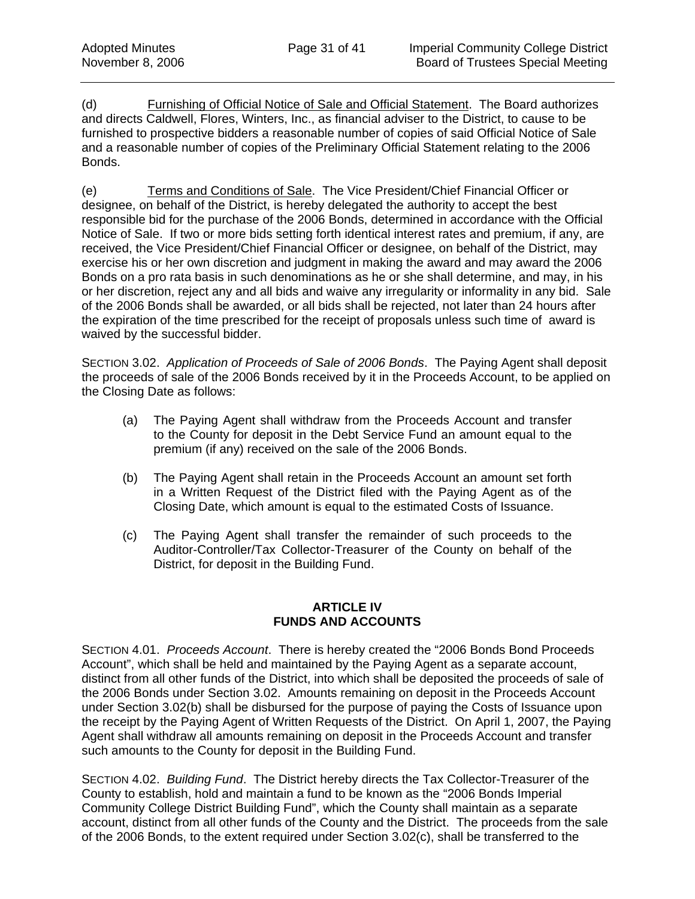(d) Furnishing of Official Notice of Sale and Official Statement. The Board authorizes and directs Caldwell, Flores, Winters, Inc., as financial adviser to the District, to cause to be furnished to prospective bidders a reasonable number of copies of said Official Notice of Sale and a reasonable number of copies of the Preliminary Official Statement relating to the 2006 Bonds.

(e) Terms and Conditions of Sale. The Vice President/Chief Financial Officer or designee, on behalf of the District, is hereby delegated the authority to accept the best responsible bid for the purchase of the 2006 Bonds, determined in accordance with the Official Notice of Sale. If two or more bids setting forth identical interest rates and premium, if any, are received, the Vice President/Chief Financial Officer or designee, on behalf of the District, may exercise his or her own discretion and judgment in making the award and may award the 2006 Bonds on a pro rata basis in such denominations as he or she shall determine, and may, in his or her discretion, reject any and all bids and waive any irregularity or informality in any bid. Sale of the 2006 Bonds shall be awarded, or all bids shall be rejected, not later than 24 hours after the expiration of the time prescribed for the receipt of proposals unless such time of award is waived by the successful bidder.

SECTION 3.02. *Application of Proceeds of Sale of 2006 Bonds*. The Paying Agent shall deposit the proceeds of sale of the 2006 Bonds received by it in the Proceeds Account, to be applied on the Closing Date as follows:

(a) The Paying Agent shall withdraw from the Proceeds Account and transfer to the County for deposit in the Debt Service Fund an amount equal to the premium (if any) received on the sale of the 2006 Bonds.

(b) The Paying Agent shall retain in the Proceeds Account an amount set forth in a Written Request of the District filed with the Paying Agent as of the Closing Date, which amount is equal to the estimated Costs of Issuance.

(c) The Paying Agent shall transfer the remainder of such proceeds to the Auditor-Controller/Tax Collector-Treasurer of the County on behalf of the District, for deposit in the Building Fund.

## ARTICLE IV
## FUNDS AND ACCOUNTS

SECTION 4.01. *Proceeds Account*. There is hereby created the "2006 Bonds Bond Proceeds Account", which shall be held and maintained by the Paying Agent as a separate account, distinct from all other funds of the District, into which shall be deposited the proceeds of sale of the 2006 Bonds under Section 3.02. Amounts remaining on deposit in the Proceeds Account under Section 3.02(b) shall be disbursed for the purpose of paying the Costs of Issuance upon the receipt by the Paying Agent of Written Requests of the District. On April 1, 2007, the Paying Agent shall withdraw all amounts remaining on deposit in the Proceeds Account and transfer such amounts to the County for deposit in the Building Fund.

SECTION 4.02. *Building Fund*. The District hereby directs the Tax Collector-Treasurer of the County to establish, hold and maintain a fund to be known as the "2006 Bonds Imperial Community College District Building Fund", which the County shall maintain as a separate account, distinct from all other funds of the County and the District. The proceeds from the sale of the 2006 Bonds, to the extent required under Section 3.02(c), shall be transferred to the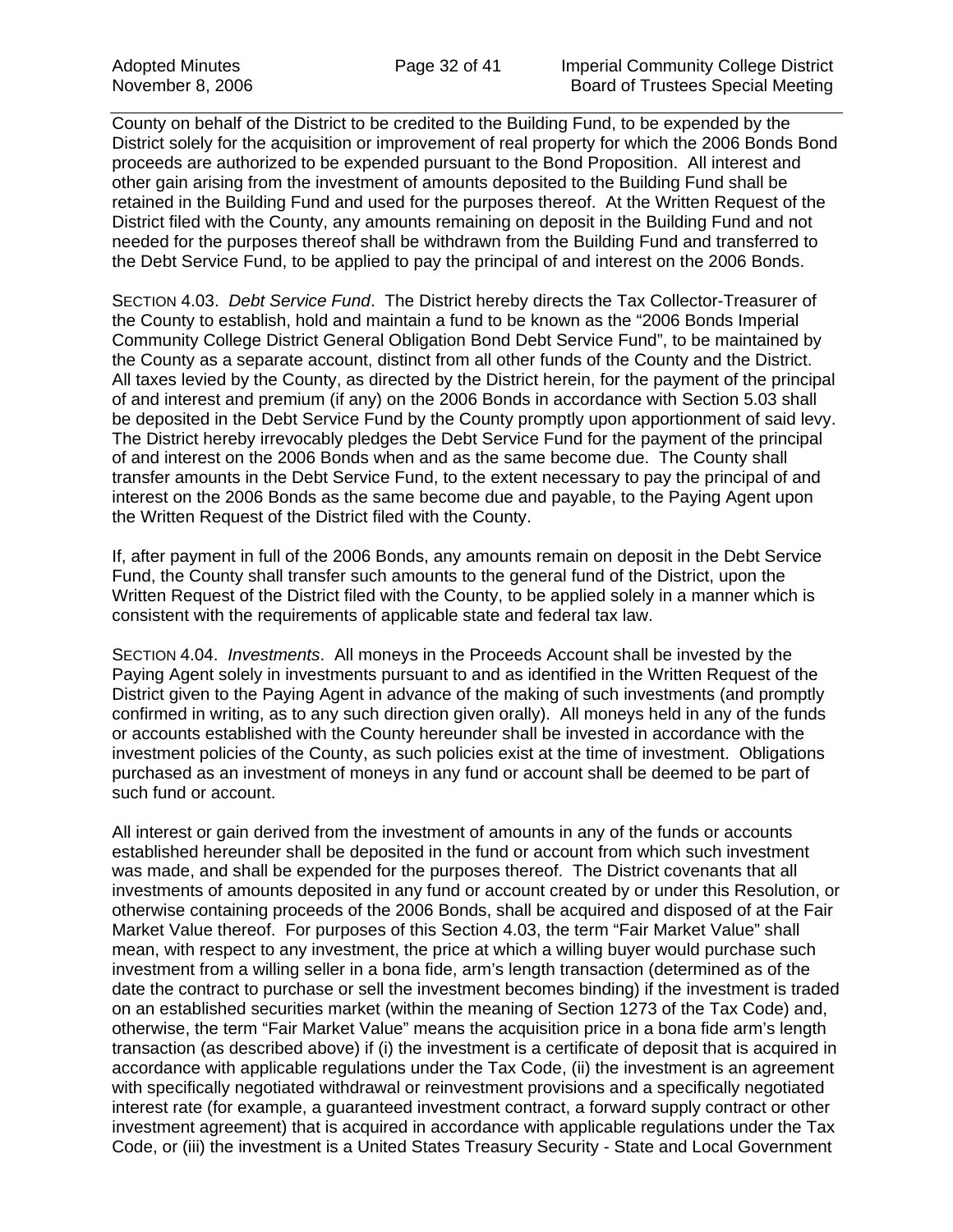County on behalf of the District to be credited to the Building Fund, to be expended by the District solely for the acquisition or improvement of real property for which the 2006 Bonds Bond proceeds are authorized to be expended pursuant to the Bond Proposition. All interest and other gain arising from the investment of amounts deposited to the Building Fund shall be retained in the Building Fund and used for the purposes thereof. At the Written Request of the District filed with the County, any amounts remaining on deposit in the Building Fund and not needed for the purposes thereof shall be withdrawn from the Building Fund and transferred to the Debt Service Fund, to be applied to pay the principal of and interest on the 2006 Bonds.

SECTION 4.03. *Debt Service Fund*. The District hereby directs the Tax Collector-Treasurer of the County to establish, hold and maintain a fund to be known as the "2006 Bonds Imperial Community College District General Obligation Bond Debt Service Fund", to be maintained by the County as a separate account, distinct from all other funds of the County and the District. All taxes levied by the County, as directed by the District herein, for the payment of the principal of and interest and premium (if any) on the 2006 Bonds in accordance with Section 5.03 shall be deposited in the Debt Service Fund by the County promptly upon apportionment of said levy. The District hereby irrevocably pledges the Debt Service Fund for the payment of the principal of and interest on the 2006 Bonds when and as the same become due. The County shall transfer amounts in the Debt Service Fund, to the extent necessary to pay the principal of and interest on the 2006 Bonds as the same become due and payable, to the Paying Agent upon the Written Request of the District filed with the County.

If, after payment in full of the 2006 Bonds, any amounts remain on deposit in the Debt Service Fund, the County shall transfer such amounts to the general fund of the District, upon the Written Request of the District filed with the County, to be applied solely in a manner which is consistent with the requirements of applicable state and federal tax law.

SECTION 4.04. *Investments*. All moneys in the Proceeds Account shall be invested by the Paying Agent solely in investments pursuant to and as identified in the Written Request of the District given to the Paying Agent in advance of the making of such investments (and promptly confirmed in writing, as to any such direction given orally). All moneys held in any of the funds or accounts established with the County hereunder shall be invested in accordance with the investment policies of the County, as such policies exist at the time of investment. Obligations purchased as an investment of moneys in any fund or account shall be deemed to be part of such fund or account.

All interest or gain derived from the investment of amounts in any of the funds or accounts established hereunder shall be deposited in the fund or account from which such investment was made, and shall be expended for the purposes thereof. The District covenants that all investments of amounts deposited in any fund or account created by or under this Resolution, or otherwise containing proceeds of the 2006 Bonds, shall be acquired and disposed of at the Fair Market Value thereof. For purposes of this Section 4.03, the term "Fair Market Value" shall mean, with respect to any investment, the price at which a willing buyer would purchase such investment from a willing seller in a bona fide, arm's length transaction (determined as of the date the contract to purchase or sell the investment becomes binding) if the investment is traded on an established securities market (within the meaning of Section 1273 of the Tax Code) and, otherwise, the term "Fair Market Value" means the acquisition price in a bona fide arm's length transaction (as described above) if (i) the investment is a certificate of deposit that is acquired in accordance with applicable regulations under the Tax Code, (ii) the investment is an agreement with specifically negotiated withdrawal or reinvestment provisions and a specifically negotiated interest rate (for example, a guaranteed investment contract, a forward supply contract or other investment agreement) that is acquired in accordance with applicable regulations under the Tax Code, or (iii) the investment is a United States Treasury Security - State and Local Government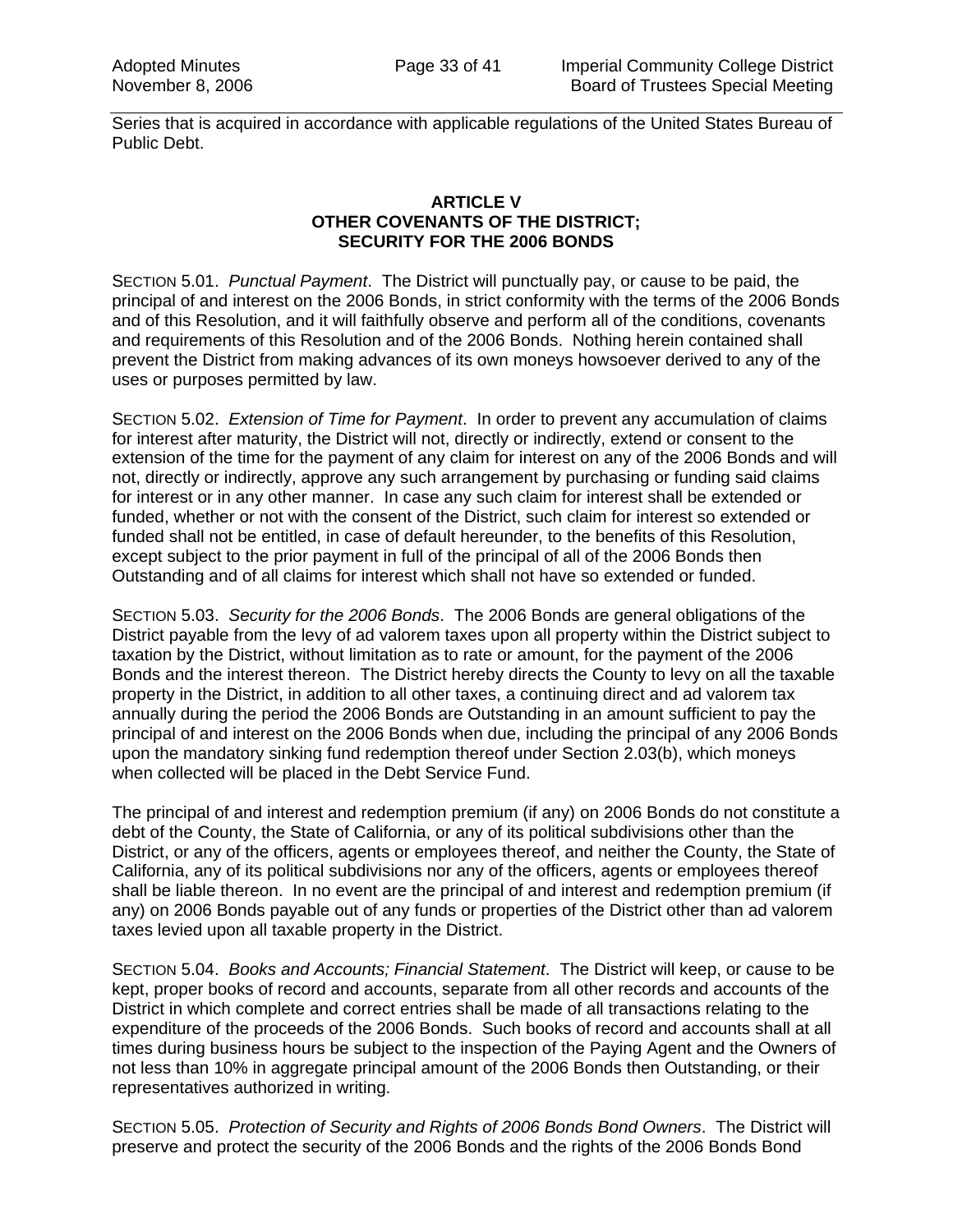Series that is acquired in accordance with applicable regulations of the United States Bureau of Public Debt.

## ARTICLE V
## OTHER COVENANTS OF THE DISTRICT; SECURITY FOR THE 2006 BONDS

SECTION 5.01. *Punctual Payment*. The District will punctually pay, or cause to be paid, the principal of and interest on the 2006 Bonds, in strict conformity with the terms of the 2006 Bonds and of this Resolution, and it will faithfully observe and perform all of the conditions, covenants and requirements of this Resolution and of the 2006 Bonds. Nothing herein contained shall prevent the District from making advances of its own moneys howsoever derived to any of the uses or purposes permitted by law.

SECTION 5.02. *Extension of Time for Payment*. In order to prevent any accumulation of claims for interest after maturity, the District will not, directly or indirectly, extend or consent to the extension of the time for the payment of any claim for interest on any of the 2006 Bonds and will not, directly or indirectly, approve any such arrangement by purchasing or funding said claims for interest or in any other manner. In case any such claim for interest shall be extended or funded, whether or not with the consent of the District, such claim for interest so extended or funded shall not be entitled, in case of default hereunder, to the benefits of this Resolution, except subject to the prior payment in full of the principal of all of the 2006 Bonds then Outstanding and of all claims for interest which shall not have so extended or funded.

SECTION 5.03. *Security for the 2006 Bonds*. The 2006 Bonds are general obligations of the District payable from the levy of ad valorem taxes upon all property within the District subject to taxation by the District, without limitation as to rate or amount, for the payment of the 2006 Bonds and the interest thereon. The District hereby directs the County to levy on all the taxable property in the District, in addition to all other taxes, a continuing direct and ad valorem tax annually during the period the 2006 Bonds are Outstanding in an amount sufficient to pay the principal of and interest on the 2006 Bonds when due, including the principal of any 2006 Bonds upon the mandatory sinking fund redemption thereof under Section 2.03(b), which moneys when collected will be placed in the Debt Service Fund.

The principal of and interest and redemption premium (if any) on 2006 Bonds do not constitute a debt of the County, the State of California, or any of its political subdivisions other than the District, or any of the officers, agents or employees thereof, and neither the County, the State of California, any of its political subdivisions nor any of the officers, agents or employees thereof shall be liable thereon. In no event are the principal of and interest and redemption premium (if any) on 2006 Bonds payable out of any funds or properties of the District other than ad valorem taxes levied upon all taxable property in the District.

SECTION 5.04. *Books and Accounts; Financial Statement*. The District will keep, or cause to be kept, proper books of record and accounts, separate from all other records and accounts of the District in which complete and correct entries shall be made of all transactions relating to the expenditure of the proceeds of the 2006 Bonds. Such books of record and accounts shall at all times during business hours be subject to the inspection of the Paying Agent and the Owners of not less than 10% in aggregate principal amount of the 2006 Bonds then Outstanding, or their representatives authorized in writing.

SECTION 5.05. *Protection of Security and Rights of 2006 Bonds Bond Owners*. The District will preserve and protect the security of the 2006 Bonds and the rights of the 2006 Bonds Bond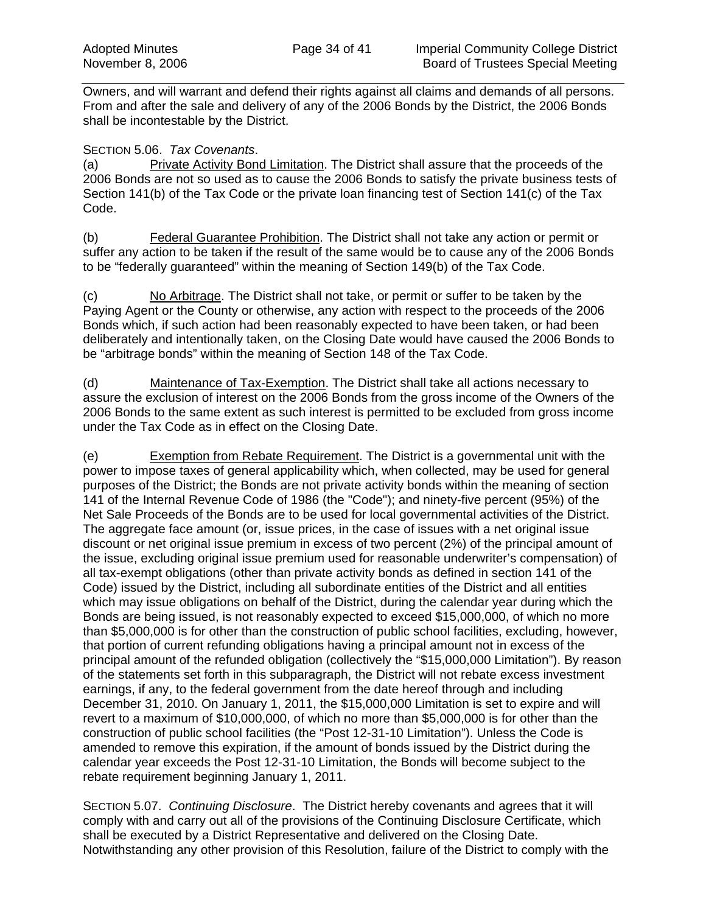Owners, and will warrant and defend their rights against all claims and demands of all persons. From and after the sale and delivery of any of the 2006 Bonds by the District, the 2006 Bonds shall be incontestable by the District.

SECTION 5.06. *Tax Covenants*.

(a) Private Activity Bond Limitation. The District shall assure that the proceeds of the 2006 Bonds are not so used as to cause the 2006 Bonds to satisfy the private business tests of Section 141(b) of the Tax Code or the private loan financing test of Section 141(c) of the Tax Code.

(b) Federal Guarantee Prohibition. The District shall not take any action or permit or suffer any action to be taken if the result of the same would be to cause any of the 2006 Bonds to be "federally guaranteed" within the meaning of Section 149(b) of the Tax Code.

(c) No Arbitrage. The District shall not take, or permit or suffer to be taken by the Paying Agent or the County or otherwise, any action with respect to the proceeds of the 2006 Bonds which, if such action had been reasonably expected to have been taken, or had been deliberately and intentionally taken, on the Closing Date would have caused the 2006 Bonds to be "arbitrage bonds" within the meaning of Section 148 of the Tax Code.

(d) Maintenance of Tax-Exemption. The District shall take all actions necessary to assure the exclusion of interest on the 2006 Bonds from the gross income of the Owners of the 2006 Bonds to the same extent as such interest is permitted to be excluded from gross income under the Tax Code as in effect on the Closing Date.

(e) Exemption from Rebate Requirement. The District is a governmental unit with the power to impose taxes of general applicability which, when collected, may be used for general purposes of the District; the Bonds are not private activity bonds within the meaning of section 141 of the Internal Revenue Code of 1986 (the "Code"); and ninety-five percent (95%) of the Net Sale Proceeds of the Bonds are to be used for local governmental activities of the District. The aggregate face amount (or, issue prices, in the case of issues with a net original issue discount or net original issue premium in excess of two percent (2%) of the principal amount of the issue, excluding original issue premium used for reasonable underwriter's compensation) of all tax-exempt obligations (other than private activity bonds as defined in section 141 of the Code) issued by the District, including all subordinate entities of the District and all entities which may issue obligations on behalf of the District, during the calendar year during which the Bonds are being issued, is not reasonably expected to exceed $15,000,000, of which no more than $5,000,000 is for other than the construction of public school facilities, excluding, however, that portion of current refunding obligations having a principal amount not in excess of the principal amount of the refunded obligation (collectively the "$15,000,000 Limitation"). By reason of the statements set forth in this subparagraph, the District will not rebate excess investment earnings, if any, to the federal government from the date hereof through and including December 31, 2010. On January 1, 2011, the $15,000,000 Limitation is set to expire and will revert to a maximum of $10,000,000, of which no more than $5,000,000 is for other than the construction of public school facilities (the "Post 12-31-10 Limitation"). Unless the Code is amended to remove this expiration, if the amount of bonds issued by the District during the calendar year exceeds the Post 12-31-10 Limitation, the Bonds will become subject to the rebate requirement beginning January 1, 2011.

SECTION 5.07. *Continuing Disclosure*. The District hereby covenants and agrees that it will comply with and carry out all of the provisions of the Continuing Disclosure Certificate, which shall be executed by a District Representative and delivered on the Closing Date. Notwithstanding any other provision of this Resolution, failure of the District to comply with the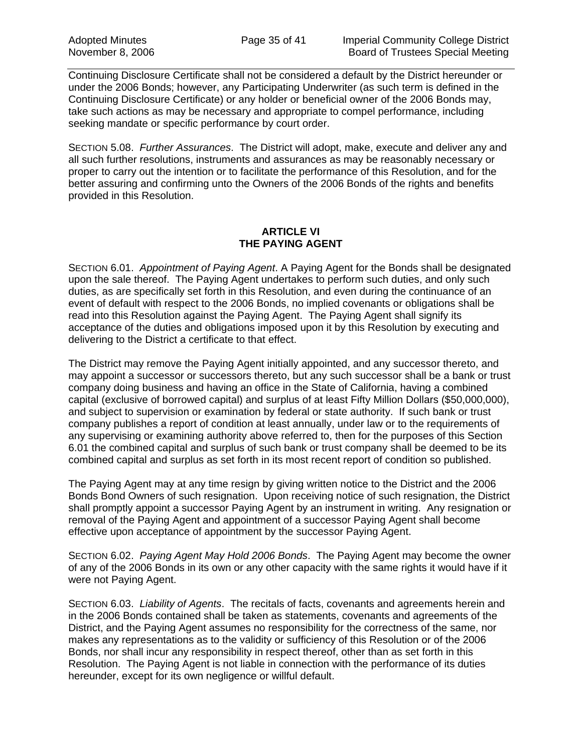Continuing Disclosure Certificate shall not be considered a default by the District hereunder or under the 2006 Bonds; however, any Participating Underwriter (as such term is defined in the Continuing Disclosure Certificate) or any holder or beneficial owner of the 2006 Bonds may, take such actions as may be necessary and appropriate to compel performance, including seeking mandate or specific performance by court order.

SECTION 5.08. *Further Assurances*. The District will adopt, make, execute and deliver any and all such further resolutions, instruments and assurances as may be reasonably necessary or proper to carry out the intention or to facilitate the performance of this Resolution, and for the better assuring and confirming unto the Owners of the 2006 Bonds of the rights and benefits provided in this Resolution.

## ARTICLE VI
## THE PAYING AGENT

SECTION 6.01. *Appointment of Paying Agent*. A Paying Agent for the Bonds shall be designated upon the sale thereof. The Paying Agent undertakes to perform such duties, and only such duties, as are specifically set forth in this Resolution, and even during the continuance of an event of default with respect to the 2006 Bonds, no implied covenants or obligations shall be read into this Resolution against the Paying Agent. The Paying Agent shall signify its acceptance of the duties and obligations imposed upon it by this Resolution by executing and delivering to the District a certificate to that effect.

The District may remove the Paying Agent initially appointed, and any successor thereto, and may appoint a successor or successors thereto, but any such successor shall be a bank or trust company doing business and having an office in the State of California, having a combined capital (exclusive of borrowed capital) and surplus of at least Fifty Million Dollars ($50,000,000), and subject to supervision or examination by federal or state authority. If such bank or trust company publishes a report of condition at least annually, under law or to the requirements of any supervising or examining authority above referred to, then for the purposes of this Section 6.01 the combined capital and surplus of such bank or trust company shall be deemed to be its combined capital and surplus as set forth in its most recent report of condition so published.

The Paying Agent may at any time resign by giving written notice to the District and the 2006 Bonds Bond Owners of such resignation. Upon receiving notice of such resignation, the District shall promptly appoint a successor Paying Agent by an instrument in writing. Any resignation or removal of the Paying Agent and appointment of a successor Paying Agent shall become effective upon acceptance of appointment by the successor Paying Agent.

SECTION 6.02. *Paying Agent May Hold 2006 Bonds*. The Paying Agent may become the owner of any of the 2006 Bonds in its own or any other capacity with the same rights it would have if it were not Paying Agent.

SECTION 6.03. *Liability of Agents*. The recitals of facts, covenants and agreements herein and in the 2006 Bonds contained shall be taken as statements, covenants and agreements of the District, and the Paying Agent assumes no responsibility for the correctness of the same, nor makes any representations as to the validity or sufficiency of this Resolution or of the 2006 Bonds, nor shall incur any responsibility in respect thereof, other than as set forth in this Resolution. The Paying Agent is not liable in connection with the performance of its duties hereunder, except for its own negligence or willful default.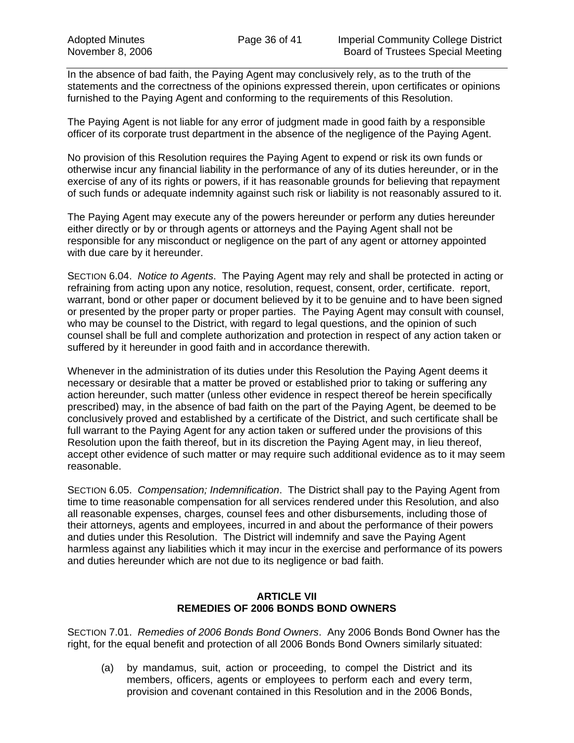In the absence of bad faith, the Paying Agent may conclusively rely, as to the truth of the statements and the correctness of the opinions expressed therein, upon certificates or opinions furnished to the Paying Agent and conforming to the requirements of this Resolution.

The Paying Agent is not liable for any error of judgment made in good faith by a responsible officer of its corporate trust department in the absence of the negligence of the Paying Agent.

No provision of this Resolution requires the Paying Agent to expend or risk its own funds or otherwise incur any financial liability in the performance of any of its duties hereunder, or in the exercise of any of its rights or powers, if it has reasonable grounds for believing that repayment of such funds or adequate indemnity against such risk or liability is not reasonably assured to it.

The Paying Agent may execute any of the powers hereunder or perform any duties hereunder either directly or by or through agents or attorneys and the Paying Agent shall not be responsible for any misconduct or negligence on the part of any agent or attorney appointed with due care by it hereunder.

SECTION 6.04. *Notice to Agents*. The Paying Agent may rely and shall be protected in acting or refraining from acting upon any notice, resolution, request, consent, order, certificate. report, warrant, bond or other paper or document believed by it to be genuine and to have been signed or presented by the proper party or proper parties. The Paying Agent may consult with counsel, who may be counsel to the District, with regard to legal questions, and the opinion of such counsel shall be full and complete authorization and protection in respect of any action taken or suffered by it hereunder in good faith and in accordance therewith.

Whenever in the administration of its duties under this Resolution the Paying Agent deems it necessary or desirable that a matter be proved or established prior to taking or suffering any action hereunder, such matter (unless other evidence in respect thereof be herein specifically prescribed) may, in the absence of bad faith on the part of the Paying Agent, be deemed to be conclusively proved and established by a certificate of the District, and such certificate shall be full warrant to the Paying Agent for any action taken or suffered under the provisions of this Resolution upon the faith thereof, but in its discretion the Paying Agent may, in lieu thereof, accept other evidence of such matter or may require such additional evidence as to it may seem reasonable.

SECTION 6.05. *Compensation; Indemnification*. The District shall pay to the Paying Agent from time to time reasonable compensation for all services rendered under this Resolution, and also all reasonable expenses, charges, counsel fees and other disbursements, including those of their attorneys, agents and employees, incurred in and about the performance of their powers and duties under this Resolution. The District will indemnify and save the Paying Agent harmless against any liabilities which it may incur in the exercise and performance of its powers and duties hereunder which are not due to its negligence or bad faith.

## ARTICLE VII
## REMEDIES OF 2006 BONDS BOND OWNERS

SECTION 7.01. *Remedies of 2006 Bonds Bond Owners*. Any 2006 Bonds Bond Owner has the right, for the equal benefit and protection of all 2006 Bonds Bond Owners similarly situated:

(a) by mandamus, suit, action or proceeding, to compel the District and its members, officers, agents or employees to perform each and every term, provision and covenant contained in this Resolution and in the 2006 Bonds,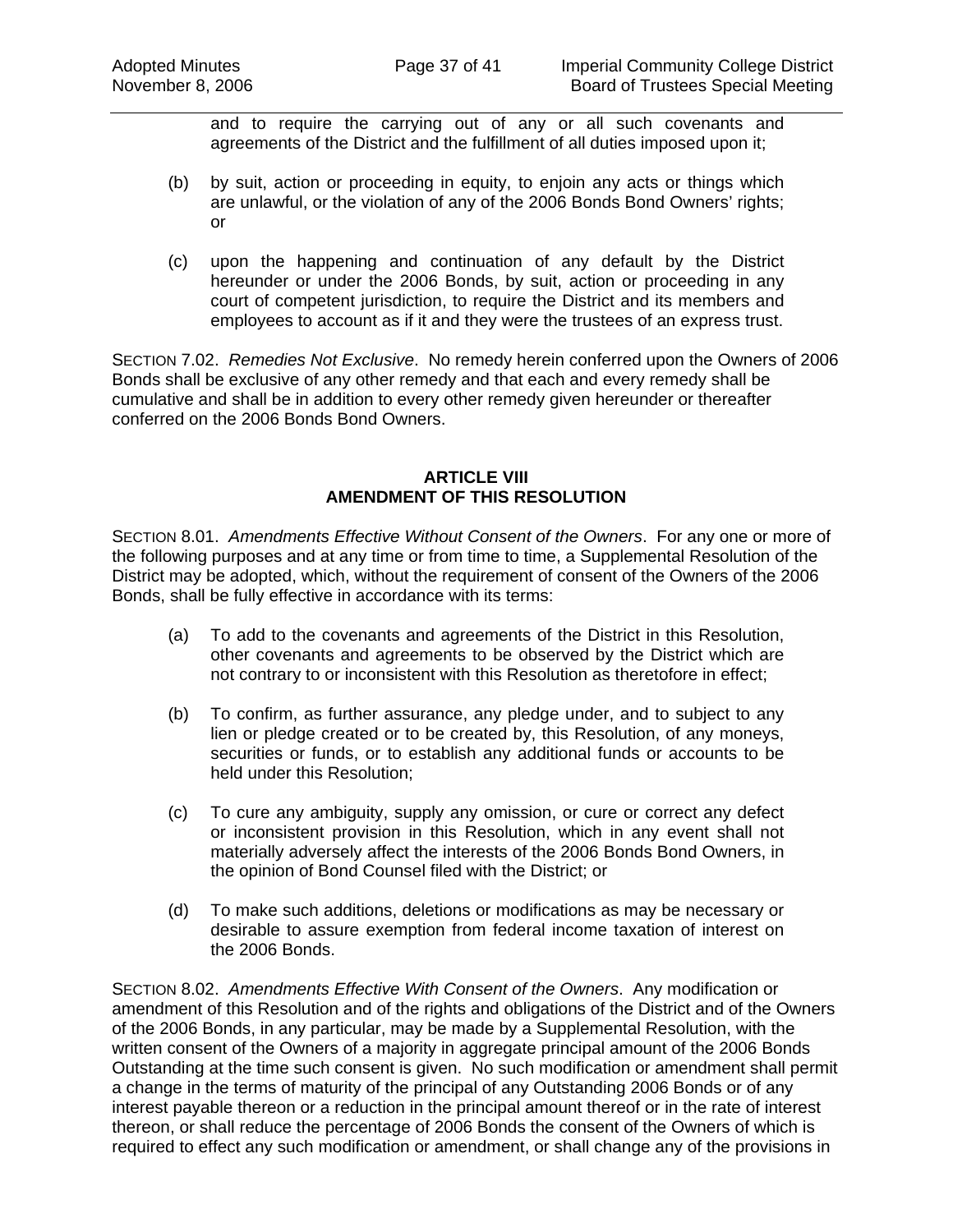and to require the carrying out of any or all such covenants and agreements of the District and the fulfillment of all duties imposed upon it;

(b) by suit, action or proceeding in equity, to enjoin any acts or things which are unlawful, or the violation of any of the 2006 Bonds Bond Owners' rights; or

(c) upon the happening and continuation of any default by the District hereunder or under the 2006 Bonds, by suit, action or proceeding in any court of competent jurisdiction, to require the District and its members and employees to account as if it and they were the trustees of an express trust.

SECTION 7.02. *Remedies Not Exclusive*. No remedy herein conferred upon the Owners of 2006 Bonds shall be exclusive of any other remedy and that each and every remedy shall be cumulative and shall be in addition to every other remedy given hereunder or thereafter conferred on the 2006 Bonds Bond Owners.

## ARTICLE VIII
## AMENDMENT OF THIS RESOLUTION

SECTION 8.01. *Amendments Effective Without Consent of the Owners*. For any one or more of the following purposes and at any time or from time to time, a Supplemental Resolution of the District may be adopted, which, without the requirement of consent of the Owners of the 2006 Bonds, shall be fully effective in accordance with its terms:

(a) To add to the covenants and agreements of the District in this Resolution, other covenants and agreements to be observed by the District which are not contrary to or inconsistent with this Resolution as theretofore in effect;

(b) To confirm, as further assurance, any pledge under, and to subject to any lien or pledge created or to be created by, this Resolution, of any moneys, securities or funds, or to establish any additional funds or accounts to be held under this Resolution;

(c) To cure any ambiguity, supply any omission, or cure or correct any defect or inconsistent provision in this Resolution, which in any event shall not materially adversely affect the interests of the 2006 Bonds Bond Owners, in the opinion of Bond Counsel filed with the District; or

(d) To make such additions, deletions or modifications as may be necessary or desirable to assure exemption from federal income taxation of interest on the 2006 Bonds.

SECTION 8.02. *Amendments Effective With Consent of the Owners*. Any modification or amendment of this Resolution and of the rights and obligations of the District and of the Owners of the 2006 Bonds, in any particular, may be made by a Supplemental Resolution, with the written consent of the Owners of a majority in aggregate principal amount of the 2006 Bonds Outstanding at the time such consent is given. No such modification or amendment shall permit a change in the terms of maturity of the principal of any Outstanding 2006 Bonds or of any interest payable thereon or a reduction in the principal amount thereof or in the rate of interest thereon, or shall reduce the percentage of 2006 Bonds the consent of the Owners of which is required to effect any such modification or amendment, or shall change any of the provisions in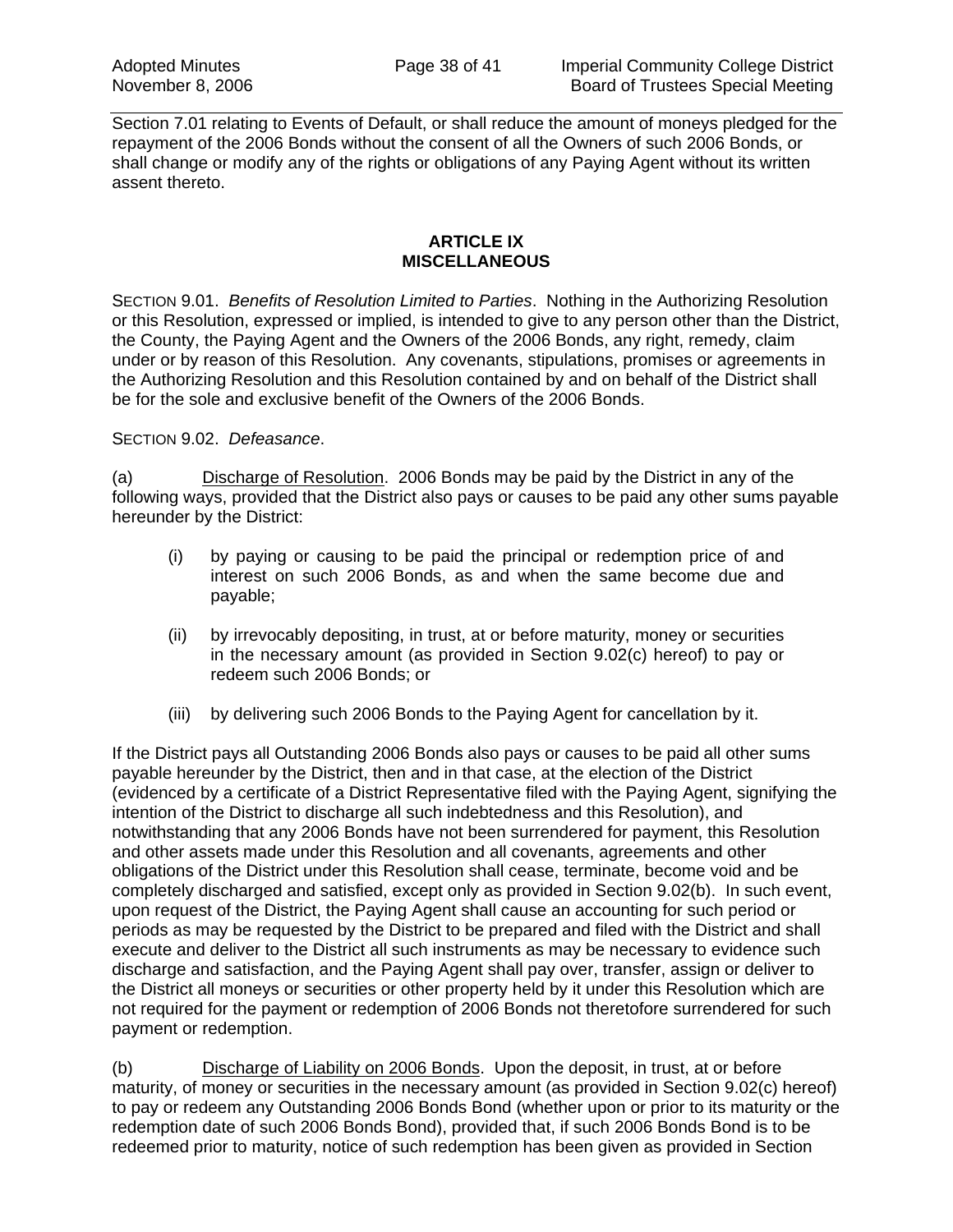Section 7.01 relating to Events of Default, or shall reduce the amount of moneys pledged for the repayment of the 2006 Bonds without the consent of all the Owners of such 2006 Bonds, or shall change or modify any of the rights or obligations of any Paying Agent without its written assent thereto.

## ARTICLE IX
## MISCELLANEOUS

SECTION 9.01. *Benefits of Resolution Limited to Parties*. Nothing in the Authorizing Resolution or this Resolution, expressed or implied, is intended to give to any person other than the District, the County, the Paying Agent and the Owners of the 2006 Bonds, any right, remedy, claim under or by reason of this Resolution. Any covenants, stipulations, promises or agreements in the Authorizing Resolution and this Resolution contained by and on behalf of the District shall be for the sole and exclusive benefit of the Owners of the 2006 Bonds.

SECTION 9.02. *Defeasance*.

(a) Discharge of Resolution. 2006 Bonds may be paid by the District in any of the following ways, provided that the District also pays or causes to be paid any other sums payable hereunder by the District:

(i) by paying or causing to be paid the principal or redemption price of and interest on such 2006 Bonds, as and when the same become due and payable;

(ii) by irrevocably depositing, in trust, at or before maturity, money or securities in the necessary amount (as provided in Section 9.02(c) hereof) to pay or redeem such 2006 Bonds; or

(iii) by delivering such 2006 Bonds to the Paying Agent for cancellation by it.

If the District pays all Outstanding 2006 Bonds also pays or causes to be paid all other sums payable hereunder by the District, then and in that case, at the election of the District (evidenced by a certificate of a District Representative filed with the Paying Agent, signifying the intention of the District to discharge all such indebtedness and this Resolution), and notwithstanding that any 2006 Bonds have not been surrendered for payment, this Resolution and other assets made under this Resolution and all covenants, agreements and other obligations of the District under this Resolution shall cease, terminate, become void and be completely discharged and satisfied, except only as provided in Section 9.02(b). In such event, upon request of the District, the Paying Agent shall cause an accounting for such period or periods as may be requested by the District to be prepared and filed with the District and shall execute and deliver to the District all such instruments as may be necessary to evidence such discharge and satisfaction, and the Paying Agent shall pay over, transfer, assign or deliver to the District all moneys or securities or other property held by it under this Resolution which are not required for the payment or redemption of 2006 Bonds not theretofore surrendered for such payment or redemption.

(b) Discharge of Liability on 2006 Bonds. Upon the deposit, in trust, at or before maturity, of money or securities in the necessary amount (as provided in Section 9.02(c) hereof) to pay or redeem any Outstanding 2006 Bonds Bond (whether upon or prior to its maturity or the redemption date of such 2006 Bonds Bond), provided that, if such 2006 Bonds Bond is to be redeemed prior to maturity, notice of such redemption has been given as provided in Section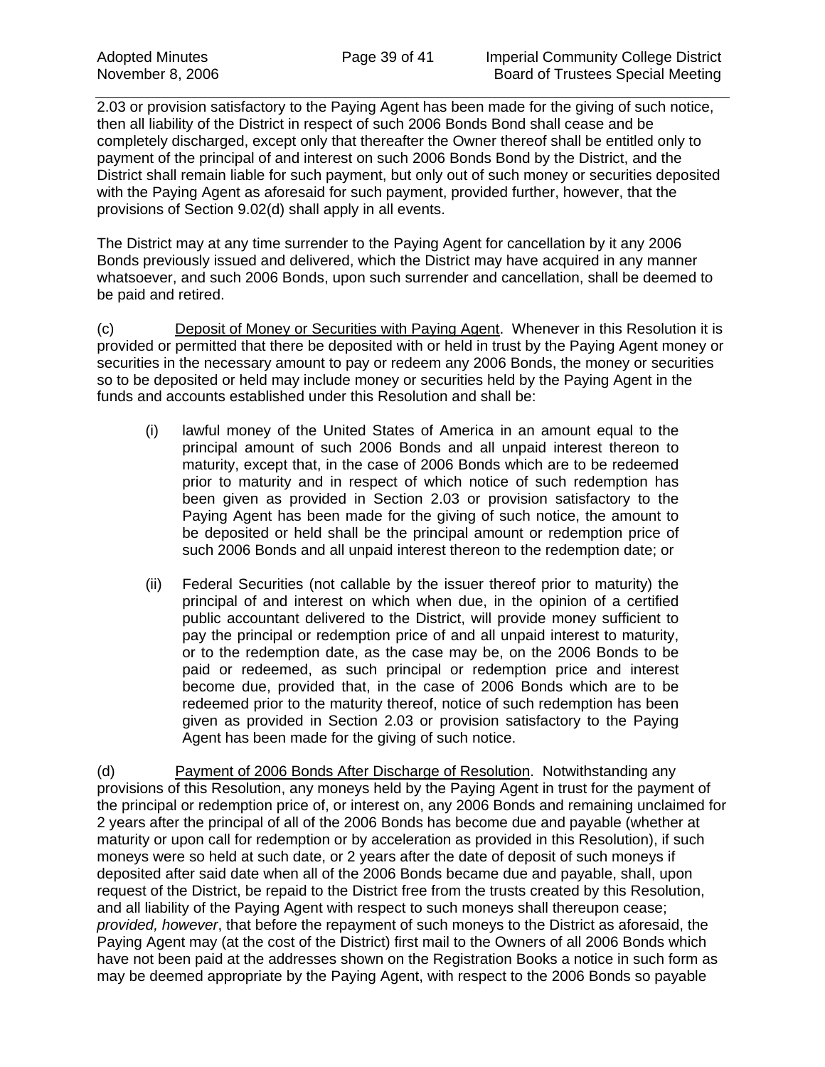2.03 or provision satisfactory to the Paying Agent has been made for the giving of such notice, then all liability of the District in respect of such 2006 Bonds Bond shall cease and be completely discharged, except only that thereafter the Owner thereof shall be entitled only to payment of the principal of and interest on such 2006 Bonds Bond by the District, and the District shall remain liable for such payment, but only out of such money or securities deposited with the Paying Agent as aforesaid for such payment, provided further, however, that the provisions of Section 9.02(d) shall apply in all events.

The District may at any time surrender to the Paying Agent for cancellation by it any 2006 Bonds previously issued and delivered, which the District may have acquired in any manner whatsoever, and such 2006 Bonds, upon such surrender and cancellation, shall be deemed to be paid and retired.

(c) Deposit of Money or Securities with Paying Agent. Whenever in this Resolution it is provided or permitted that there be deposited with or held in trust by the Paying Agent money or securities in the necessary amount to pay or redeem any 2006 Bonds, the money or securities so to be deposited or held may include money or securities held by the Paying Agent in the funds and accounts established under this Resolution and shall be:

(i) lawful money of the United States of America in an amount equal to the principal amount of such 2006 Bonds and all unpaid interest thereon to maturity, except that, in the case of 2006 Bonds which are to be redeemed prior to maturity and in respect of which notice of such redemption has been given as provided in Section 2.03 or provision satisfactory to the Paying Agent has been made for the giving of such notice, the amount to be deposited or held shall be the principal amount or redemption price of such 2006 Bonds and all unpaid interest thereon to the redemption date; or

(ii) Federal Securities (not callable by the issuer thereof prior to maturity) the principal of and interest on which when due, in the opinion of a certified public accountant delivered to the District, will provide money sufficient to pay the principal or redemption price of and all unpaid interest to maturity, or to the redemption date, as the case may be, on the 2006 Bonds to be paid or redeemed, as such principal or redemption price and interest become due, provided that, in the case of 2006 Bonds which are to be redeemed prior to the maturity thereof, notice of such redemption has been given as provided in Section 2.03 or provision satisfactory to the Paying Agent has been made for the giving of such notice.

(d) Payment of 2006 Bonds After Discharge of Resolution. Notwithstanding any provisions of this Resolution, any moneys held by the Paying Agent in trust for the payment of the principal or redemption price of, or interest on, any 2006 Bonds and remaining unclaimed for 2 years after the principal of all of the 2006 Bonds has become due and payable (whether at maturity or upon call for redemption or by acceleration as provided in this Resolution), if such moneys were so held at such date, or 2 years after the date of deposit of such moneys if deposited after said date when all of the 2006 Bonds became due and payable, shall, upon request of the District, be repaid to the District free from the trusts created by this Resolution, and all liability of the Paying Agent with respect to such moneys shall thereupon cease; *provided, however*, that before the repayment of such moneys to the District as aforesaid, the Paying Agent may (at the cost of the District) first mail to the Owners of all 2006 Bonds which have not been paid at the addresses shown on the Registration Books a notice in such form as may be deemed appropriate by the Paying Agent, with respect to the 2006 Bonds so payable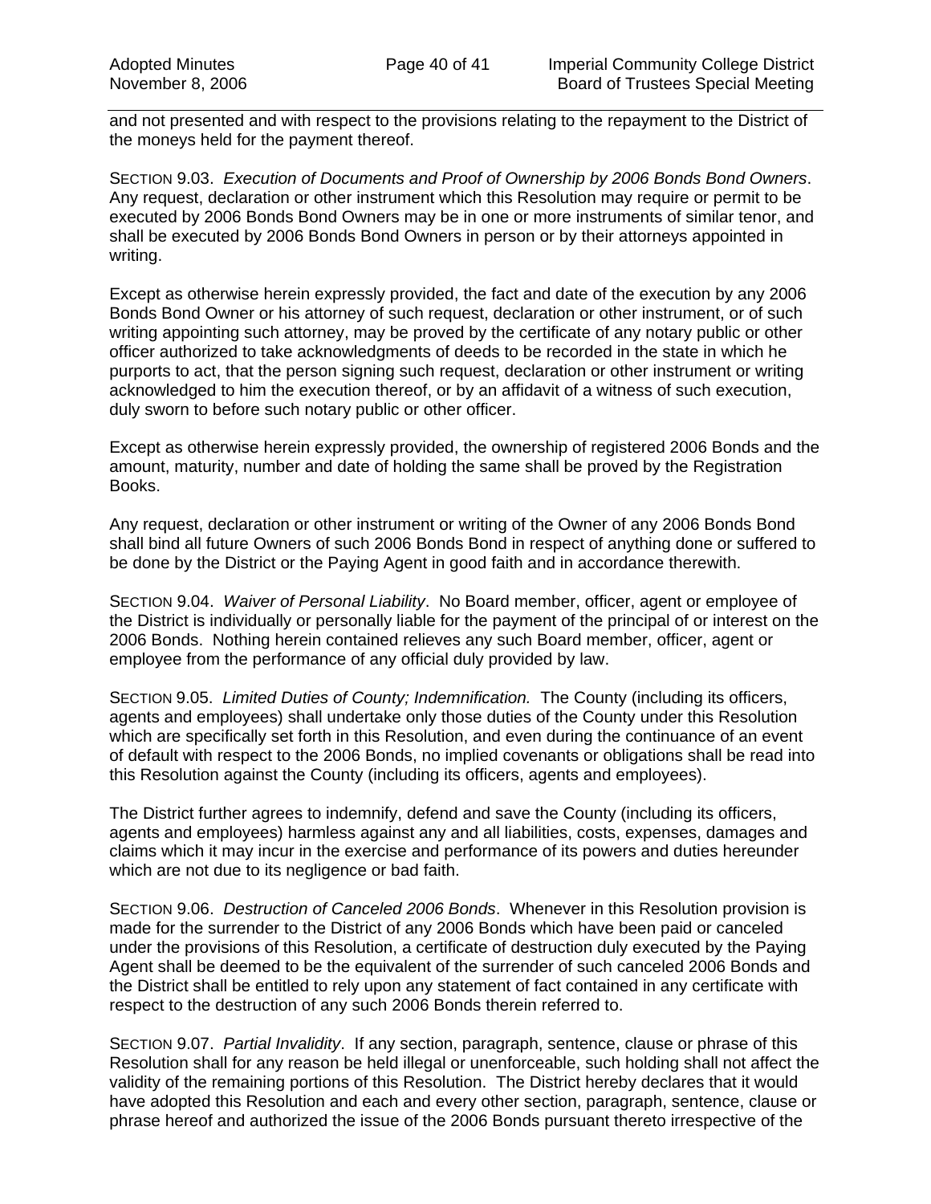and not presented and with respect to the provisions relating to the repayment to the District of the moneys held for the payment thereof.

SECTION 9.03. *Execution of Documents and Proof of Ownership by 2006 Bonds Bond Owners*. Any request, declaration or other instrument which this Resolution may require or permit to be executed by 2006 Bonds Bond Owners may be in one or more instruments of similar tenor, and shall be executed by 2006 Bonds Bond Owners in person or by their attorneys appointed in writing.

Except as otherwise herein expressly provided, the fact and date of the execution by any 2006 Bonds Bond Owner or his attorney of such request, declaration or other instrument, or of such writing appointing such attorney, may be proved by the certificate of any notary public or other officer authorized to take acknowledgments of deeds to be recorded in the state in which he purports to act, that the person signing such request, declaration or other instrument or writing acknowledged to him the execution thereof, or by an affidavit of a witness of such execution, duly sworn to before such notary public or other officer.

Except as otherwise herein expressly provided, the ownership of registered 2006 Bonds and the amount, maturity, number and date of holding the same shall be proved by the Registration Books.

Any request, declaration or other instrument or writing of the Owner of any 2006 Bonds Bond shall bind all future Owners of such 2006 Bonds Bond in respect of anything done or suffered to be done by the District or the Paying Agent in good faith and in accordance therewith.

SECTION 9.04. *Waiver of Personal Liability*. No Board member, officer, agent or employee of the District is individually or personally liable for the payment of the principal of or interest on the 2006 Bonds. Nothing herein contained relieves any such Board member, officer, agent or employee from the performance of any official duty provided by law.

SECTION 9.05. *Limited Duties of County; Indemnification.* The County (including its officers, agents and employees) shall undertake only those duties of the County under this Resolution which are specifically set forth in this Resolution, and even during the continuance of an event of default with respect to the 2006 Bonds, no implied covenants or obligations shall be read into this Resolution against the County (including its officers, agents and employees).

The District further agrees to indemnify, defend and save the County (including its officers, agents and employees) harmless against any and all liabilities, costs, expenses, damages and claims which it may incur in the exercise and performance of its powers and duties hereunder which are not due to its negligence or bad faith.

SECTION 9.06. *Destruction of Canceled 2006 Bonds*. Whenever in this Resolution provision is made for the surrender to the District of any 2006 Bonds which have been paid or canceled under the provisions of this Resolution, a certificate of destruction duly executed by the Paying Agent shall be deemed to be the equivalent of the surrender of such canceled 2006 Bonds and the District shall be entitled to rely upon any statement of fact contained in any certificate with respect to the destruction of any such 2006 Bonds therein referred to.

SECTION 9.07. *Partial Invalidity*. If any section, paragraph, sentence, clause or phrase of this Resolution shall for any reason be held illegal or unenforceable, such holding shall not affect the validity of the remaining portions of this Resolution. The District hereby declares that it would have adopted this Resolution and each and every other section, paragraph, sentence, clause or phrase hereof and authorized the issue of the 2006 Bonds pursuant thereto irrespective of the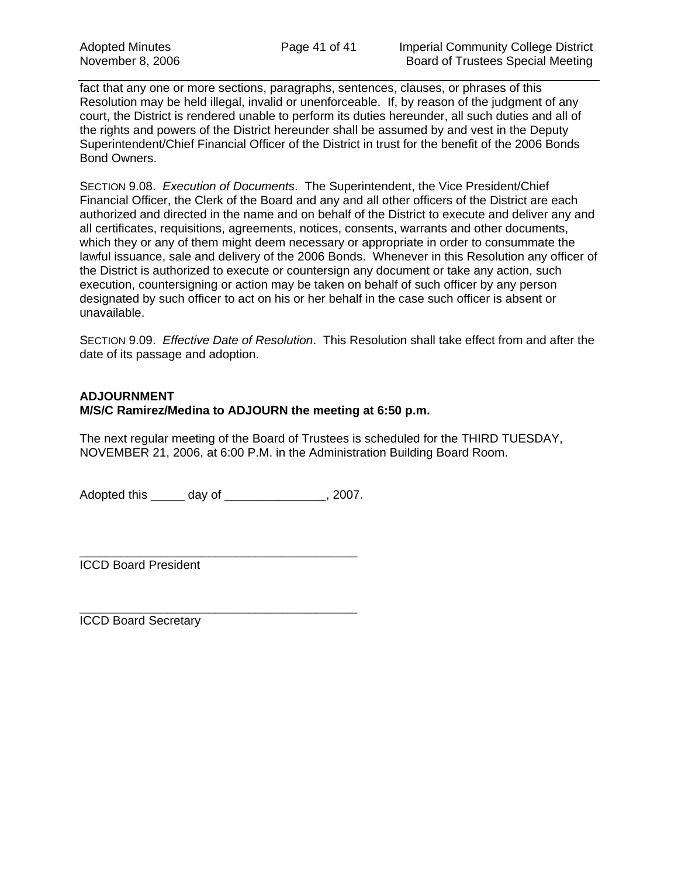fact that any one or more sections, paragraphs, sentences, clauses, or phrases of this Resolution may be held illegal, invalid or unenforceable. If, by reason of the judgment of any court, the District is rendered unable to perform its duties hereunder, all such duties and all of the rights and powers of the District hereunder shall be assumed by and vest in the Deputy Superintendent/Chief Financial Officer of the District in trust for the benefit of the 2006 Bonds Bond Owners.

SECTION 9.08. *Execution of Documents*. The Superintendent, the Vice President/Chief Financial Officer, the Clerk of the Board and any and all other officers of the District are each authorized and directed in the name and on behalf of the District to execute and deliver any and all certificates, requisitions, agreements, notices, consents, warrants and other documents, which they or any of them might deem necessary or appropriate in order to consummate the lawful issuance, sale and delivery of the 2006 Bonds. Whenever in this Resolution any officer of the District is authorized to execute or countersign any document or take any action, such execution, countersigning or action may be taken on behalf of such officer by any person designated by such officer to act on his or her behalf in the case such officer is absent or unavailable.

SECTION 9.09. *Effective Date of Resolution*. This Resolution shall take effect from and after the date of its passage and adoption.

**ADJOURNMENT**
**M/S/C Ramirez/Medina to ADJOURN the meeting at 6:50 p.m.**

The next regular meeting of the Board of Trustees is scheduled for the THIRD TUESDAY, NOVEMBER 21, 2006, at 6:00 P.M. in the Administration Building Board Room.

Adopted this _____ day of _______________, 2007.

___________________________________________
ICCD Board President

___________________________________________
ICCD Board Secretary